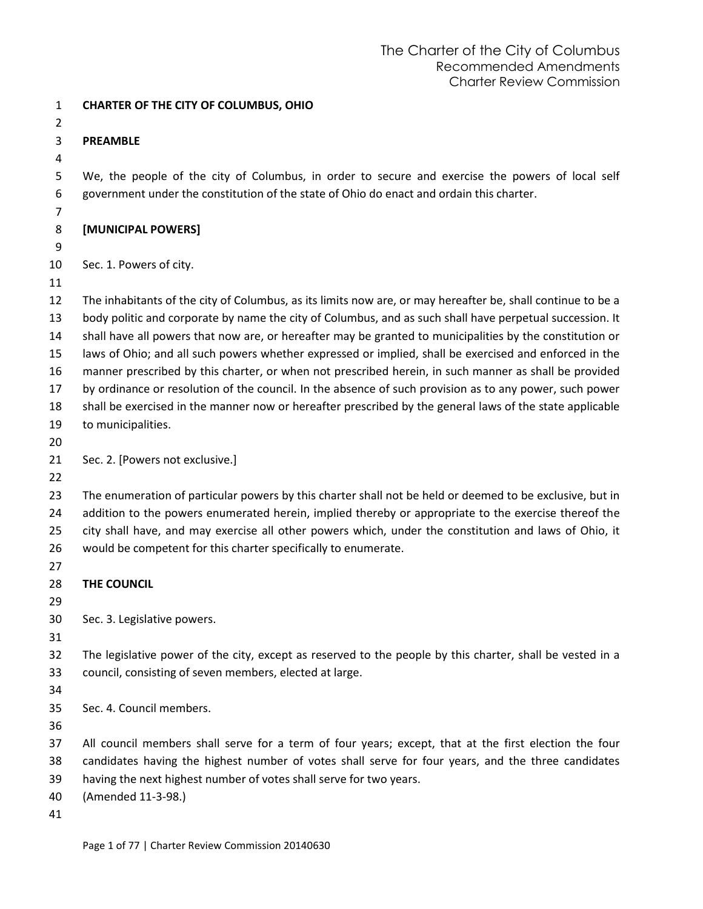# CHARTER OF THE CITY OF COLUMBUS, OHIO

## PREAMBLE

We, the people of the city of Columbus, in order to secure and exercise the powers of local self government under the constitution of the state of Ohio do enact and ordain this charter.

## [MUNICIPAL POWERS]

### Sec. 1. Powers of city.

The inhabitants of the city of Columbus, as its limits now are, or may hereafter be, shall continue to be a body politic and corporate by name the city of Columbus, and as such shall have perpetual succession. It shall have all powers that now are, or hereafter may be granted to municipalities by the constitution or laws of Ohio; and all such powers whether expressed or implied, shall be exercised and enforced in the manner prescribed by this charter, or when not prescribed herein, in such manner as shall be provided by ordinance or resolution of the council. In the absence of such provision as to any power, such power shall be exercised in the manner now or hereafter prescribed by the general laws of the state applicable to municipalities.

### Sec. 2. [Powers not exclusive.]

The enumeration of particular powers by this charter shall not be held or deemed to be exclusive, but in addition to the powers enumerated herein, implied thereby or appropriate to the exercise thereof the city shall have, and may exercise all other powers which, under the constitution and laws of Ohio, it would be competent for this charter specifically to enumerate.

## THE COUNCIL

### Sec. 3. Legislative powers.

The legislative power of the city, except as reserved to the people by this charter, shall be vested in a council, consisting of seven members, elected at large.

### Sec. 4. Council members.

All council members shall serve for a term of four years; except, that at the first election the four candidates having the highest number of votes shall serve for four years, and the three candidates having the next highest number of votes shall serve for two years.
(Amended 11-3-98.)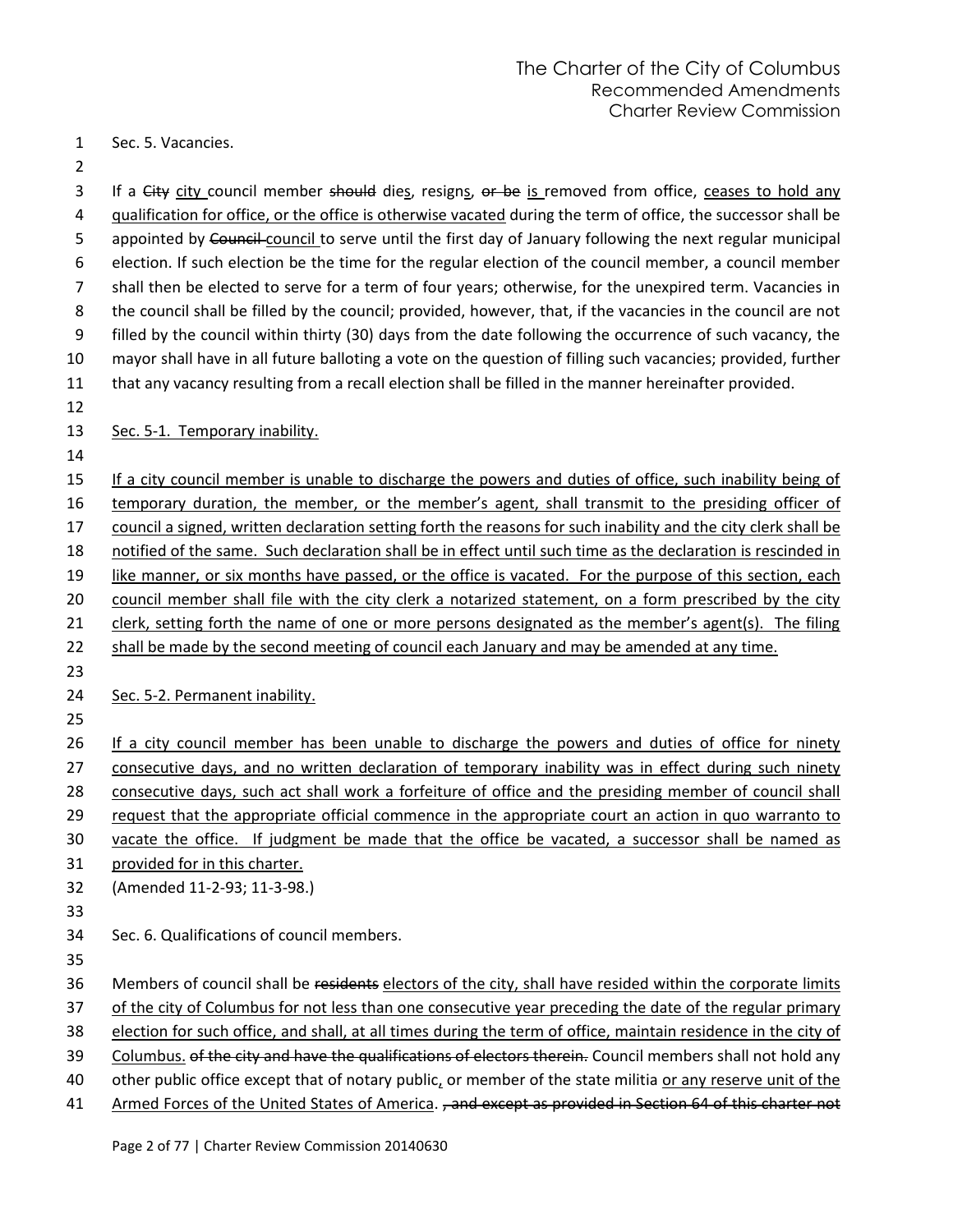Sec. 5. Vacancies.

If a ~~City~~ city council member ~~should~~ dies, resigns, ~~or be~~ is removed from office, ceases to hold any qualification for office, or the office is otherwise vacated during the term of office, the successor shall be appointed by ~~Council~~ council to serve until the first day of January following the next regular municipal election. If such election be the time for the regular election of the council member, a council member shall then be elected to serve for a term of four years; otherwise, for the unexpired term. Vacancies in the council shall be filled by the council; provided, however, that, if the vacancies in the council are not filled by the council within thirty (30) days from the date following the occurrence of such vacancy, the mayor shall have in all future balloting a vote on the question of filling such vacancies; provided, further that any vacancy resulting from a recall election shall be filled in the manner hereinafter provided.

Sec. 5-1. Temporary inability.

If a city council member is unable to discharge the powers and duties of office, such inability being of temporary duration, the member, or the member's agent, shall transmit to the presiding officer of council a signed, written declaration setting forth the reasons for such inability and the city clerk shall be notified of the same. Such declaration shall be in effect until such time as the declaration is rescinded in like manner, or six months have passed, or the office is vacated. For the purpose of this section, each council member shall file with the city clerk a notarized statement, on a form prescribed by the city clerk, setting forth the name of one or more persons designated as the member's agent(s). The filing shall be made by the second meeting of council each January and may be amended at any time.

Sec. 5-2. Permanent inability.

If a city council member has been unable to discharge the powers and duties of office for ninety consecutive days, and no written declaration of temporary inability was in effect during such ninety consecutive days, such act shall work a forfeiture of office and the presiding member of council shall request that the appropriate official commence in the appropriate court an action in quo warranto to vacate the office. If judgment be made that the office be vacated, a successor shall be named as provided for in this charter.

(Amended 11-2-93; 11-3-98.)

Sec. 6. Qualifications of council members.

Members of council shall be ~~residents~~ electors of the city, shall have resided within the corporate limits of the city of Columbus for not less than one consecutive year preceding the date of the regular primary election for such office, and shall, at all times during the term of office, maintain residence in the city of Columbus. ~~of the city and have the qualifications of electors therein.~~ Council members shall not hold any other public office except that of notary public, or member of the state militia or any reserve unit of the Armed Forces of the United States of America. ~~, and except as provided in Section 64 of this charter not~~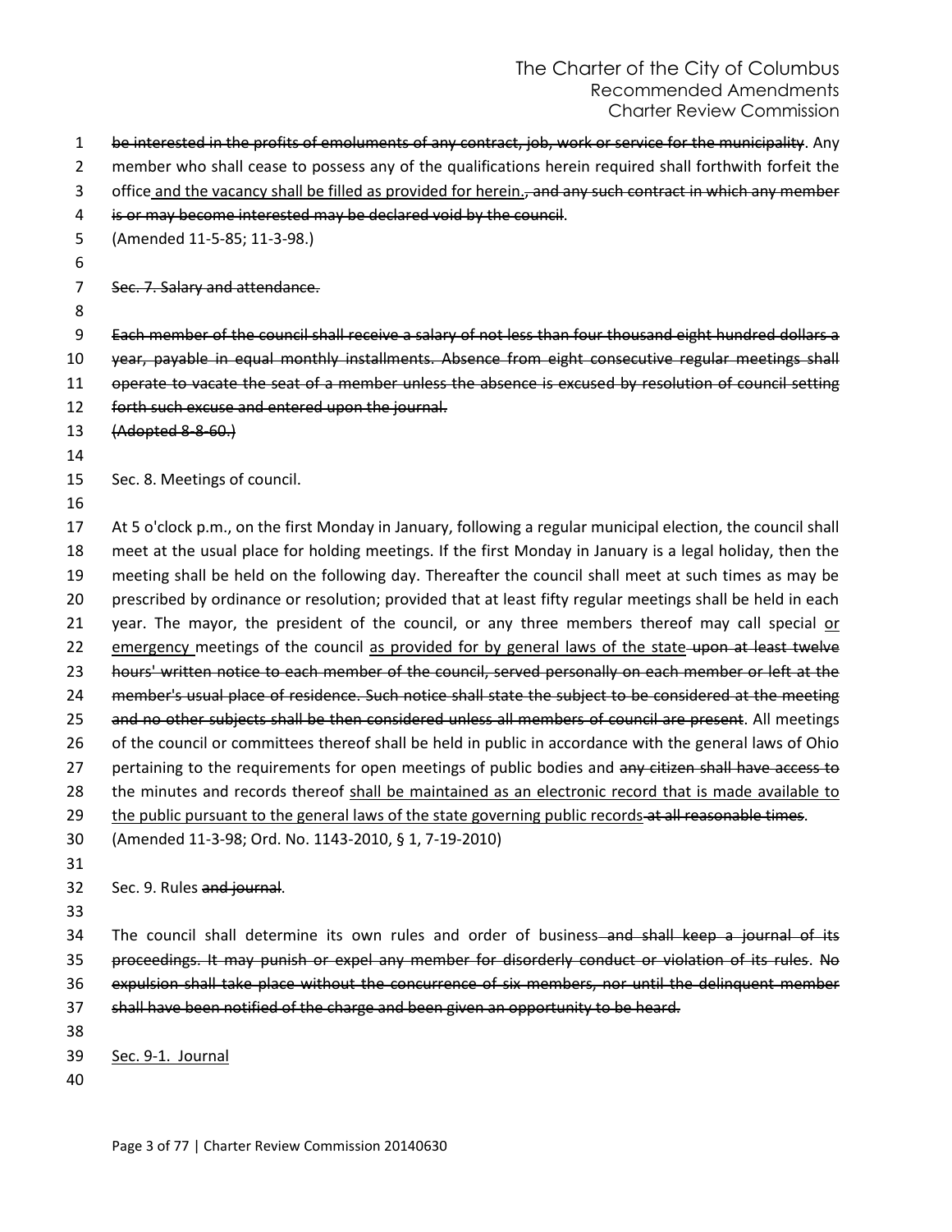~~be interested in the profits of emoluments of any contract, job, work or service for the municipality~~. Any member who shall cease to possess any of the qualifications herein required shall forthwith forfeit the office <u>and the vacancy shall be filled as provided for herein.</u>~~, and any such contract in which any member is or may become interested may be declared void by the council~~.

(Amended 11-5-85; 11-3-98.)

~~Sec. 7. Salary and attendance.~~

~~Each member of the council shall receive a salary of not less than four thousand eight hundred dollars a year, payable in equal monthly installments. Absence from eight consecutive regular meetings shall operate to vacate the seat of a member unless the absence is excused by resolution of council setting forth such excuse and entered upon the journal.~~

~~(Adopted 8-8-60.)~~

Sec. 8. Meetings of council.

At 5 o'clock p.m., on the first Monday in January, following a regular municipal election, the council shall meet at the usual place for holding meetings. If the first Monday in January is a legal holiday, then the meeting shall be held on the following day. Thereafter the council shall meet at such times as may be prescribed by ordinance or resolution; provided that at least fifty regular meetings shall be held in each year. The mayor, the president of the council, or any three members thereof may call special <u>or emergency</u> meetings of the council <u>as provided for by general laws of the state</u> ~~upon at least twelve hours' written notice to each member of the council, served personally on each member or left at the member's usual place of residence. Such notice shall state the subject to be considered at the meeting and no other subjects shall be then considered unless all members of council are present~~. All meetings of the council or committees thereof shall be held in public in accordance with the general laws of Ohio pertaining to the requirements for open meetings of public bodies and ~~any citizen shall have access to~~ the minutes and records thereof <u>shall be maintained as an electronic record that is made available to the public pursuant to the general laws of the state governing public records</u> ~~at all reasonable times~~.

(Amended 11-3-98; Ord. No. 1143-2010, § 1, 7-19-2010)

Sec. 9. Rules ~~and journal~~.

The council shall determine its own rules and order of business ~~and shall keep a journal of its proceedings. It may punish or expel any member for disorderly conduct or violation of its rules~~. ~~No expulsion shall take place without the concurrence of six members, nor until the delinquent member shall have been notified of the charge and been given an opportunity to be heard.~~

<u>Sec. 9-1. Journal</u>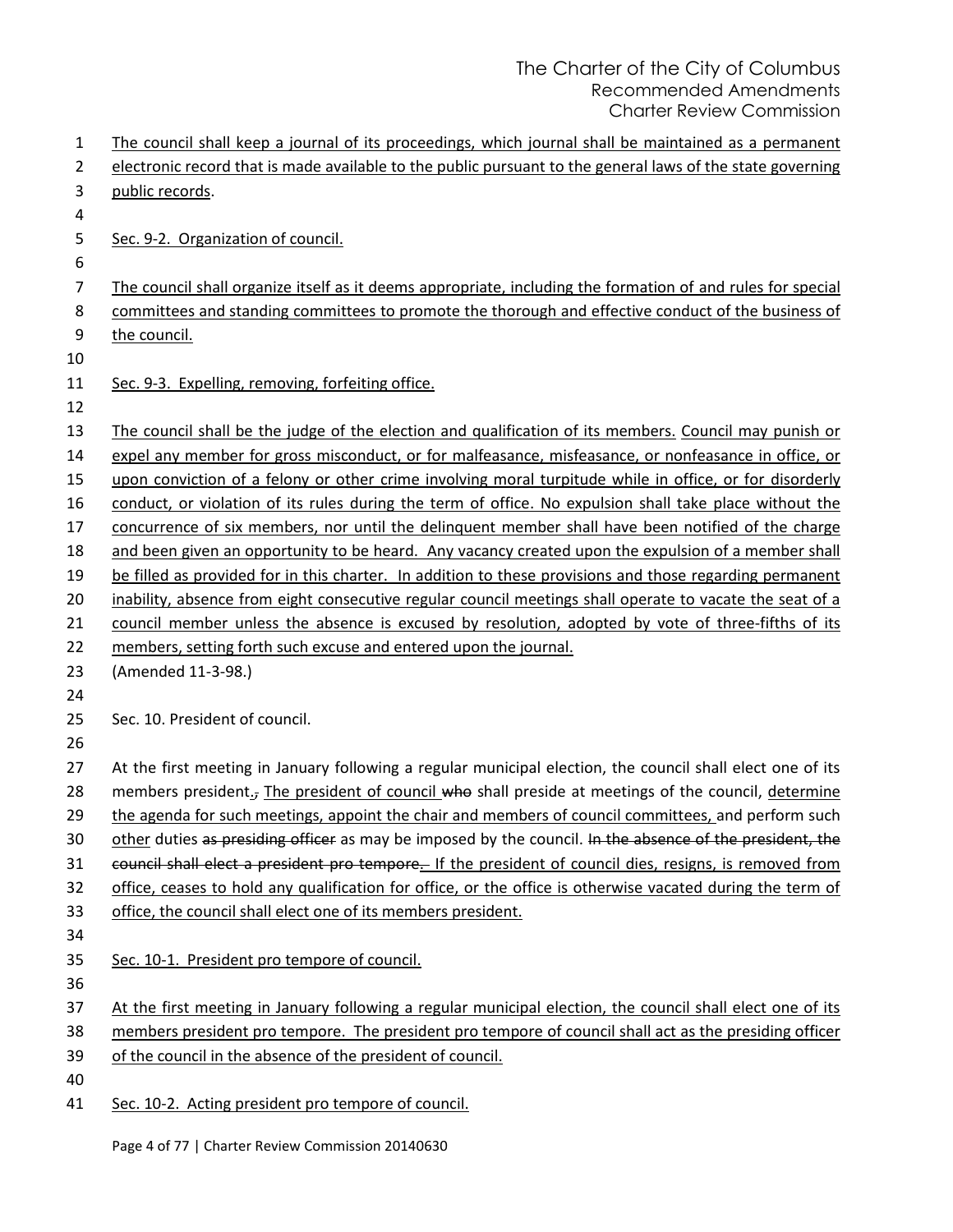The council shall keep a journal of its proceedings, which journal shall be maintained as a permanent electronic record that is made available to the public pursuant to the general laws of the state governing public records.

Sec. 9-2. Organization of council.

The council shall organize itself as it deems appropriate, including the formation of and rules for special committees and standing committees to promote the thorough and effective conduct of the business of the council.

Sec. 9-3. Expelling, removing, forfeiting office.

The council shall be the judge of the election and qualification of its members. Council may punish or expel any member for gross misconduct, or for malfeasance, misfeasance, or nonfeasance in office, or upon conviction of a felony or other crime involving moral turpitude while in office, or for disorderly conduct, or violation of its rules during the term of office. No expulsion shall take place without the concurrence of six members, nor until the delinquent member shall have been notified of the charge and been given an opportunity to be heard. Any vacancy created upon the expulsion of a member shall be filled as provided for in this charter. In addition to these provisions and those regarding permanent inability, absence from eight consecutive regular council meetings shall operate to vacate the seat of a council member unless the absence is excused by resolution, adopted by vote of three-fifths of its members, setting forth such excuse and entered upon the journal.

(Amended 11-3-98.)

Sec. 10. President of council.

At the first meeting in January following a regular municipal election, the council shall elect one of its members president., The president of council who shall preside at meetings of the council, determine the agenda for such meetings, appoint the chair and members of council committees, and perform such other duties as presiding officer as may be imposed by the council. In the absence of the president, the council shall elect a president pro tempore. If the president of council dies, resigns, is removed from office, ceases to hold any qualification for office, or the office is otherwise vacated during the term of office, the council shall elect one of its members president.

Sec. 10-1. President pro tempore of council.

At the first meeting in January following a regular municipal election, the council shall elect one of its members president pro tempore. The president pro tempore of council shall act as the presiding officer of the council in the absence of the president of council.

Sec. 10-2. Acting president pro tempore of council.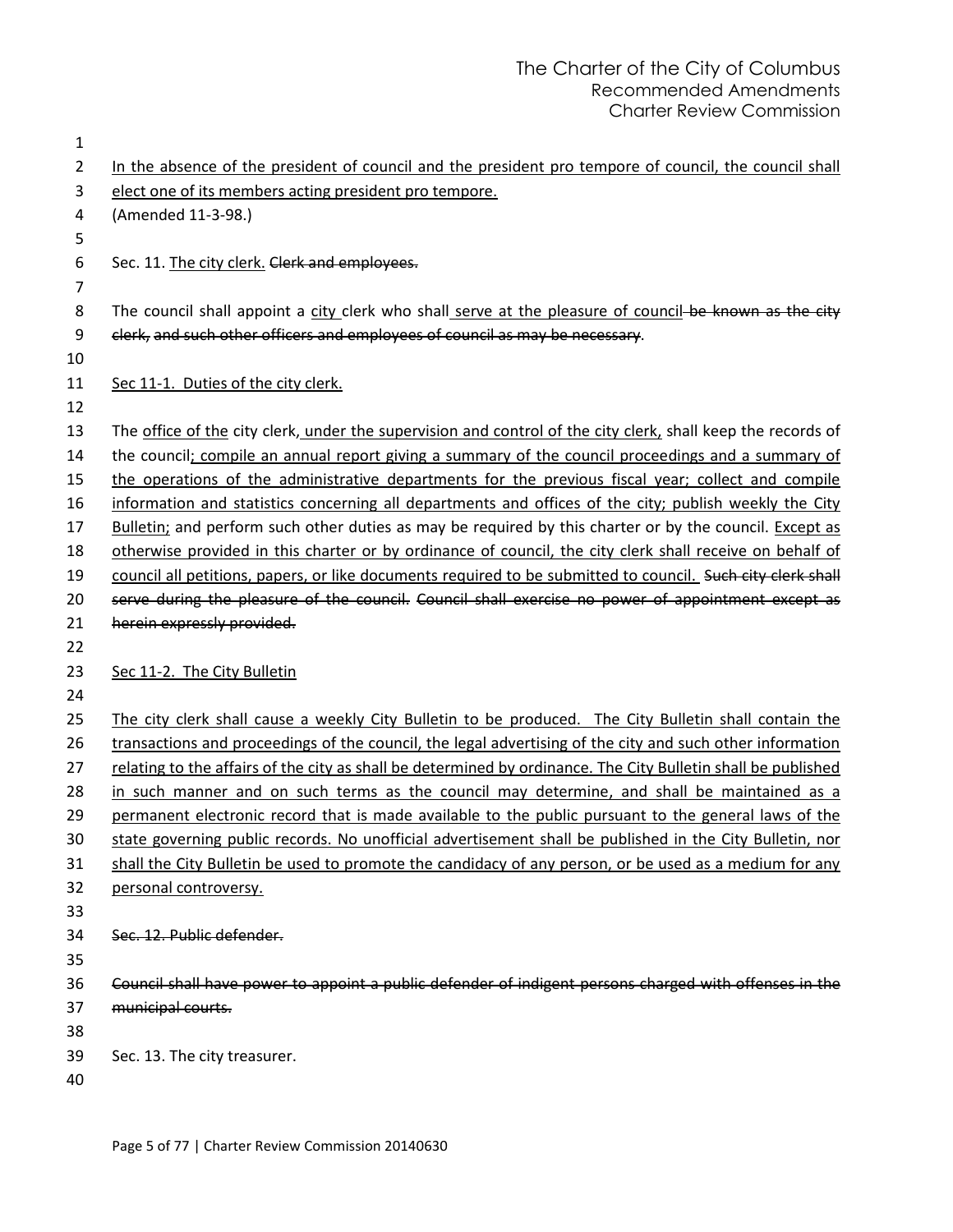In the absence of the president of council and the president pro tempore of council, the council shall elect one of its members acting president pro tempore.
(Amended 11-3-98.)

Sec. 11. The city clerk. ~~Clerk and employees.~~

The council shall appoint a city clerk who shall serve at the pleasure of council ~~be known as the city clerk, and such other officers and employees of council as may be necessary~~.

Sec 11-1. Duties of the city clerk.

The office of the city clerk, under the supervision and control of the city clerk, shall keep the records of the council; compile an annual report giving a summary of the council proceedings and a summary of the operations of the administrative departments for the previous fiscal year; collect and compile information and statistics concerning all departments and offices of the city; publish weekly the City Bulletin; and perform such other duties as may be required by this charter or by the council. Except as otherwise provided in this charter or by ordinance of council, the city clerk shall receive on behalf of council all petitions, papers, or like documents required to be submitted to council. ~~Such city clerk shall serve during the pleasure of the council. Council shall exercise no power of appointment except as herein expressly provided.~~

Sec 11-2. The City Bulletin

The city clerk shall cause a weekly City Bulletin to be produced. The City Bulletin shall contain the transactions and proceedings of the council, the legal advertising of the city and such other information relating to the affairs of the city as shall be determined by ordinance. The City Bulletin shall be published in such manner and on such terms as the council may determine, and shall be maintained as a permanent electronic record that is made available to the public pursuant to the general laws of the state governing public records. No unofficial advertisement shall be published in the City Bulletin, nor shall the City Bulletin be used to promote the candidacy of any person, or be used as a medium for any personal controversy.

~~Sec. 12. Public defender.~~

~~Council shall have power to appoint a public defender of indigent persons charged with offenses in the municipal courts.~~

Sec. 13. The city treasurer.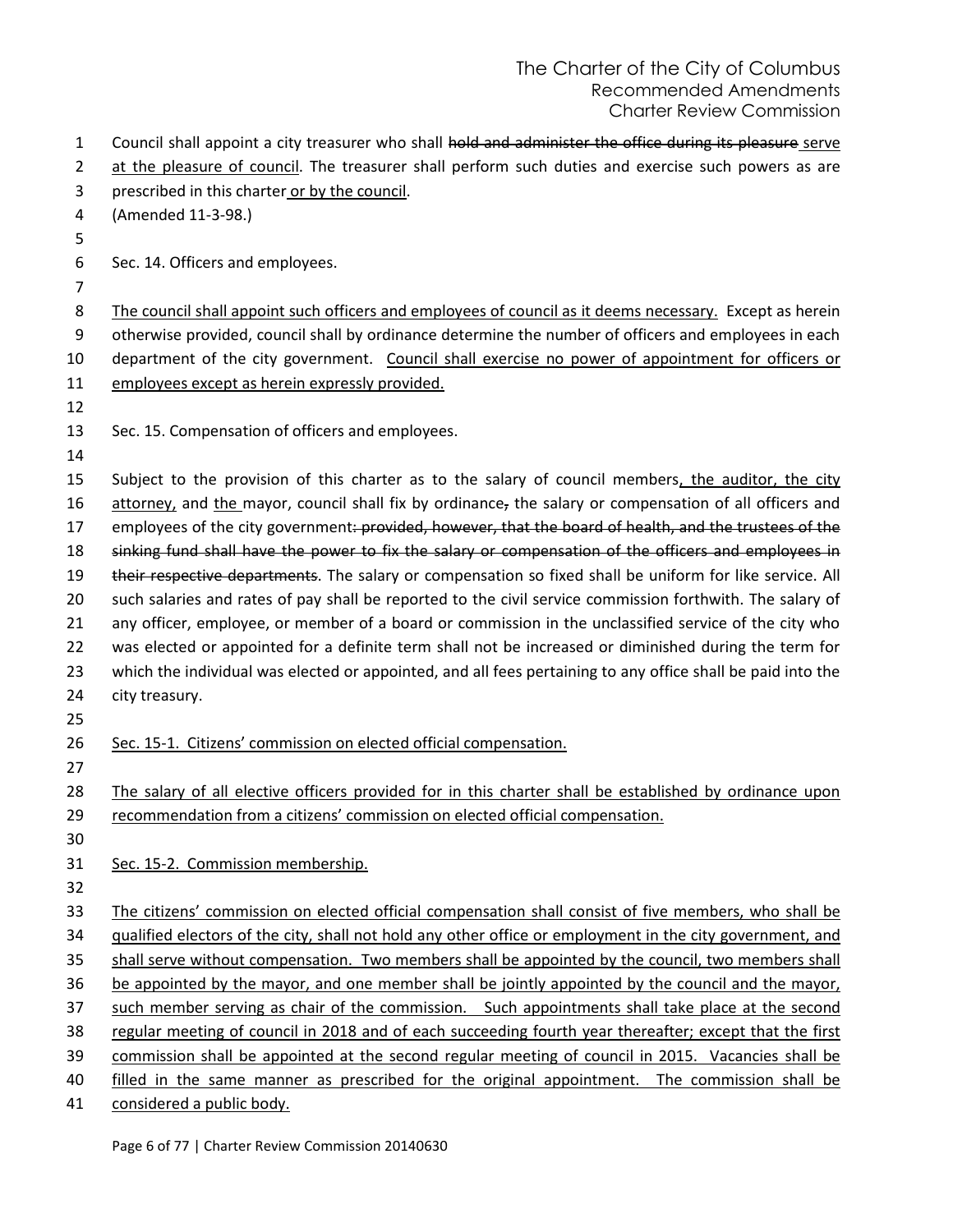Council shall appoint a city treasurer who shall ~~hold and administer the office during its pleasure~~ <u>serve at the pleasure of council</u>. The treasurer shall perform such duties and exercise such powers as are prescribed in this charter<u> or by the council</u>.

(Amended 11-3-98.)

Sec. 14. Officers and employees.

<u>The council shall appoint such officers and employees of council as it deems necessary.</u> Except as herein otherwise provided, council shall by ordinance determine the number of officers and employees in each department of the city government. <u>Council shall exercise no power of appointment for officers or employees except as herein expressly provided.</u>

Sec. 15. Compensation of officers and employees.

Subject to the provision of this charter as to the salary of council members<u>, the auditor, the city attorney,</u> and <u>the </u>mayor, council shall fix by ordinance~~,~~ the salary or compensation of all officers and employees of the city government~~: provided, however, that the board of health, and the trustees of the sinking fund shall have the power to fix the salary or compensation of the officers and employees in their respective departments~~. The salary or compensation so fixed shall be uniform for like service. All such salaries and rates of pay shall be reported to the civil service commission forthwith. The salary of any officer, employee, or member of a board or commission in the unclassified service of the city who was elected or appointed for a definite term shall not be increased or diminished during the term for which the individual was elected or appointed, and all fees pertaining to any office shall be paid into the city treasury.

<u>Sec. 15-1. Citizens' commission on elected official compensation.</u>

<u>The salary of all elective officers provided for in this charter shall be established by ordinance upon recommendation from a citizens' commission on elected official compensation.</u>

<u>Sec. 15-2. Commission membership.</u>

<u>The citizens' commission on elected official compensation shall consist of five members, who shall be qualified electors of the city, shall not hold any other office or employment in the city government, and shall serve without compensation. Two members shall be appointed by the council, two members shall be appointed by the mayor, and one member shall be jointly appointed by the council and the mayor, such member serving as chair of the commission. Such appointments shall take place at the second regular meeting of council in 2018 and of each succeeding fourth year thereafter; except that the first commission shall be appointed at the second regular meeting of council in 2015. Vacancies shall be filled in the same manner as prescribed for the original appointment. The commission shall be considered a public body.</u>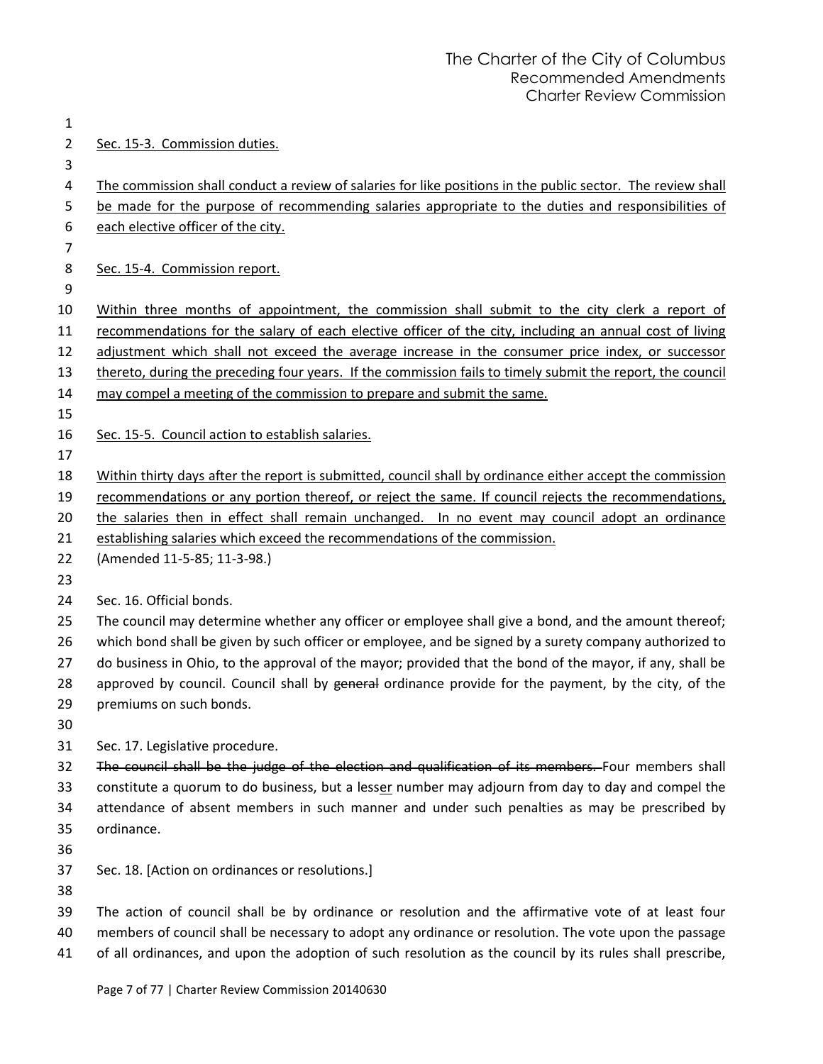Sec. 15-3. Commission duties.

The commission shall conduct a review of salaries for like positions in the public sector. The review shall be made for the purpose of recommending salaries appropriate to the duties and responsibilities of each elective officer of the city.

Sec. 15-4. Commission report.

Within three months of appointment, the commission shall submit to the city clerk a report of recommendations for the salary of each elective officer of the city, including an annual cost of living adjustment which shall not exceed the average increase in the consumer price index, or successor thereto, during the preceding four years. If the commission fails to timely submit the report, the council may compel a meeting of the commission to prepare and submit the same.

Sec. 15-5. Council action to establish salaries.

Within thirty days after the report is submitted, council shall by ordinance either accept the commission recommendations or any portion thereof, or reject the same. If council rejects the recommendations, the salaries then in effect shall remain unchanged. In no event may council adopt an ordinance establishing salaries which exceed the recommendations of the commission.

(Amended 11-5-85; 11-3-98.)

Sec. 16. Official bonds.

The council may determine whether any officer or employee shall give a bond, and the amount thereof; which bond shall be given by such officer or employee, and be signed by a surety company authorized to do business in Ohio, to the approval of the mayor; provided that the bond of the mayor, if any, shall be approved by council. Council shall by ~~general~~ ordinance provide for the payment, by the city, of the premiums on such bonds.

Sec. 17. Legislative procedure.

~~The council shall be the judge of the election and qualification of its members.~~ Four members shall constitute a quorum to do business, but a lesser number may adjourn from day to day and compel the attendance of absent members in such manner and under such penalties as may be prescribed by ordinance.

Sec. 18. [Action on ordinances or resolutions.]

The action of council shall be by ordinance or resolution and the affirmative vote of at least four members of council shall be necessary to adopt any ordinance or resolution. The vote upon the passage of all ordinances, and upon the adoption of such resolution as the council by its rules shall prescribe,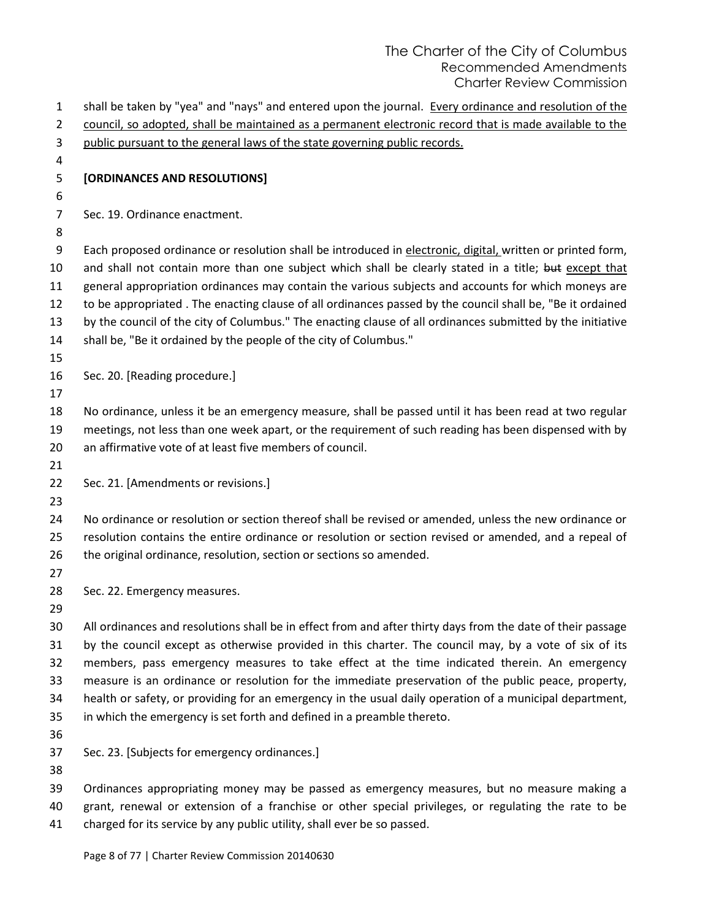shall be taken by "yea" and "nays" and entered upon the journal. <u>Every ordinance and resolution of the council, so adopted, shall be maintained as a permanent electronic record that is made available to the public pursuant to the general laws of the state governing public records.</u>

**[ORDINANCES AND RESOLUTIONS]**

Sec. 19. Ordinance enactment.

Each proposed ordinance or resolution shall be introduced in <u>electronic, digital,</u> written or printed form, and shall not contain more than one subject which shall be clearly stated in a title; ~~but~~ <u>except that</u> general appropriation ordinances may contain the various subjects and accounts for which moneys are to be appropriated . The enacting clause of all ordinances passed by the council shall be, "Be it ordained by the council of the city of Columbus." The enacting clause of all ordinances submitted by the initiative shall be, "Be it ordained by the people of the city of Columbus."

Sec. 20. [Reading procedure.]

No ordinance, unless it be an emergency measure, shall be passed until it has been read at two regular meetings, not less than one week apart, or the requirement of such reading has been dispensed with by an affirmative vote of at least five members of council.

Sec. 21. [Amendments or revisions.]

No ordinance or resolution or section thereof shall be revised or amended, unless the new ordinance or resolution contains the entire ordinance or resolution or section revised or amended, and a repeal of the original ordinance, resolution, section or sections so amended.

Sec. 22. Emergency measures.

All ordinances and resolutions shall be in effect from and after thirty days from the date of their passage by the council except as otherwise provided in this charter. The council may, by a vote of six of its members, pass emergency measures to take effect at the time indicated therein. An emergency measure is an ordinance or resolution for the immediate preservation of the public peace, property, health or safety, or providing for an emergency in the usual daily operation of a municipal department, in which the emergency is set forth and defined in a preamble thereto.

Sec. 23. [Subjects for emergency ordinances.]

Ordinances appropriating money may be passed as emergency measures, but no measure making a grant, renewal or extension of a franchise or other special privileges, or regulating the rate to be charged for its service by any public utility, shall ever be so passed.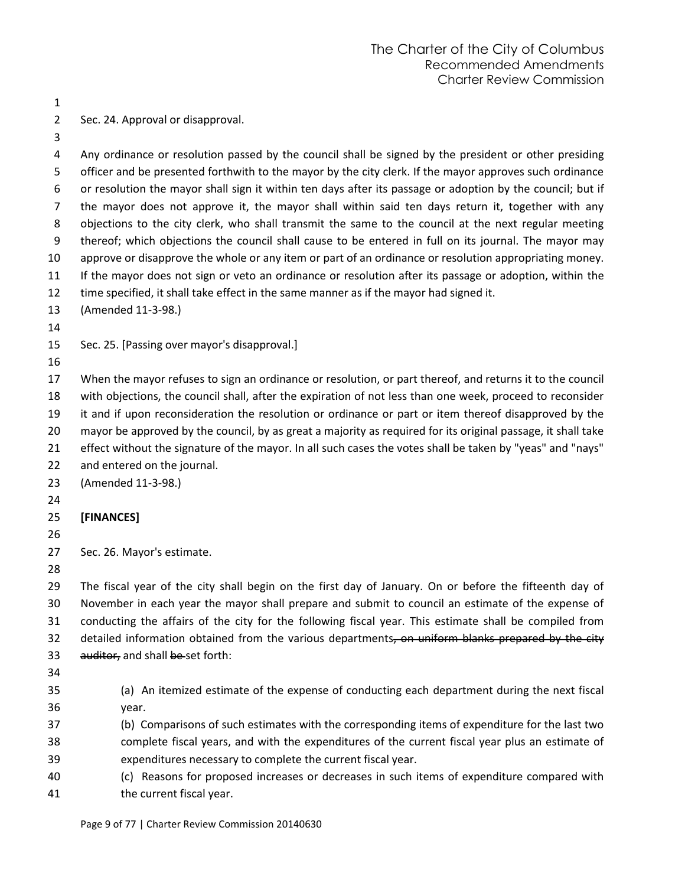Sec. 24. Approval or disapproval.

Any ordinance or resolution passed by the council shall be signed by the president or other presiding officer and be presented forthwith to the mayor by the city clerk. If the mayor approves such ordinance or resolution the mayor shall sign it within ten days after its passage or adoption by the council; but if the mayor does not approve it, the mayor shall within said ten days return it, together with any objections to the city clerk, who shall transmit the same to the council at the next regular meeting thereof; which objections the council shall cause to be entered in full on its journal. The mayor may approve or disapprove the whole or any item or part of an ordinance or resolution appropriating money. If the mayor does not sign or veto an ordinance or resolution after its passage or adoption, within the time specified, it shall take effect in the same manner as if the mayor had signed it.
(Amended 11-3-98.)

Sec. 25. [Passing over mayor's disapproval.]

When the mayor refuses to sign an ordinance or resolution, or part thereof, and returns it to the council with objections, the council shall, after the expiration of not less than one week, proceed to reconsider it and if upon reconsideration the resolution or ordinance or part or item thereof disapproved by the mayor be approved by the council, by as great a majority as required for its original passage, it shall take effect without the signature of the mayor. In all such cases the votes shall be taken by "yeas" and "nays" and entered on the journal.
(Amended 11-3-98.)

**[FINANCES]**

Sec. 26. Mayor's estimate.

The fiscal year of the city shall begin on the first day of January. On or before the fifteenth day of November in each year the mayor shall prepare and submit to council an estimate of the expense of conducting the affairs of the city for the following fiscal year. This estimate shall be compiled from detailed information obtained from the various departments~~, on uniform blanks prepared by the city auditor,~~ and shall ~~be~~ set forth:

(a) An itemized estimate of the expense of conducting each department during the next fiscal year.
(b) Comparisons of such estimates with the corresponding items of expenditure for the last two complete fiscal years, and with the expenditures of the current fiscal year plus an estimate of expenditures necessary to complete the current fiscal year.
(c) Reasons for proposed increases or decreases in such items of expenditure compared with the current fiscal year.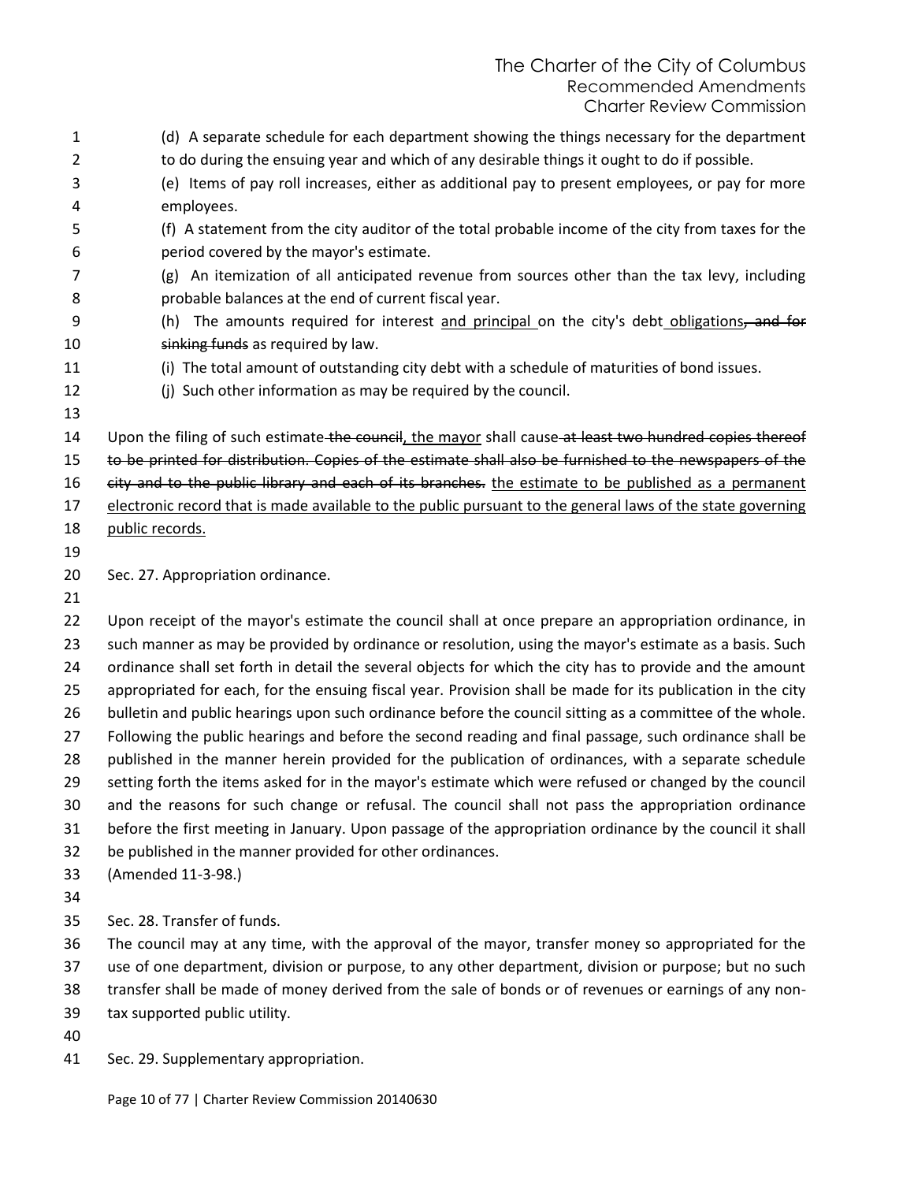(d) A separate schedule for each department showing the things necessary for the department to do during the ensuing year and which of any desirable things it ought to do if possible.

(e) Items of pay roll increases, either as additional pay to present employees, or pay for more employees.

(f) A statement from the city auditor of the total probable income of the city from taxes for the period covered by the mayor's estimate.

(g) An itemization of all anticipated revenue from sources other than the tax levy, including probable balances at the end of current fiscal year.

(h) The amounts required for interest <u>and principal</u> on the city's debt <u>obligations</u>~~, and for sinking funds~~ as required by law.

(i) The total amount of outstanding city debt with a schedule of maturities of bond issues.

(j) Such other information as may be required by the council.

Upon the filing of such estimate ~~the council~~<u>, the mayor</u> shall cause ~~at least two hundred copies thereof to be printed for distribution. Copies of the estimate shall also be furnished to the newspapers of the city and to the public library and each of its branches.~~ <u>the estimate to be published as a permanent electronic record that is made available to the public pursuant to the general laws of the state governing public records.</u>

Sec. 27. Appropriation ordinance.

Upon receipt of the mayor's estimate the council shall at once prepare an appropriation ordinance, in such manner as may be provided by ordinance or resolution, using the mayor's estimate as a basis. Such ordinance shall set forth in detail the several objects for which the city has to provide and the amount appropriated for each, for the ensuing fiscal year. Provision shall be made for its publication in the city bulletin and public hearings upon such ordinance before the council sitting as a committee of the whole. Following the public hearings and before the second reading and final passage, such ordinance shall be published in the manner herein provided for the publication of ordinances, with a separate schedule setting forth the items asked for in the mayor's estimate which were refused or changed by the council and the reasons for such change or refusal. The council shall not pass the appropriation ordinance before the first meeting in January. Upon passage of the appropriation ordinance by the council it shall be published in the manner provided for other ordinances.

(Amended 11-3-98.)

Sec. 28. Transfer of funds.

The council may at any time, with the approval of the mayor, transfer money so appropriated for the use of one department, division or purpose, to any other department, division or purpose; but no such transfer shall be made of money derived from the sale of bonds or of revenues or earnings of any non-tax supported public utility.

Sec. 29. Supplementary appropriation.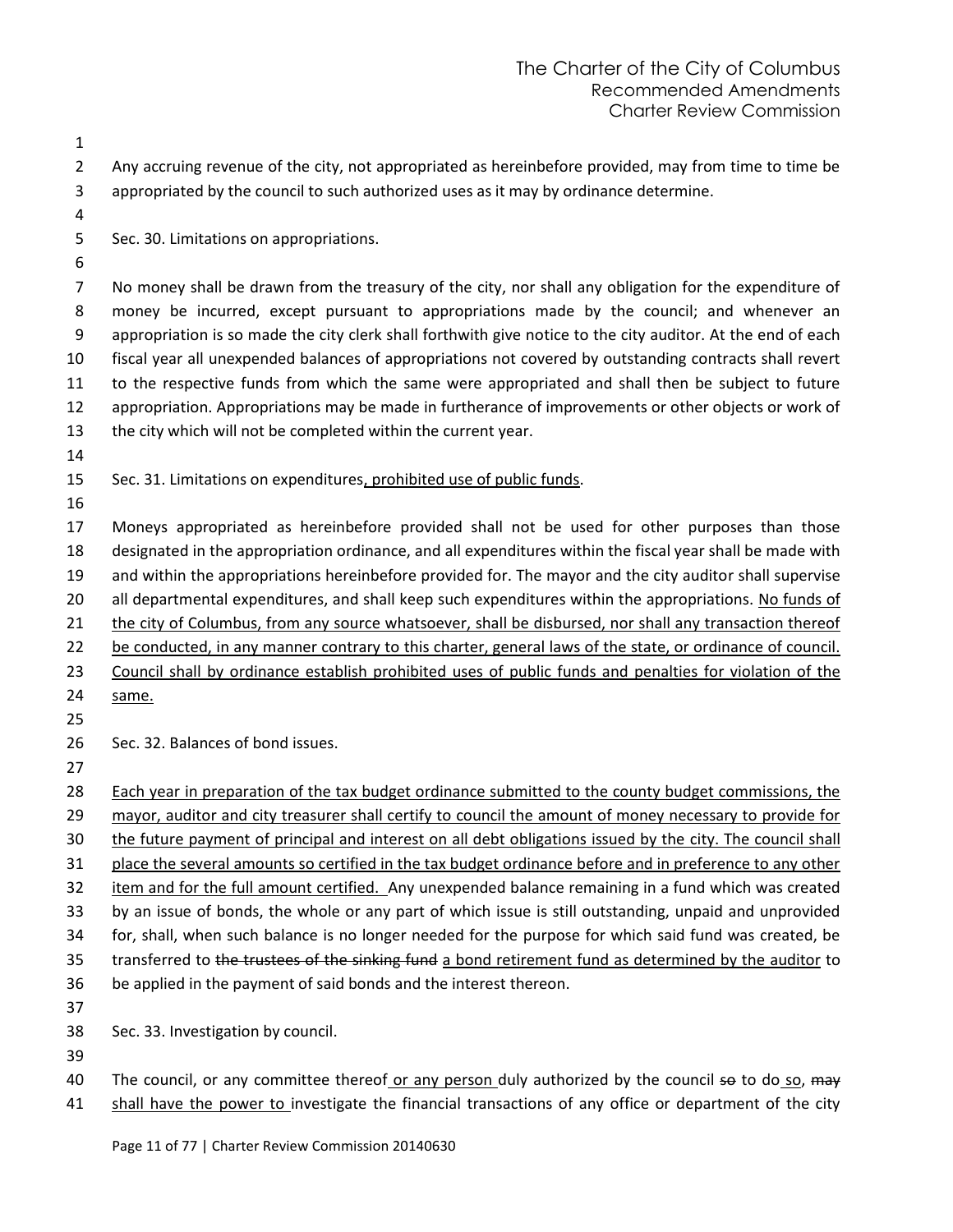Any accruing revenue of the city, not appropriated as hereinbefore provided, may from time to time be appropriated by the council to such authorized uses as it may by ordinance determine.

Sec. 30. Limitations on appropriations.

No money shall be drawn from the treasury of the city, nor shall any obligation for the expenditure of money be incurred, except pursuant to appropriations made by the council; and whenever an appropriation is so made the city clerk shall forthwith give notice to the city auditor. At the end of each fiscal year all unexpended balances of appropriations not covered by outstanding contracts shall revert to the respective funds from which the same were appropriated and shall then be subject to future appropriation. Appropriations may be made in furtherance of improvements or other objects or work of the city which will not be completed within the current year.

Sec. 31. Limitations on expenditures<u>, prohibited use of public funds</u>.

Moneys appropriated as hereinbefore provided shall not be used for other purposes than those designated in the appropriation ordinance, and all expenditures within the fiscal year shall be made with and within the appropriations hereinbefore provided for. The mayor and the city auditor shall supervise all departmental expenditures, and shall keep such expenditures within the appropriations. <u>No funds of the city of Columbus, from any source whatsoever, shall be disbursed, nor shall any transaction thereof be conducted, in any manner contrary to this charter, general laws of the state, or ordinance of council. Council shall by ordinance establish prohibited uses of public funds and penalties for violation of the same.</u>

Sec. 32. Balances of bond issues.

<u>Each year in preparation of the tax budget ordinance submitted to the county budget commissions, the mayor, auditor and city treasurer shall certify to council the amount of money necessary to provide for the future payment of principal and interest on all debt obligations issued by the city. The council shall place the several amounts so certified in the tax budget ordinance before and in preference to any other item and for the full amount certified.</u> Any unexpended balance remaining in a fund which was created by an issue of bonds, the whole or any part of which issue is still outstanding, unpaid and unprovided for, shall, when such balance is no longer needed for the purpose for which said fund was created, be transferred to ~~the trustees of the sinking fund~~ <u>a bond retirement fund as determined by the auditor</u> to be applied in the payment of said bonds and the interest thereon.

Sec. 33. Investigation by council.

The council, or any committee thereof<u> or any person</u> duly authorized by the council ~~so~~ to do<u> so</u>, ~~may~~ <u>shall have the power to </u>investigate the financial transactions of any office or department of the city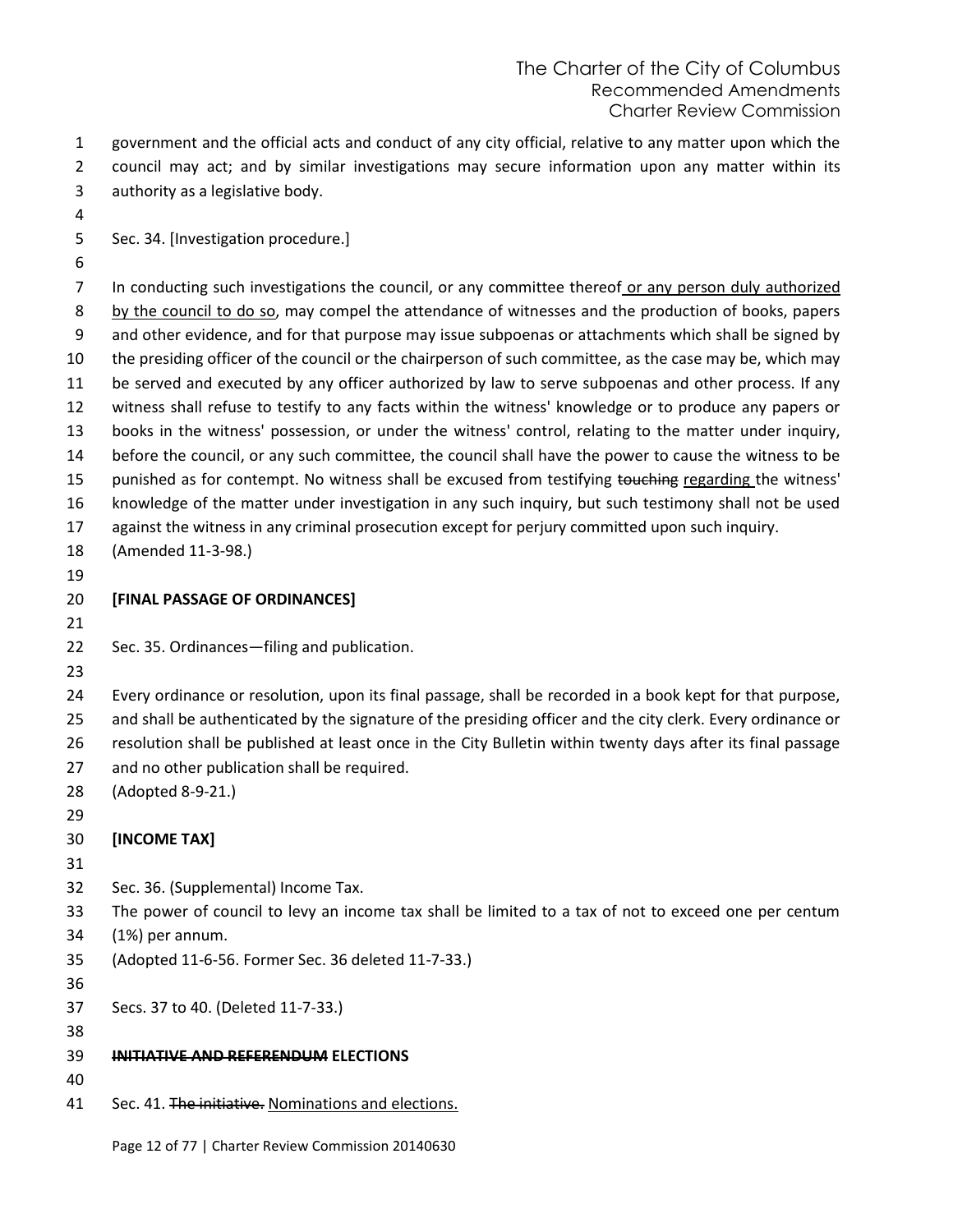government and the official acts and conduct of any city official, relative to any matter upon which the council may act; and by similar investigations may secure information upon any matter within its authority as a legislative body.

Sec. 34. [Investigation procedure.]

In conducting such investigations the council, or any committee thereof<u> or any person duly authorized by the council to do so</u>, may compel the attendance of witnesses and the production of books, papers and other evidence, and for that purpose may issue subpoenas or attachments which shall be signed by the presiding officer of the council or the chairperson of such committee, as the case may be, which may be served and executed by any officer authorized by law to serve subpoenas and other process. If any witness shall refuse to testify to any facts within the witness' knowledge or to produce any papers or books in the witness' possession, or under the witness' control, relating to the matter under inquiry, before the council, or any such committee, the council shall have the power to cause the witness to be punished as for contempt. No witness shall be excused from testifying ~~touching~~ <u>regarding</u> the witness' knowledge of the matter under investigation in any such inquiry, but such testimony shall not be used against the witness in any criminal prosecution except for perjury committed upon such inquiry.
(Amended 11-3-98.)

**[FINAL PASSAGE OF ORDINANCES]**

Sec. 35. Ordinances—filing and publication.

Every ordinance or resolution, upon its final passage, shall be recorded in a book kept for that purpose, and shall be authenticated by the signature of the presiding officer and the city clerk. Every ordinance or resolution shall be published at least once in the City Bulletin within twenty days after its final passage and no other publication shall be required.
(Adopted 8-9-21.)

**[INCOME TAX]**

Sec. 36. (Supplemental) Income Tax.
The power of council to levy an income tax shall be limited to a tax of not to exceed one per centum (1%) per annum.
(Adopted 11-6-56. Former Sec. 36 deleted 11-7-33.)

Secs. 37 to 40. (Deleted 11-7-33.)

**~~INITIATIVE AND REFERENDUM~~ ELECTIONS**

Sec. 41. ~~The initiative.~~ <u>Nominations and elections.</u>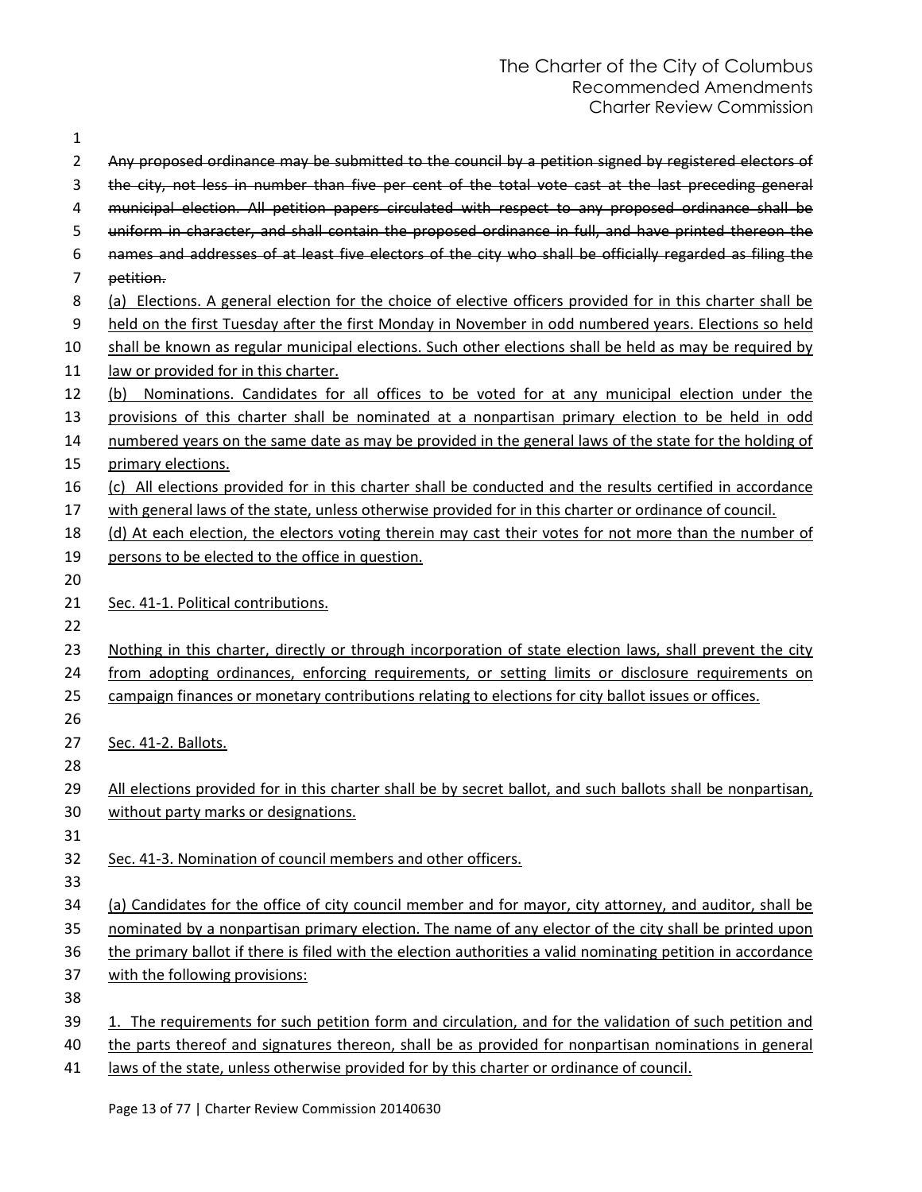~~Any proposed ordinance may be submitted to the council by a petition signed by registered electors of the city, not less in number than five per cent of the total vote cast at the last preceding general municipal election. All petition papers circulated with respect to any proposed ordinance shall be uniform in character, and shall contain the proposed ordinance in full, and have printed thereon the names and addresses of at least five electors of the city who shall be officially regarded as filing the petition.~~

<u>(a) Elections. A general election for the choice of elective officers provided for in this charter shall be held on the first Tuesday after the first Monday in November in odd numbered years. Elections so held shall be known as regular municipal elections. Such other elections shall be held as may be required by law or provided for in this charter.</u>

<u>(b) Nominations. Candidates for all offices to be voted for at any municipal election under the provisions of this charter shall be nominated at a nonpartisan primary election to be held in odd numbered years on the same date as may be provided in the general laws of the state for the holding of primary elections.</u>

<u>(c) All elections provided for in this charter shall be conducted and the results certified in accordance with general laws of the state, unless otherwise provided for in this charter or ordinance of council.</u>

<u>(d) At each election, the electors voting therein may cast their votes for not more than the number of persons to be elected to the office in question.</u>

<u>Sec. 41-1. Political contributions.</u>

<u>Nothing in this charter, directly or through incorporation of state election laws, shall prevent the city from adopting ordinances, enforcing requirements, or setting limits or disclosure requirements on campaign finances or monetary contributions relating to elections for city ballot issues or offices.</u>

<u>Sec. 41-2. Ballots.</u>

<u>All elections provided for in this charter shall be by secret ballot, and such ballots shall be nonpartisan, without party marks or designations.</u>

<u>Sec. 41-3. Nomination of council members and other officers.</u>

<u>(a) Candidates for the office of city council member and for mayor, city attorney, and auditor, shall be nominated by a nonpartisan primary election. The name of any elector of the city shall be printed upon the primary ballot if there is filed with the election authorities a valid nominating petition in accordance with the following provisions:</u>

<u>1. The requirements for such petition form and circulation, and for the validation of such petition and the parts thereof and signatures thereon, shall be as provided for nonpartisan nominations in general laws of the state, unless otherwise provided for by this charter or ordinance of council.</u>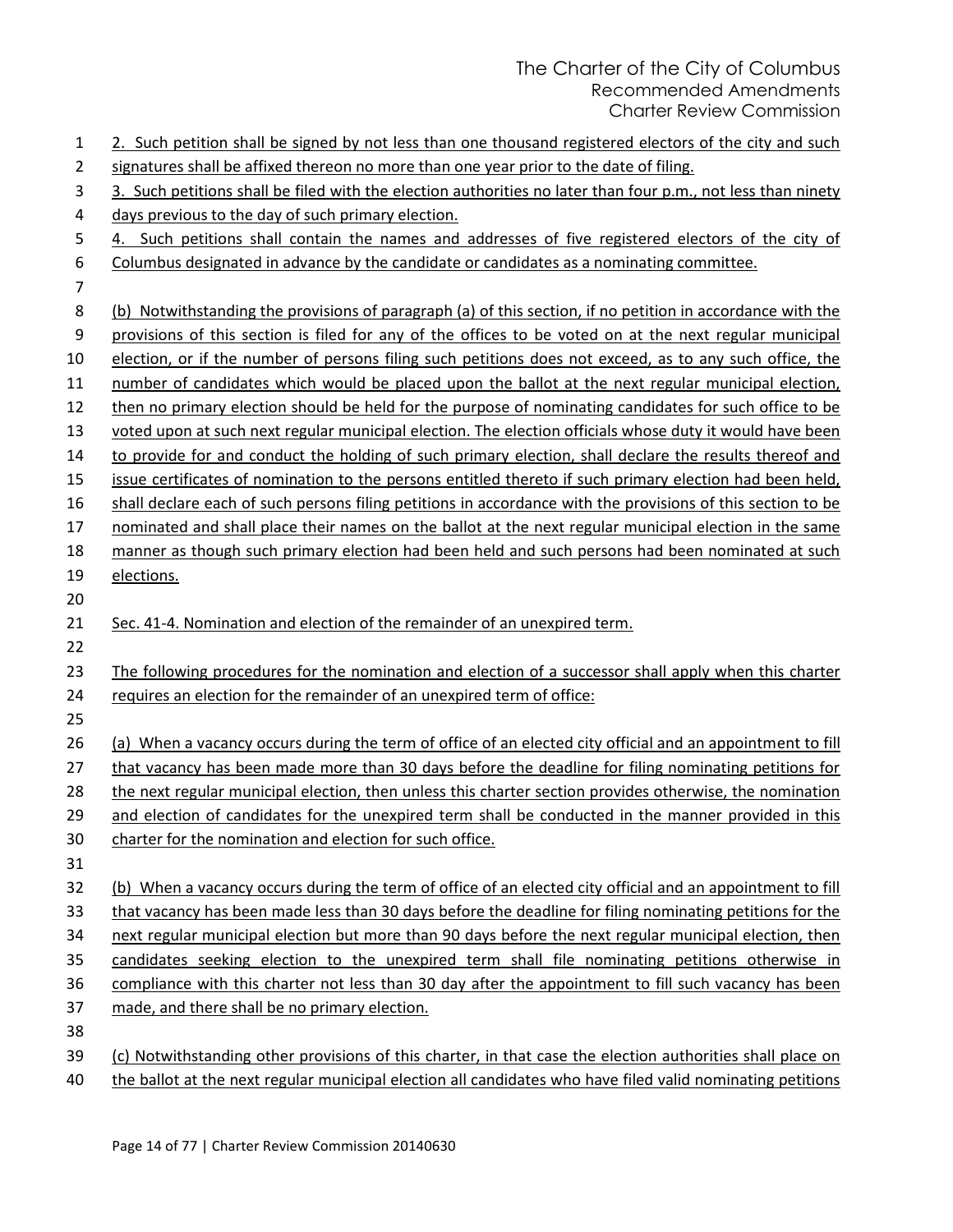2. Such petition shall be signed by not less than one thousand registered electors of the city and such signatures shall be affixed thereon no more than one year prior to the date of filing.

3. Such petitions shall be filed with the election authorities no later than four p.m., not less than ninety days previous to the day of such primary election.

4. Such petitions shall contain the names and addresses of five registered electors of the city of Columbus designated in advance by the candidate or candidates as a nominating committee.

(b) Notwithstanding the provisions of paragraph (a) of this section, if no petition in accordance with the provisions of this section is filed for any of the offices to be voted on at the next regular municipal election, or if the number of persons filing such petitions does not exceed, as to any such office, the number of candidates which would be placed upon the ballot at the next regular municipal election, then no primary election should be held for the purpose of nominating candidates for such office to be voted upon at such next regular municipal election. The election officials whose duty it would have been to provide for and conduct the holding of such primary election, shall declare the results thereof and issue certificates of nomination to the persons entitled thereto if such primary election had been held, shall declare each of such persons filing petitions in accordance with the provisions of this section to be nominated and shall place their names on the ballot at the next regular municipal election in the same manner as though such primary election had been held and such persons had been nominated at such elections.

Sec. 41-4. Nomination and election of the remainder of an unexpired term.

The following procedures for the nomination and election of a successor shall apply when this charter requires an election for the remainder of an unexpired term of office:

(a) When a vacancy occurs during the term of office of an elected city official and an appointment to fill that vacancy has been made more than 30 days before the deadline for filing nominating petitions for the next regular municipal election, then unless this charter section provides otherwise, the nomination and election of candidates for the unexpired term shall be conducted in the manner provided in this charter for the nomination and election for such office.

(b) When a vacancy occurs during the term of office of an elected city official and an appointment to fill that vacancy has been made less than 30 days before the deadline for filing nominating petitions for the next regular municipal election but more than 90 days before the next regular municipal election, then candidates seeking election to the unexpired term shall file nominating petitions otherwise in compliance with this charter not less than 30 day after the appointment to fill such vacancy has been made, and there shall be no primary election.

(c) Notwithstanding other provisions of this charter, in that case the election authorities shall place on the ballot at the next regular municipal election all candidates who have filed valid nominating petitions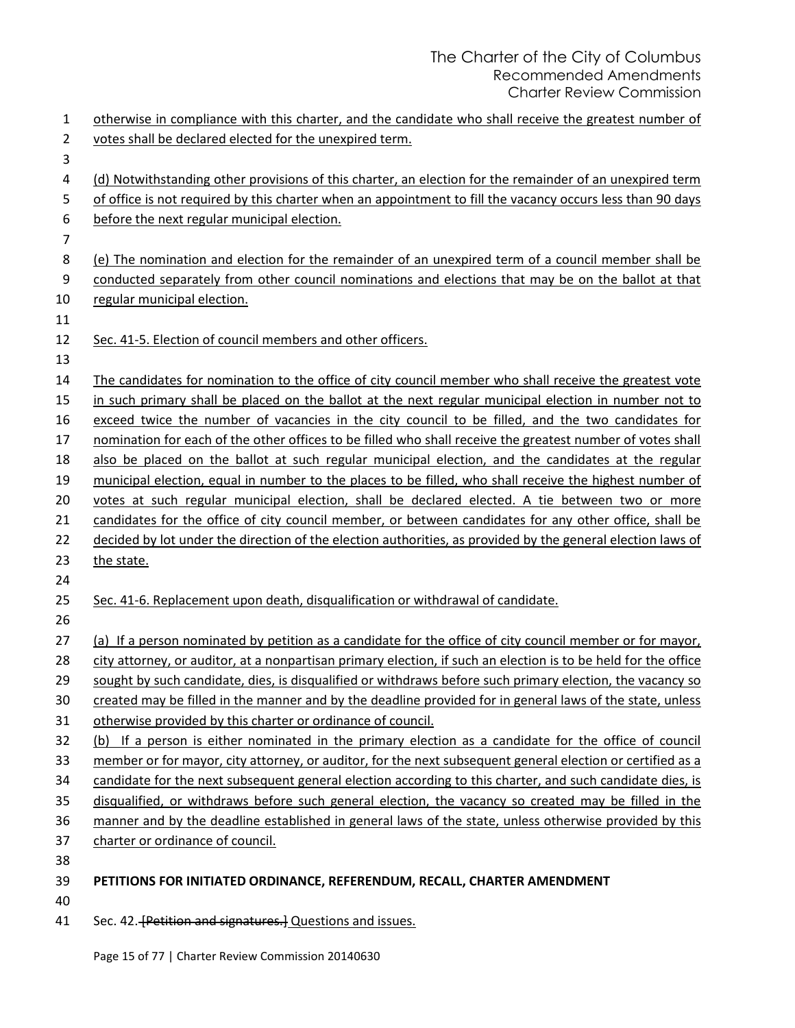otherwise in compliance with this charter, and the candidate who shall receive the greatest number of votes shall be declared elected for the unexpired term.

(d) Notwithstanding other provisions of this charter, an election for the remainder of an unexpired term of office is not required by this charter when an appointment to fill the vacancy occurs less than 90 days before the next regular municipal election.

(e) The nomination and election for the remainder of an unexpired term of a council member shall be conducted separately from other council nominations and elections that may be on the ballot at that regular municipal election.

Sec. 41-5. Election of council members and other officers.

The candidates for nomination to the office of city council member who shall receive the greatest vote in such primary shall be placed on the ballot at the next regular municipal election in number not to exceed twice the number of vacancies in the city council to be filled, and the two candidates for nomination for each of the other offices to be filled who shall receive the greatest number of votes shall also be placed on the ballot at such regular municipal election, and the candidates at the regular municipal election, equal in number to the places to be filled, who shall receive the highest number of votes at such regular municipal election, shall be declared elected. A tie between two or more candidates for the office of city council member, or between candidates for any other office, shall be decided by lot under the direction of the election authorities, as provided by the general election laws of the state.

Sec. 41-6. Replacement upon death, disqualification or withdrawal of candidate.

(a) If a person nominated by petition as a candidate for the office of city council member or for mayor, city attorney, or auditor, at a nonpartisan primary election, if such an election is to be held for the office sought by such candidate, dies, is disqualified or withdraws before such primary election, the vacancy so created may be filled in the manner and by the deadline provided for in general laws of the state, unless otherwise provided by this charter or ordinance of council.

(b) If a person is either nominated in the primary election as a candidate for the office of council member or for mayor, city attorney, or auditor, for the next subsequent general election or certified as a candidate for the next subsequent general election according to this charter, and such candidate dies, is disqualified, or withdraws before such general election, the vacancy so created may be filled in the manner and by the deadline established in general laws of the state, unless otherwise provided by this charter or ordinance of council.

**PETITIONS FOR INITIATED ORDINANCE, REFERENDUM, RECALL, CHARTER AMENDMENT**

Sec. 42. ~~[Petition and signatures.]~~ Questions and issues.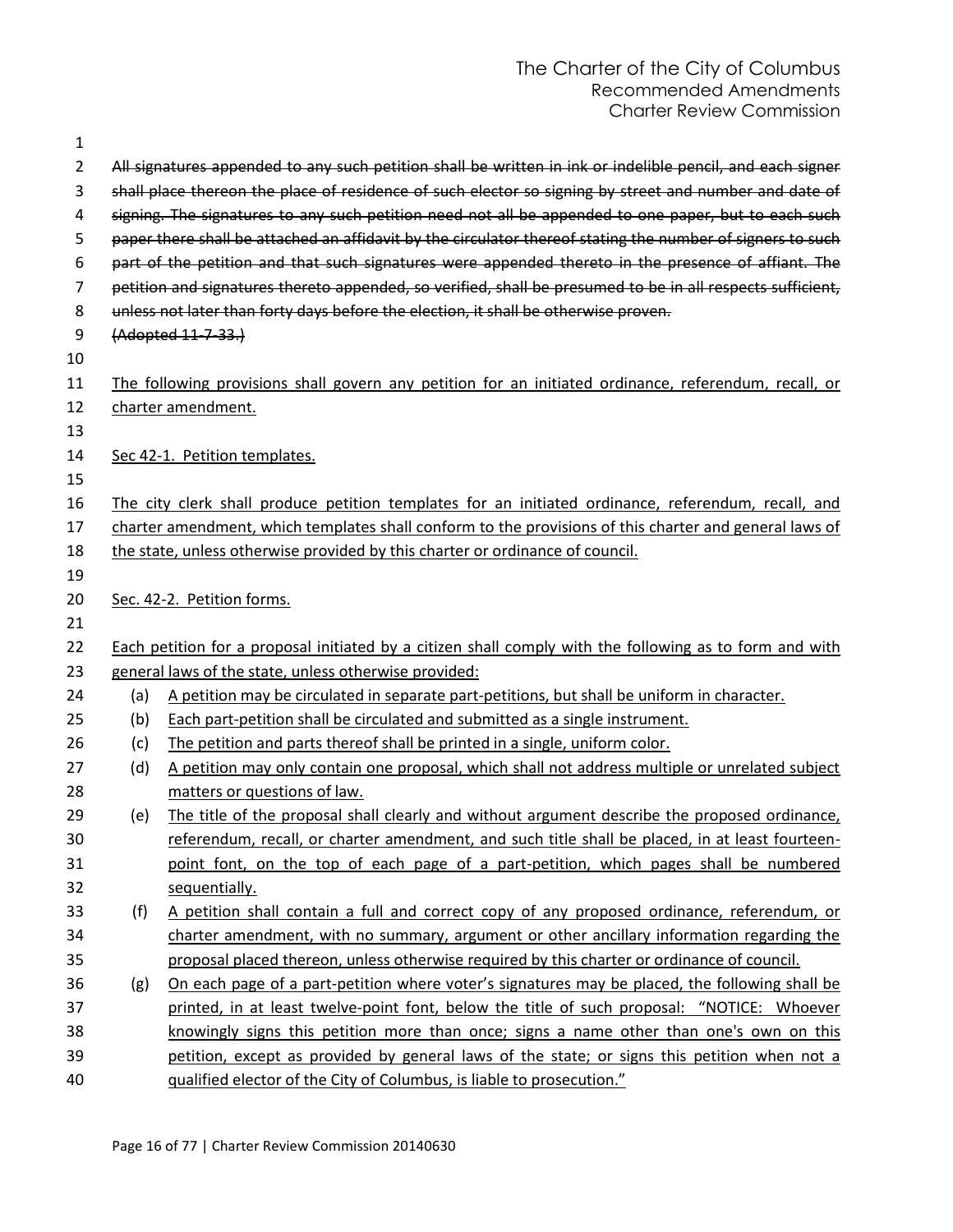~~All signatures appended to any such petition shall be written in ink or indelible pencil, and each signer shall place thereon the place of residence of such elector so signing by street and number and date of signing. The signatures to any such petition need not all be appended to one paper, but to each such paper there shall be attached an affidavit by the circulator thereof stating the number of signers to such part of the petition and that such signatures were appended thereto in the presence of affiant. The petition and signatures thereto appended, so verified, shall be presumed to be in all respects sufficient, unless not later than forty days before the election, it shall be otherwise proven.~~

~~(Adopted 11-7-33.)~~

<u>The following provisions shall govern any petition for an initiated ordinance, referendum, recall, or charter amendment.</u>

<u>Sec 42-1. Petition templates.</u>

<u>The city clerk shall produce petition templates for an initiated ordinance, referendum, recall, and charter amendment, which templates shall conform to the provisions of this charter and general laws of the state, unless otherwise provided by this charter or ordinance of council.</u>

<u>Sec. 42-2. Petition forms.</u>

<u>Each petition for a proposal initiated by a citizen shall comply with the following as to form and with general laws of the state, unless otherwise provided:</u>

(a) <u>A petition may be circulated in separate part-petitions, but shall be uniform in character.</u>

(b) <u>Each part-petition shall be circulated and submitted as a single instrument.</u>

(c) <u>The petition and parts thereof shall be printed in a single, uniform color.</u>

(d) <u>A petition may only contain one proposal, which shall not address multiple or unrelated subject matters or questions of law.</u>

(e) <u>The title of the proposal shall clearly and without argument describe the proposed ordinance, referendum, recall, or charter amendment, and such title shall be placed, in at least fourteen-point font, on the top of each page of a part-petition, which pages shall be numbered sequentially.</u>

(f) <u>A petition shall contain a full and correct copy of any proposed ordinance, referendum, or charter amendment, with no summary, argument or other ancillary information regarding the proposal placed thereon, unless otherwise required by this charter or ordinance of council.</u>

(g) <u>On each page of a part-petition where voter's signatures may be placed, the following shall be printed, in at least twelve-point font, below the title of such proposal: "NOTICE: Whoever knowingly signs this petition more than once; signs a name other than one's own on this petition, except as provided by general laws of the state; or signs this petition when not a qualified elector of the City of Columbus, is liable to prosecution."</u>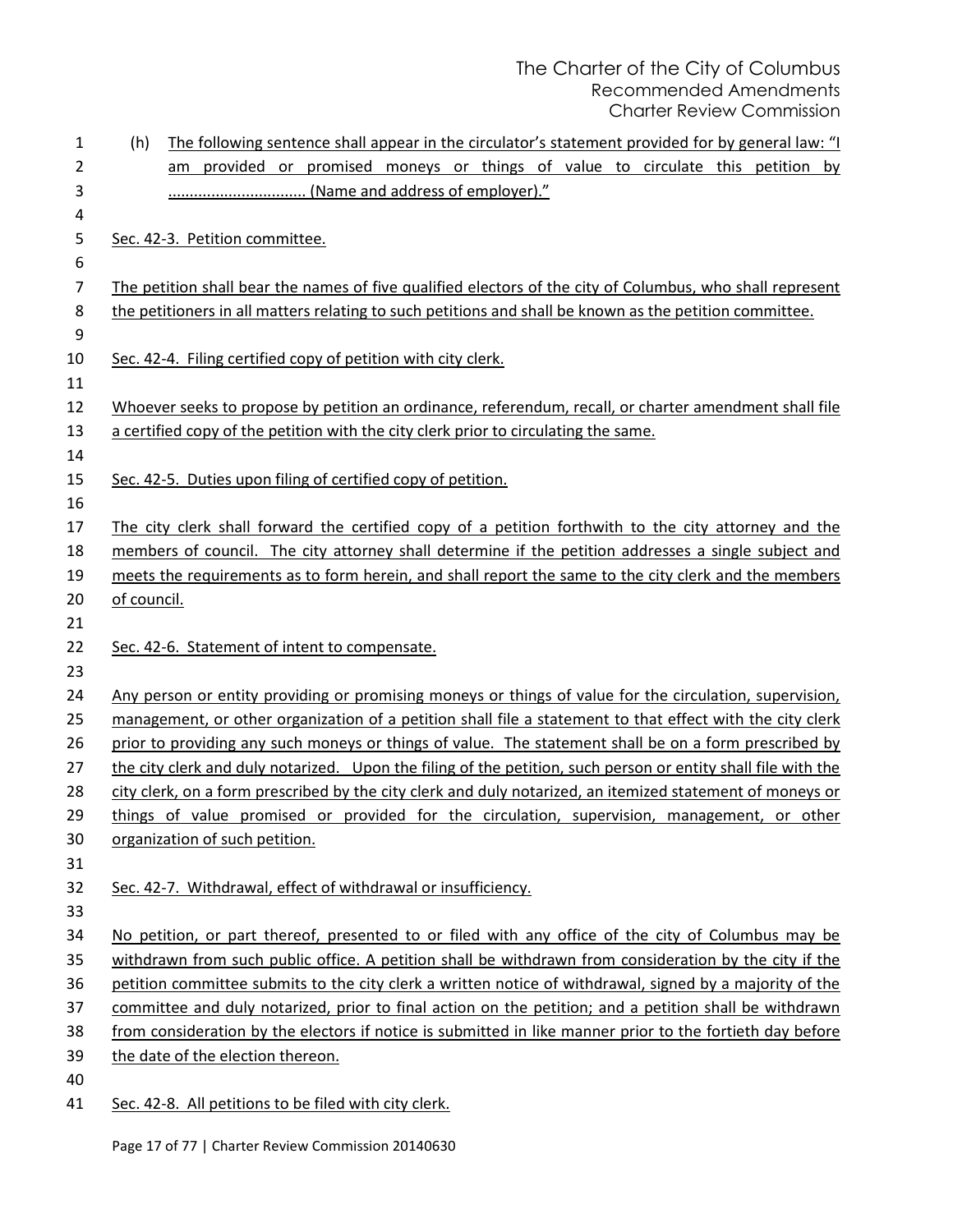(h) The following sentence shall appear in the circulator's statement provided for by general law: "I am provided or promised moneys or things of value to circulate this petition by ................................ (Name and address of employer)."

Sec. 42-3. Petition committee.

The petition shall bear the names of five qualified electors of the city of Columbus, who shall represent the petitioners in all matters relating to such petitions and shall be known as the petition committee.

Sec. 42-4. Filing certified copy of petition with city clerk.

Whoever seeks to propose by petition an ordinance, referendum, recall, or charter amendment shall file a certified copy of the petition with the city clerk prior to circulating the same.

Sec. 42-5. Duties upon filing of certified copy of petition.

The city clerk shall forward the certified copy of a petition forthwith to the city attorney and the members of council. The city attorney shall determine if the petition addresses a single subject and meets the requirements as to form herein, and shall report the same to the city clerk and the members of council.

Sec. 42-6. Statement of intent to compensate.

Any person or entity providing or promising moneys or things of value for the circulation, supervision, management, or other organization of a petition shall file a statement to that effect with the city clerk prior to providing any such moneys or things of value. The statement shall be on a form prescribed by the city clerk and duly notarized. Upon the filing of the petition, such person or entity shall file with the city clerk, on a form prescribed by the city clerk and duly notarized, an itemized statement of moneys or things of value promised or provided for the circulation, supervision, management, or other organization of such petition.

Sec. 42-7. Withdrawal, effect of withdrawal or insufficiency.

No petition, or part thereof, presented to or filed with any office of the city of Columbus may be withdrawn from such public office. A petition shall be withdrawn from consideration by the city if the petition committee submits to the city clerk a written notice of withdrawal, signed by a majority of the committee and duly notarized, prior to final action on the petition; and a petition shall be withdrawn from consideration by the electors if notice is submitted in like manner prior to the fortieth day before the date of the election thereon.

Sec. 42-8. All petitions to be filed with city clerk.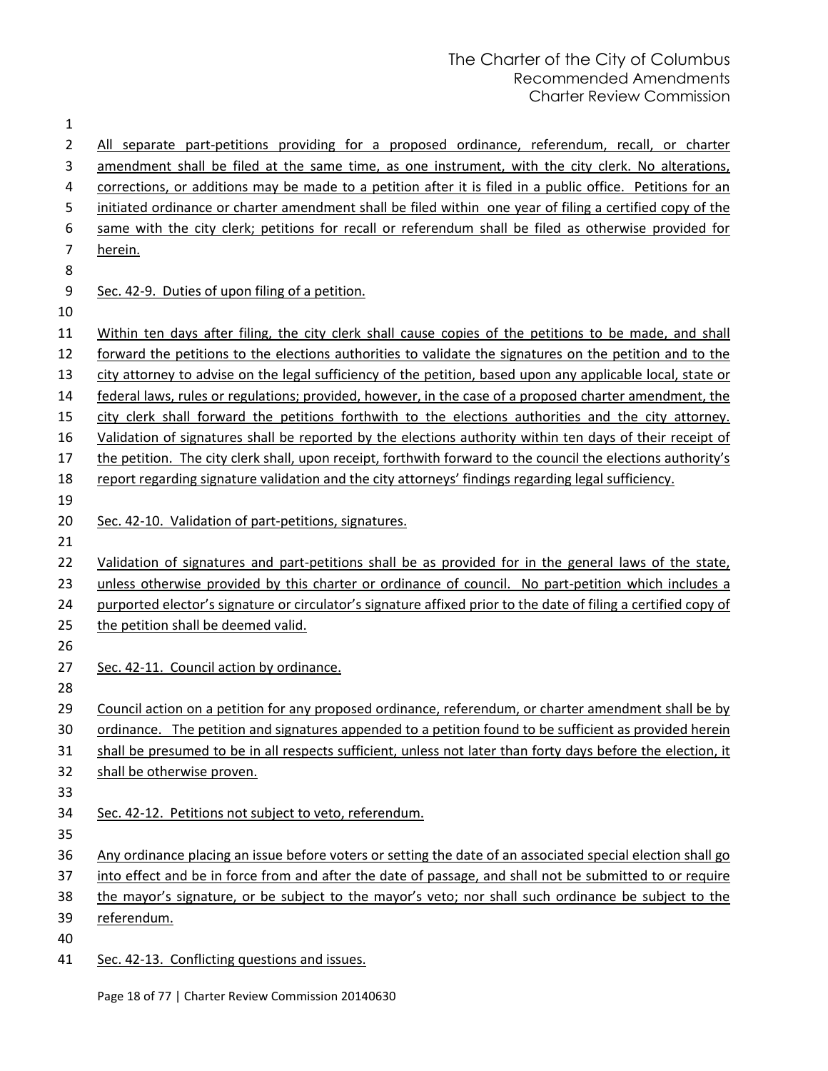All separate part-petitions providing for a proposed ordinance, referendum, recall, or charter amendment shall be filed at the same time, as one instrument, with the city clerk. No alterations, corrections, or additions may be made to a petition after it is filed in a public office. Petitions for an initiated ordinance or charter amendment shall be filed within one year of filing a certified copy of the same with the city clerk; petitions for recall or referendum shall be filed as otherwise provided for herein.

Sec. 42-9. Duties of upon filing of a petition.

Within ten days after filing, the city clerk shall cause copies of the petitions to be made, and shall forward the petitions to the elections authorities to validate the signatures on the petition and to the city attorney to advise on the legal sufficiency of the petition, based upon any applicable local, state or federal laws, rules or regulations; provided, however, in the case of a proposed charter amendment, the city clerk shall forward the petitions forthwith to the elections authorities and the city attorney. Validation of signatures shall be reported by the elections authority within ten days of their receipt of the petition. The city clerk shall, upon receipt, forthwith forward to the council the elections authority's report regarding signature validation and the city attorneys' findings regarding legal sufficiency.

Sec. 42-10. Validation of part-petitions, signatures.

Validation of signatures and part-petitions shall be as provided for in the general laws of the state, unless otherwise provided by this charter or ordinance of council. No part-petition which includes a purported elector's signature or circulator's signature affixed prior to the date of filing a certified copy of the petition shall be deemed valid.

Sec. 42-11. Council action by ordinance.

Council action on a petition for any proposed ordinance, referendum, or charter amendment shall be by ordinance. The petition and signatures appended to a petition found to be sufficient as provided herein shall be presumed to be in all respects sufficient, unless not later than forty days before the election, it shall be otherwise proven.

Sec. 42-12. Petitions not subject to veto, referendum.

Any ordinance placing an issue before voters or setting the date of an associated special election shall go into effect and be in force from and after the date of passage, and shall not be submitted to or require the mayor's signature, or be subject to the mayor's veto; nor shall such ordinance be subject to the referendum.

Sec. 42-13. Conflicting questions and issues.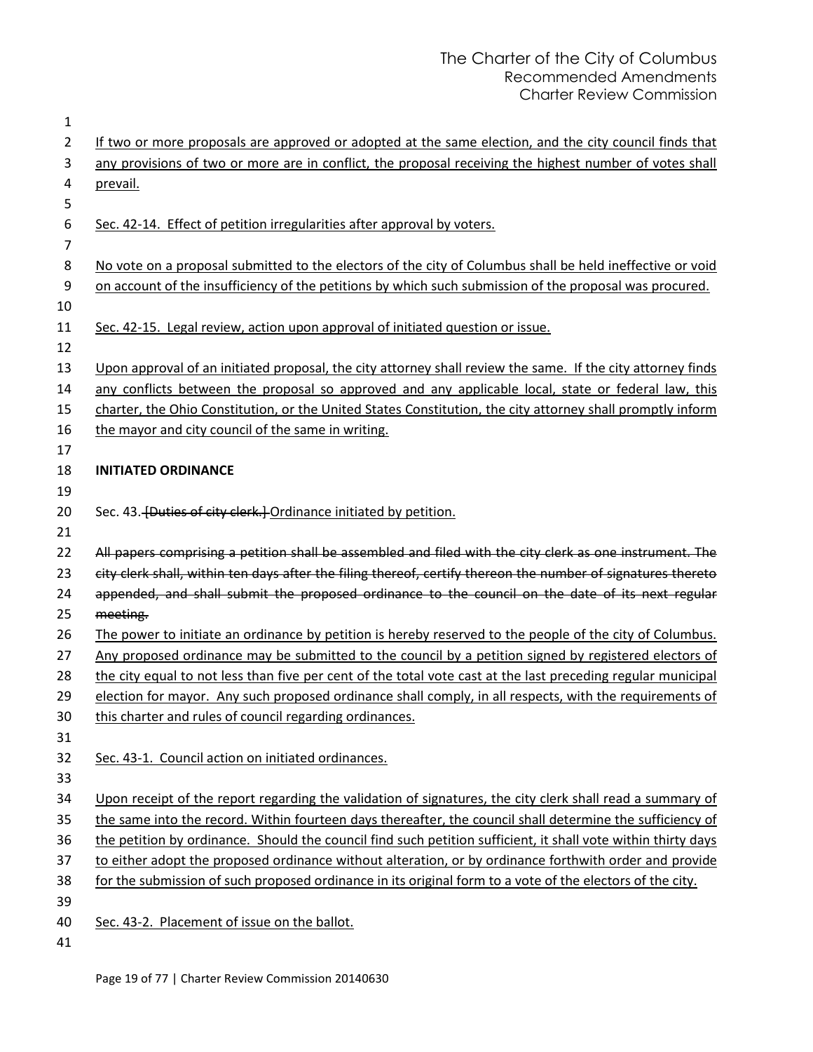If two or more proposals are approved or adopted at the same election, and the city council finds that any provisions of two or more are in conflict, the proposal receiving the highest number of votes shall prevail.

Sec. 42-14. Effect of petition irregularities after approval by voters.

No vote on a proposal submitted to the electors of the city of Columbus shall be held ineffective or void on account of the insufficiency of the petitions by which such submission of the proposal was procured.

Sec. 42-15. Legal review, action upon approval of initiated question or issue.

Upon approval of an initiated proposal, the city attorney shall review the same. If the city attorney finds any conflicts between the proposal so approved and any applicable local, state or federal law, this charter, the Ohio Constitution, or the United States Constitution, the city attorney shall promptly inform the mayor and city council of the same in writing.

**INITIATED ORDINANCE**

Sec. 43. ~~[Duties of city clerk.]~~ Ordinance initiated by petition.

~~All papers comprising a petition shall be assembled and filed with the city clerk as one instrument. The city clerk shall, within ten days after the filing thereof, certify thereon the number of signatures thereto appended, and shall submit the proposed ordinance to the council on the date of its next regular meeting.~~

The power to initiate an ordinance by petition is hereby reserved to the people of the city of Columbus. Any proposed ordinance may be submitted to the council by a petition signed by registered electors of the city equal to not less than five per cent of the total vote cast at the last preceding regular municipal election for mayor. Any such proposed ordinance shall comply, in all respects, with the requirements of this charter and rules of council regarding ordinances.

Sec. 43-1. Council action on initiated ordinances.

Upon receipt of the report regarding the validation of signatures, the city clerk shall read a summary of the same into the record. Within fourteen days thereafter, the council shall determine the sufficiency of the petition by ordinance. Should the council find such petition sufficient, it shall vote within thirty days to either adopt the proposed ordinance without alteration, or by ordinance forthwith order and provide for the submission of such proposed ordinance in its original form to a vote of the electors of the city.

Sec. 43-2. Placement of issue on the ballot.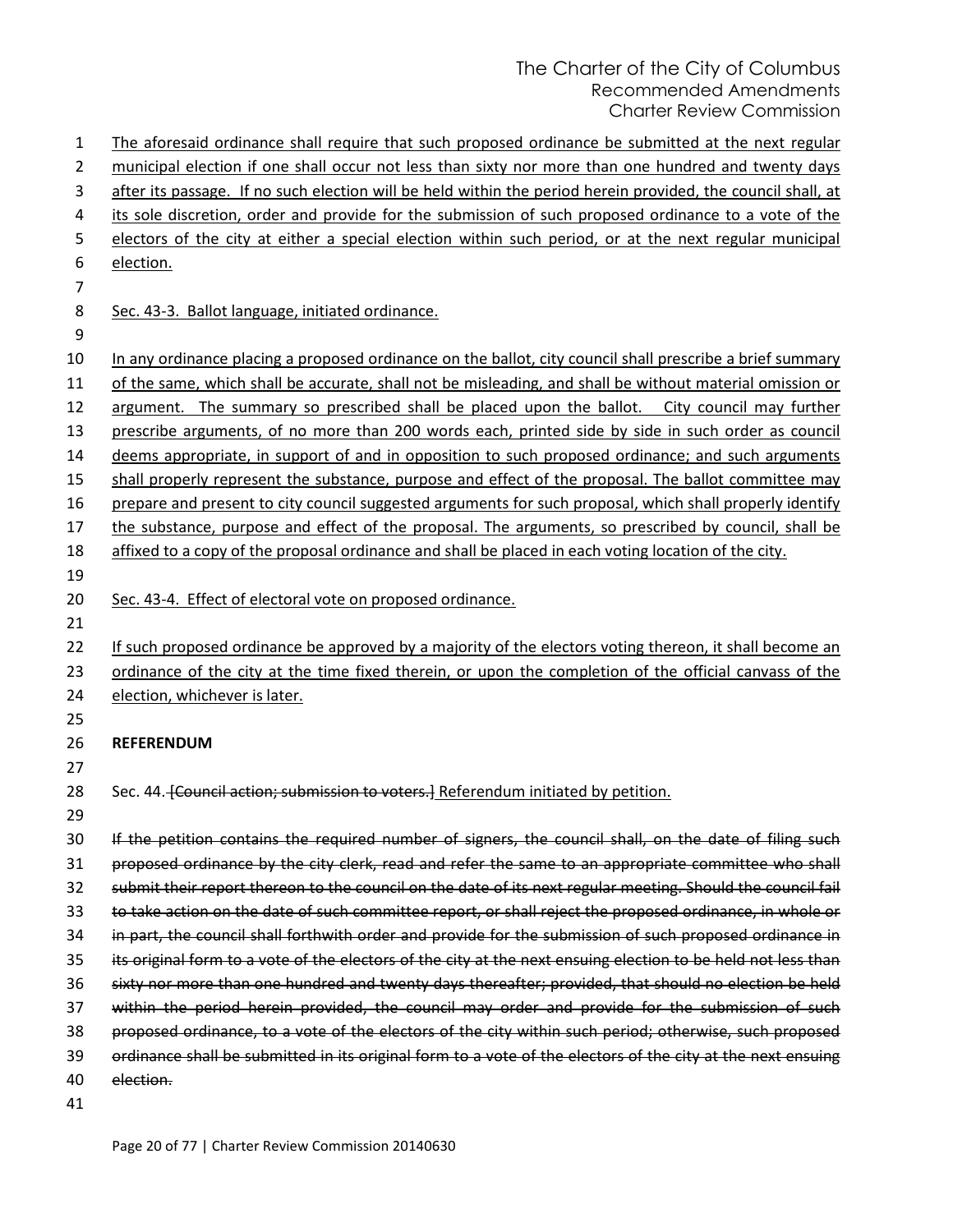The aforesaid ordinance shall require that such proposed ordinance be submitted at the next regular municipal election if one shall occur not less than sixty nor more than one hundred and twenty days after its passage. If no such election will be held within the period herein provided, the council shall, at its sole discretion, order and provide for the submission of such proposed ordinance to a vote of the electors of the city at either a special election within such period, or at the next regular municipal election.

Sec. 43-3. Ballot language, initiated ordinance.

In any ordinance placing a proposed ordinance on the ballot, city council shall prescribe a brief summary of the same, which shall be accurate, shall not be misleading, and shall be without material omission or argument. The summary so prescribed shall be placed upon the ballot. City council may further prescribe arguments, of no more than 200 words each, printed side by side in such order as council deems appropriate, in support of and in opposition to such proposed ordinance; and such arguments shall properly represent the substance, purpose and effect of the proposal. The ballot committee may prepare and present to city council suggested arguments for such proposal, which shall properly identify the substance, purpose and effect of the proposal. The arguments, so prescribed by council, shall be affixed to a copy of the proposal ordinance and shall be placed in each voting location of the city.

Sec. 43-4. Effect of electoral vote on proposed ordinance.

If such proposed ordinance be approved by a majority of the electors voting thereon, it shall become an ordinance of the city at the time fixed therein, or upon the completion of the official canvass of the election, whichever is later.

**REFERENDUM**

Sec. 44. ~~[Council action; submission to voters.]~~ Referendum initiated by petition.

~~If the petition contains the required number of signers, the council shall, on the date of filing such proposed ordinance by the city clerk, read and refer the same to an appropriate committee who shall submit their report thereon to the council on the date of its next regular meeting. Should the council fail to take action on the date of such committee report, or shall reject the proposed ordinance, in whole or in part, the council shall forthwith order and provide for the submission of such proposed ordinance in its original form to a vote of the electors of the city at the next ensuing election to be held not less than sixty nor more than one hundred and twenty days thereafter; provided, that should no election be held within the period herein provided, the council may order and provide for the submission of such proposed ordinance, to a vote of the electors of the city within such period; otherwise, such proposed ordinance shall be submitted in its original form to a vote of the electors of the city at the next ensuing election.~~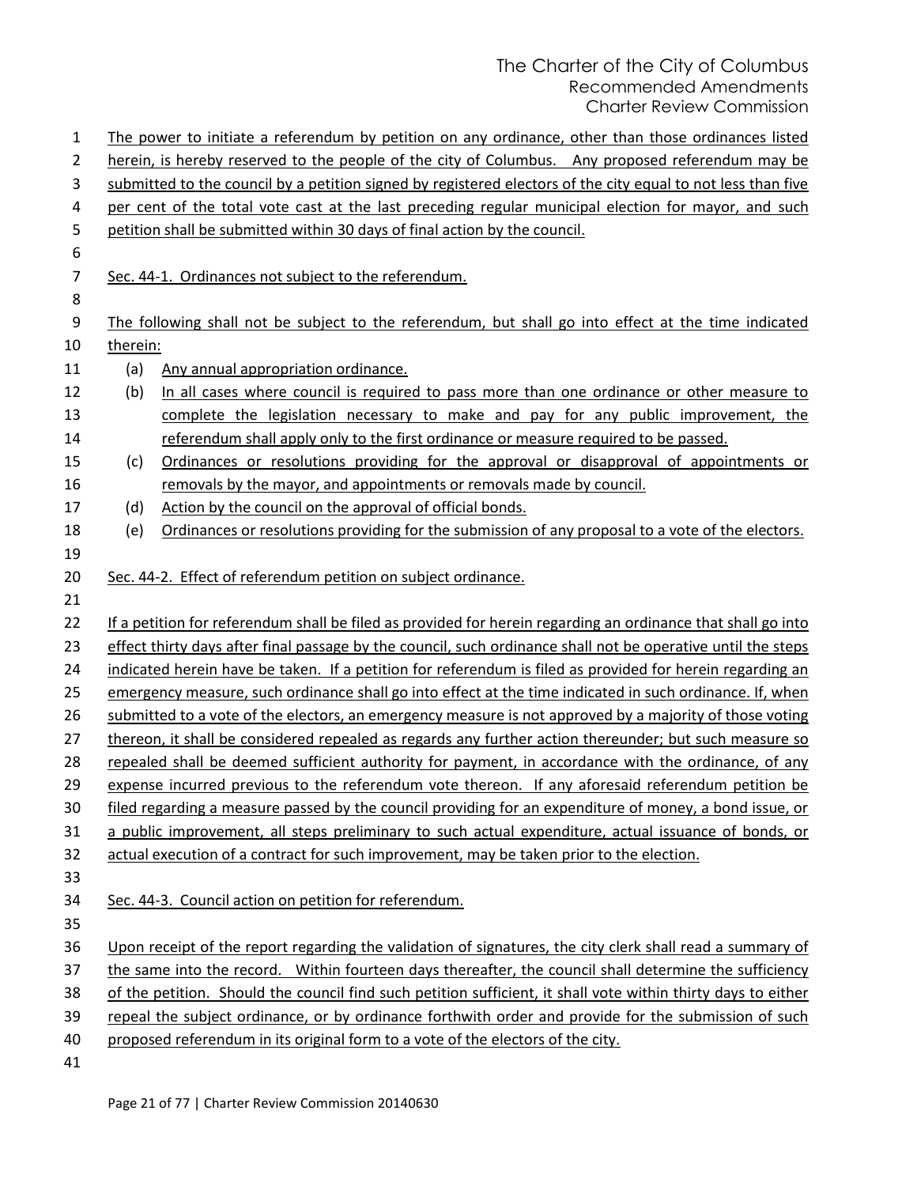The power to initiate a referendum by petition on any ordinance, other than those ordinances listed herein, is hereby reserved to the people of the city of Columbus. Any proposed referendum may be submitted to the council by a petition signed by registered electors of the city equal to not less than five per cent of the total vote cast at the last preceding regular municipal election for mayor, and such petition shall be submitted within 30 days of final action by the council.

Sec. 44-1. Ordinances not subject to the referendum.

The following shall not be subject to the referendum, but shall go into effect at the time indicated therein:

(a) Any annual appropriation ordinance.
(b) In all cases where council is required to pass more than one ordinance or other measure to complete the legislation necessary to make and pay for any public improvement, the referendum shall apply only to the first ordinance or measure required to be passed.
(c) Ordinances or resolutions providing for the approval or disapproval of appointments or removals by the mayor, and appointments or removals made by council.
(d) Action by the council on the approval of official bonds.
(e) Ordinances or resolutions providing for the submission of any proposal to a vote of the electors.

Sec. 44-2. Effect of referendum petition on subject ordinance.

If a petition for referendum shall be filed as provided for herein regarding an ordinance that shall go into effect thirty days after final passage by the council, such ordinance shall not be operative until the steps indicated herein have be taken. If a petition for referendum is filed as provided for herein regarding an emergency measure, such ordinance shall go into effect at the time indicated in such ordinance. If, when submitted to a vote of the electors, an emergency measure is not approved by a majority of those voting thereon, it shall be considered repealed as regards any further action thereunder; but such measure so repealed shall be deemed sufficient authority for payment, in accordance with the ordinance, of any expense incurred previous to the referendum vote thereon. If any aforesaid referendum petition be filed regarding a measure passed by the council providing for an expenditure of money, a bond issue, or a public improvement, all steps preliminary to such actual expenditure, actual issuance of bonds, or actual execution of a contract for such improvement, may be taken prior to the election.

Sec. 44-3. Council action on petition for referendum.

Upon receipt of the report regarding the validation of signatures, the city clerk shall read a summary of the same into the record. Within fourteen days thereafter, the council shall determine the sufficiency of the petition. Should the council find such petition sufficient, it shall vote within thirty days to either repeal the subject ordinance, or by ordinance forthwith order and provide for the submission of such proposed referendum in its original form to a vote of the electors of the city.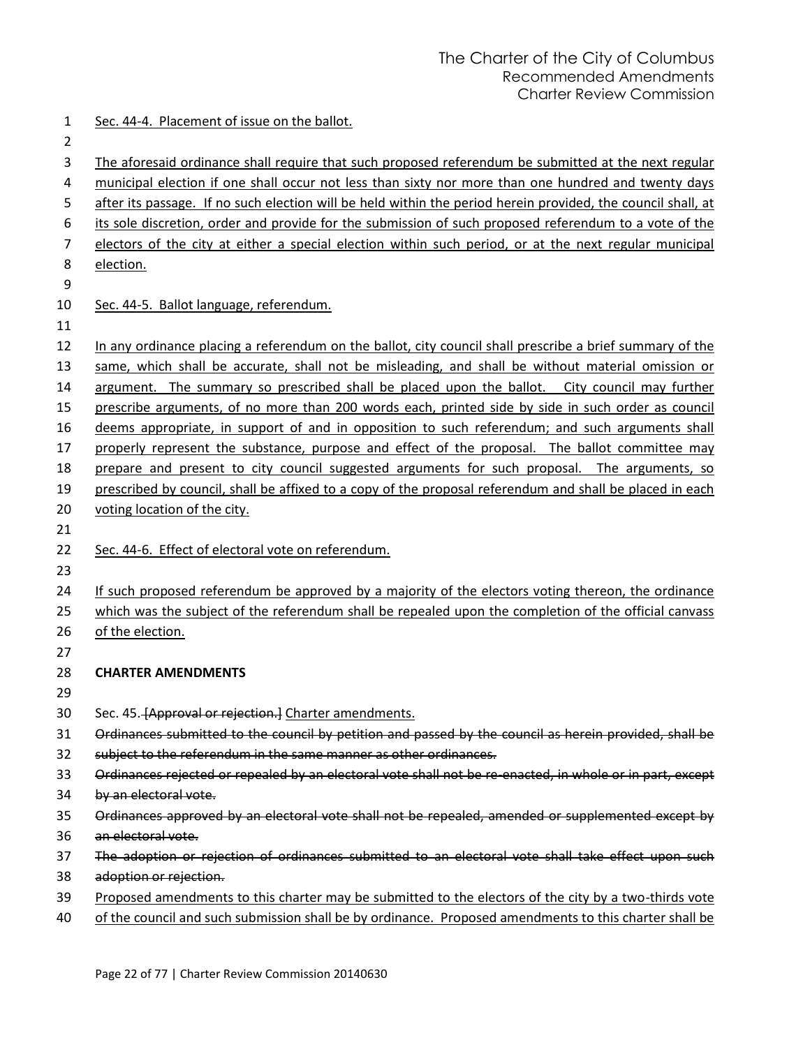Sec. 44-4. Placement of issue on the ballot.

The aforesaid ordinance shall require that such proposed referendum be submitted at the next regular municipal election if one shall occur not less than sixty nor more than one hundred and twenty days after its passage. If no such election will be held within the period herein provided, the council shall, at its sole discretion, order and provide for the submission of such proposed referendum to a vote of the electors of the city at either a special election within such period, or at the next regular municipal election.

Sec. 44-5. Ballot language, referendum.

In any ordinance placing a referendum on the ballot, city council shall prescribe a brief summary of the same, which shall be accurate, shall not be misleading, and shall be without material omission or argument. The summary so prescribed shall be placed upon the ballot. City council may further prescribe arguments, of no more than 200 words each, printed side by side in such order as council deems appropriate, in support of and in opposition to such referendum; and such arguments shall properly represent the substance, purpose and effect of the proposal. The ballot committee may prepare and present to city council suggested arguments for such proposal. The arguments, so prescribed by council, shall be affixed to a copy of the proposal referendum and shall be placed in each voting location of the city.

Sec. 44-6. Effect of electoral vote on referendum.

If such proposed referendum be approved by a majority of the electors voting thereon, the ordinance which was the subject of the referendum shall be repealed upon the completion of the official canvass of the election.

**CHARTER AMENDMENTS**

Sec. 45. ~~[Approval or rejection.]~~ Charter amendments.

~~Ordinances submitted to the council by petition and passed by the council as herein provided, shall be subject to the referendum in the same manner as other ordinances.~~

~~Ordinances rejected or repealed by an electoral vote shall not be re-enacted, in whole or in part, except by an electoral vote.~~

~~Ordinances approved by an electoral vote shall not be repealed, amended or supplemented except by an electoral vote.~~

~~The adoption or rejection of ordinances submitted to an electoral vote shall take effect upon such adoption or rejection.~~

Proposed amendments to this charter may be submitted to the electors of the city by a two-thirds vote of the council and such submission shall be by ordinance. Proposed amendments to this charter shall be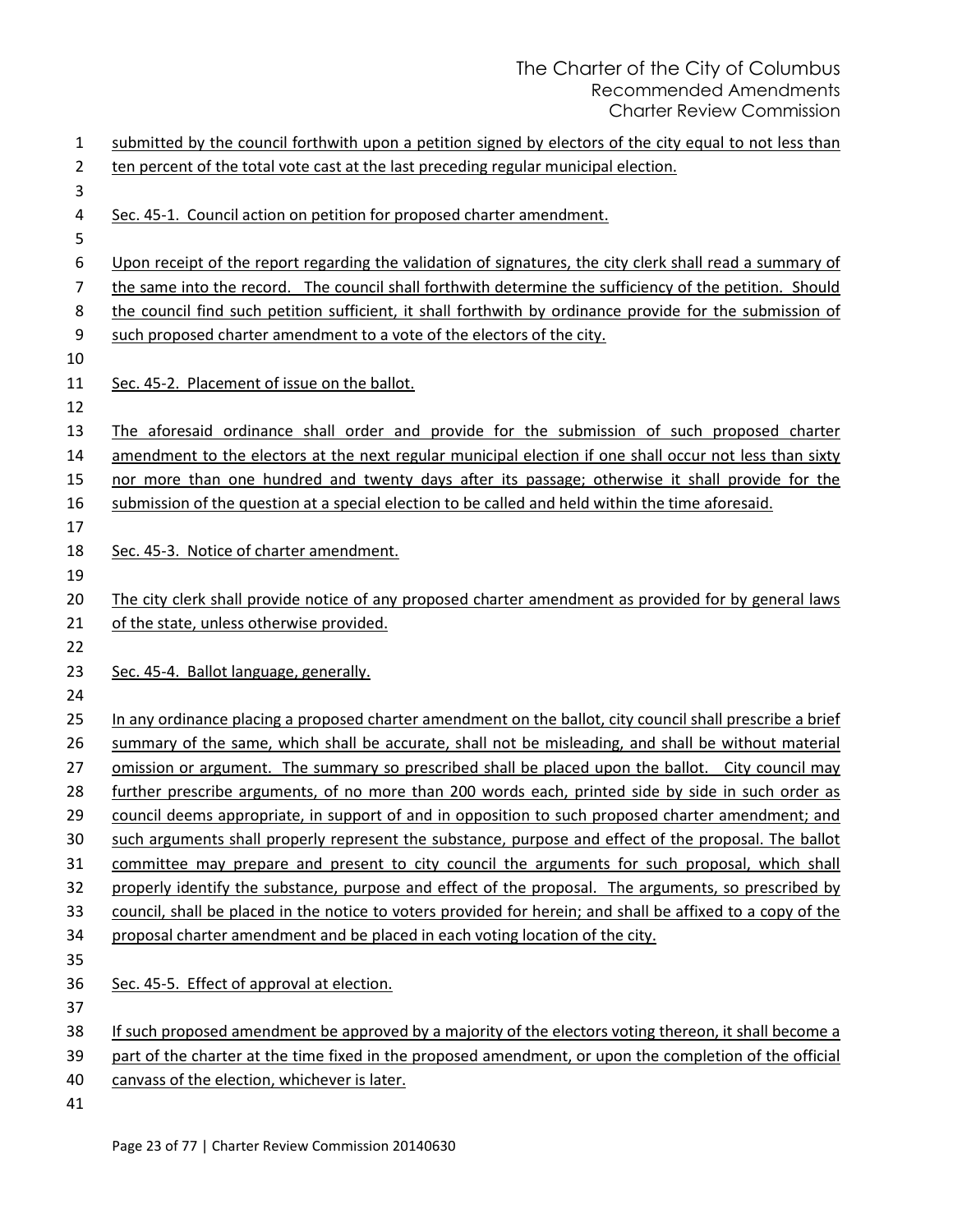submitted by the council forthwith upon a petition signed by electors of the city equal to not less than ten percent of the total vote cast at the last preceding regular municipal election.

Sec. 45-1. Council action on petition for proposed charter amendment.

Upon receipt of the report regarding the validation of signatures, the city clerk shall read a summary of the same into the record. The council shall forthwith determine the sufficiency of the petition. Should the council find such petition sufficient, it shall forthwith by ordinance provide for the submission of such proposed charter amendment to a vote of the electors of the city.

Sec. 45-2. Placement of issue on the ballot.

The aforesaid ordinance shall order and provide for the submission of such proposed charter amendment to the electors at the next regular municipal election if one shall occur not less than sixty nor more than one hundred and twenty days after its passage; otherwise it shall provide for the submission of the question at a special election to be called and held within the time aforesaid.

Sec. 45-3. Notice of charter amendment.

The city clerk shall provide notice of any proposed charter amendment as provided for by general laws of the state, unless otherwise provided.

Sec. 45-4. Ballot language, generally.

In any ordinance placing a proposed charter amendment on the ballot, city council shall prescribe a brief summary of the same, which shall be accurate, shall not be misleading, and shall be without material omission or argument. The summary so prescribed shall be placed upon the ballot. City council may further prescribe arguments, of no more than 200 words each, printed side by side in such order as council deems appropriate, in support of and in opposition to such proposed charter amendment; and such arguments shall properly represent the substance, purpose and effect of the proposal. The ballot committee may prepare and present to city council the arguments for such proposal, which shall properly identify the substance, purpose and effect of the proposal. The arguments, so prescribed by council, shall be placed in the notice to voters provided for herein; and shall be affixed to a copy of the proposal charter amendment and be placed in each voting location of the city.

Sec. 45-5. Effect of approval at election.

If such proposed amendment be approved by a majority of the electors voting thereon, it shall become a part of the charter at the time fixed in the proposed amendment, or upon the completion of the official canvass of the election, whichever is later.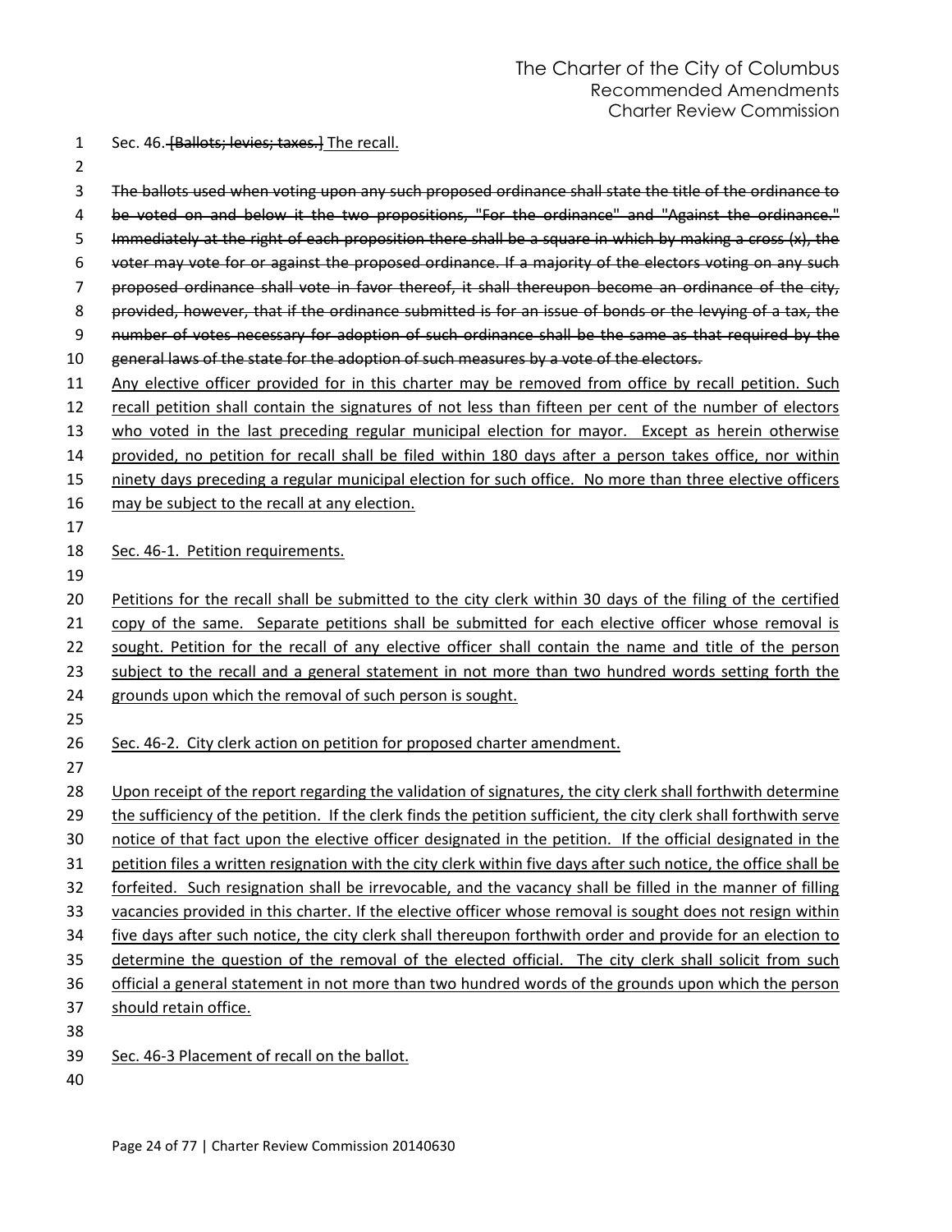Sec. 46. ~~[Ballots; levies; taxes.]~~ <u>The recall.</u>

~~The ballots used when voting upon any such proposed ordinance shall state the title of the ordinance to be voted on and below it the two propositions, "For the ordinance" and "Against the ordinance." Immediately at the right of each proposition there shall be a square in which by making a cross (x), the voter may vote for or against the proposed ordinance. If a majority of the electors voting on any such proposed ordinance shall vote in favor thereof, it shall thereupon become an ordinance of the city, provided, however, that if the ordinance submitted is for an issue of bonds or the levying of a tax, the number of votes necessary for adoption of such ordinance shall be the same as that required by the general laws of the state for the adoption of such measures by a vote of the electors.~~

<u>Any elective officer provided for in this charter may be removed from office by recall petition. Such recall petition shall contain the signatures of not less than fifteen per cent of the number of electors who voted in the last preceding regular municipal election for mayor. Except as herein otherwise provided, no petition for recall shall be filed within 180 days after a person takes office, nor within ninety days preceding a regular municipal election for such office. No more than three elective officers may be subject to the recall at any election.</u>

<u>Sec. 46-1. Petition requirements.</u>

<u>Petitions for the recall shall be submitted to the city clerk within 30 days of the filing of the certified copy of the same. Separate petitions shall be submitted for each elective officer whose removal is sought. Petition for the recall of any elective officer shall contain the name and title of the person subject to the recall and a general statement in not more than two hundred words setting forth the grounds upon which the removal of such person is sought.</u>

<u>Sec. 46-2. City clerk action on petition for proposed charter amendment.</u>

<u>Upon receipt of the report regarding the validation of signatures, the city clerk shall forthwith determine the sufficiency of the petition. If the clerk finds the petition sufficient, the city clerk shall forthwith serve notice of that fact upon the elective officer designated in the petition. If the official designated in the petition files a written resignation with the city clerk within five days after such notice, the office shall be forfeited. Such resignation shall be irrevocable, and the vacancy shall be filled in the manner of filling vacancies provided in this charter. If the elective officer whose removal is sought does not resign within five days after such notice, the city clerk shall thereupon forthwith order and provide for an election to determine the question of the removal of the elected official. The city clerk shall solicit from such official a general statement in not more than two hundred words of the grounds upon which the person should retain office.</u>

<u>Sec. 46-3 Placement of recall on the ballot.</u>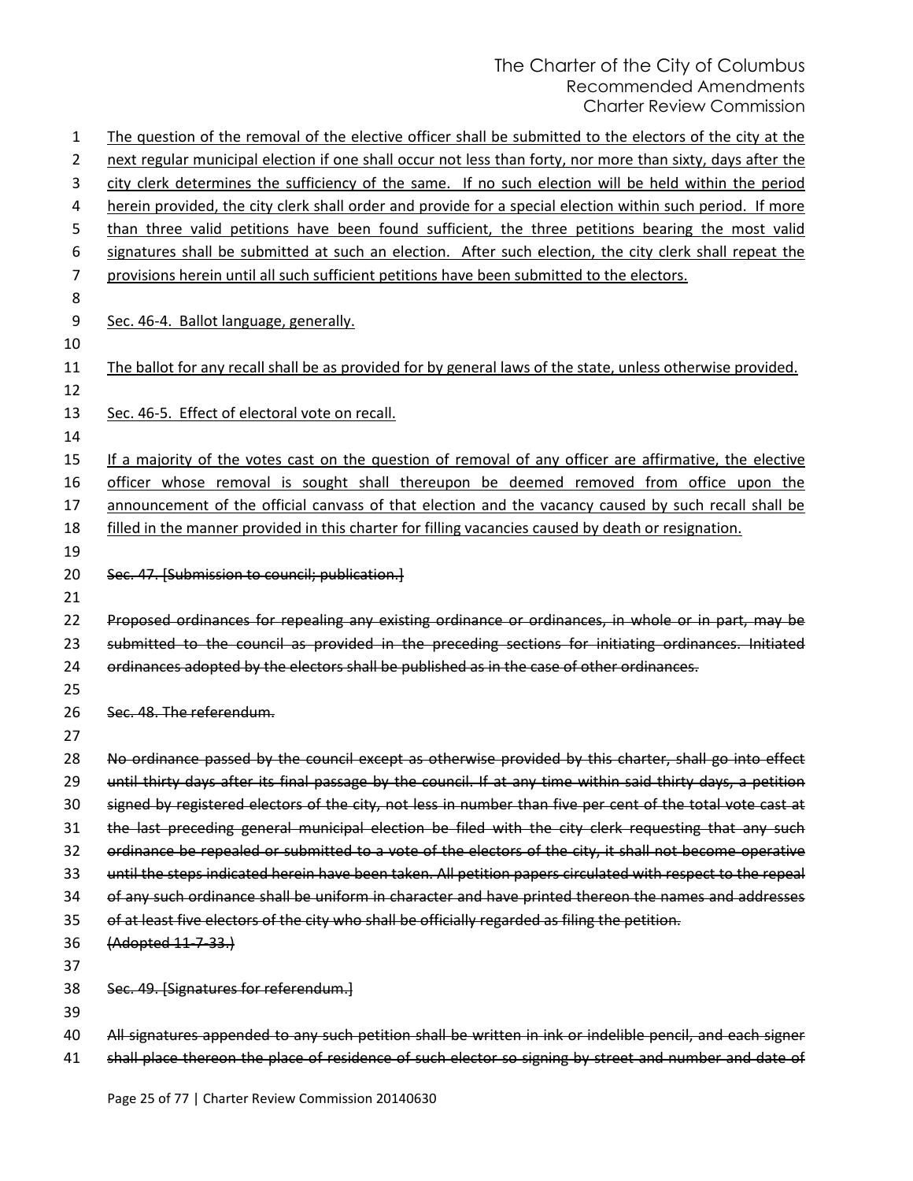<u>The question of the removal of the elective officer shall be submitted to the electors of the city at the next regular municipal election if one shall occur not less than forty, nor more than sixty, days after the city clerk determines the sufficiency of the same. If no such election will be held within the period herein provided, the city clerk shall order and provide for a special election within such period. If more than three valid petitions have been found sufficient, the three petitions bearing the most valid signatures shall be submitted at such an election. After such election, the city clerk shall repeat the provisions herein until all such sufficient petitions have been submitted to the electors.</u>

<u>Sec. 46-4. Ballot language, generally.</u>

<u>The ballot for any recall shall be as provided for by general laws of the state, unless otherwise provided.</u>

<u>Sec. 46-5. Effect of electoral vote on recall.</u>

<u>If a majority of the votes cast on the question of removal of any officer are affirmative, the elective officer whose removal is sought shall thereupon be deemed removed from office upon the announcement of the official canvass of that election and the vacancy caused by such recall shall be filled in the manner provided in this charter for filling vacancies caused by death or resignation.</u>

~~Sec. 47. [Submission to council; publication.]~~

~~Proposed ordinances for repealing any existing ordinance or ordinances, in whole or in part, may be submitted to the council as provided in the preceding sections for initiating ordinances. Initiated ordinances adopted by the electors shall be published as in the case of other ordinances.~~

~~Sec. 48. The referendum.~~

~~No ordinance passed by the council except as otherwise provided by this charter, shall go into effect until thirty days after its final passage by the council. If at any time within said thirty days, a petition signed by registered electors of the city, not less in number than five per cent of the total vote cast at the last preceding general municipal election be filed with the city clerk requesting that any such ordinance be repealed or submitted to a vote of the electors of the city, it shall not become operative until the steps indicated herein have been taken. All petition papers circulated with respect to the repeal of any such ordinance shall be uniform in character and have printed thereon the names and addresses of at least five electors of the city who shall be officially regarded as filing the petition.~~
~~(Adopted 11-7-33.)~~

~~Sec. 49. [Signatures for referendum.]~~

~~All signatures appended to any such petition shall be written in ink or indelible pencil, and each signer shall place thereon the place of residence of such elector so signing by street and number and date of~~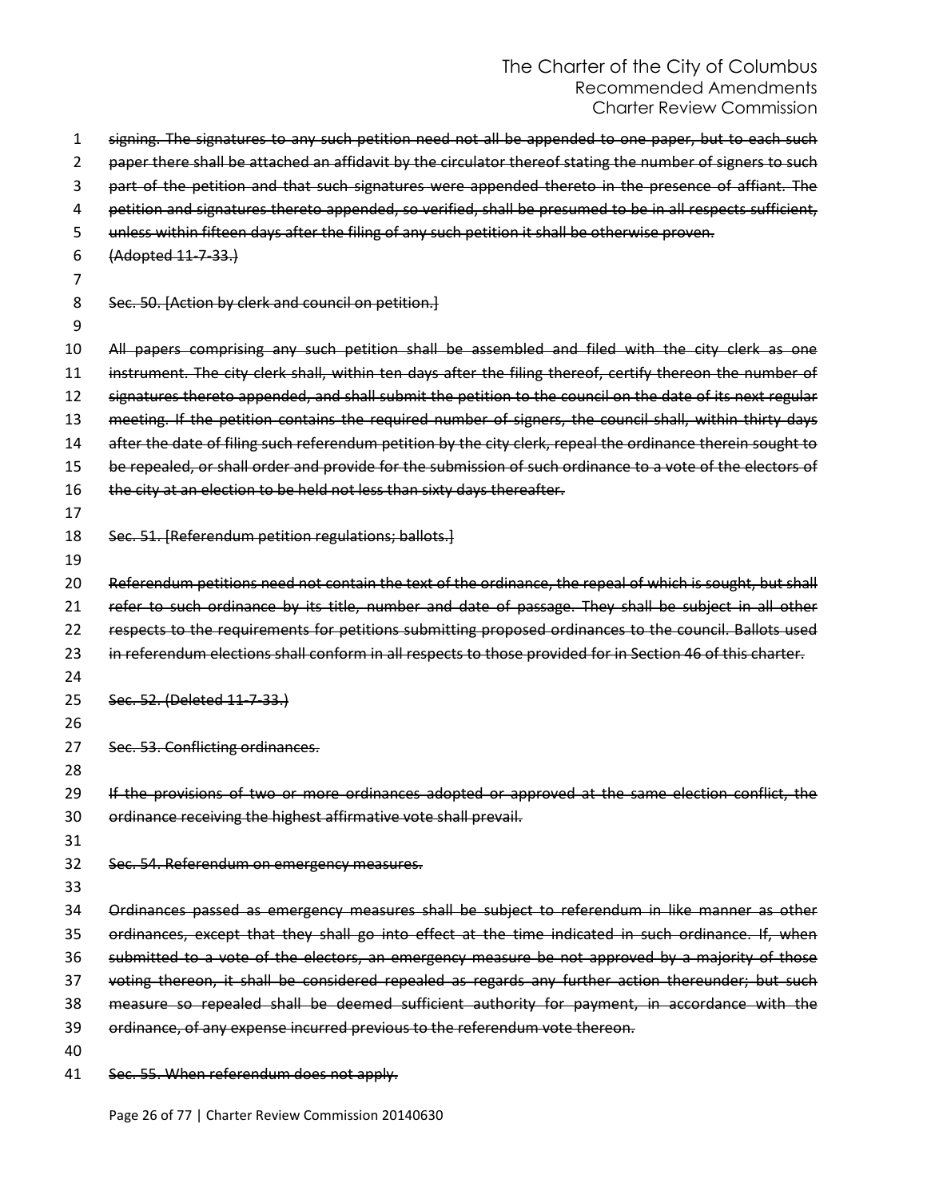~~signing. The signatures to any such petition need not all be appended to one paper, but to each such paper there shall be attached an affidavit by the circulator thereof stating the number of signers to such part of the petition and that such signatures were appended thereto in the presence of affiant. The petition and signatures thereto appended, so verified, shall be presumed to be in all respects sufficient, unless within fifteen days after the filing of any such petition it shall be otherwise proven.~~

~~(Adopted 11-7-33.)~~

~~Sec. 50. [Action by clerk and council on petition.]~~

~~All papers comprising any such petition shall be assembled and filed with the city clerk as one instrument. The city clerk shall, within ten days after the filing thereof, certify thereon the number of signatures thereto appended, and shall submit the petition to the council on the date of its next regular meeting. If the petition contains the required number of signers, the council shall, within thirty days after the date of filing such referendum petition by the city clerk, repeal the ordinance therein sought to be repealed, or shall order and provide for the submission of such ordinance to a vote of the electors of the city at an election to be held not less than sixty days thereafter.~~

~~Sec. 51. [Referendum petition regulations; ballots.]~~

~~Referendum petitions need not contain the text of the ordinance, the repeal of which is sought, but shall refer to such ordinance by its title, number and date of passage. They shall be subject in all other respects to the requirements for petitions submitting proposed ordinances to the council. Ballots used in referendum elections shall conform in all respects to those provided for in Section 46 of this charter.~~

~~Sec. 52. (Deleted 11-7-33.)~~

~~Sec. 53. Conflicting ordinances.~~

~~If the provisions of two or more ordinances adopted or approved at the same election conflict, the ordinance receiving the highest affirmative vote shall prevail.~~

~~Sec. 54. Referendum on emergency measures.~~

~~Ordinances passed as emergency measures shall be subject to referendum in like manner as other ordinances, except that they shall go into effect at the time indicated in such ordinance. If, when submitted to a vote of the electors, an emergency measure be not approved by a majority of those voting thereon, it shall be considered repealed as regards any further action thereunder; but such measure so repealed shall be deemed sufficient authority for payment, in accordance with the ordinance, of any expense incurred previous to the referendum vote thereon.~~

~~Sec. 55. When referendum does not apply.~~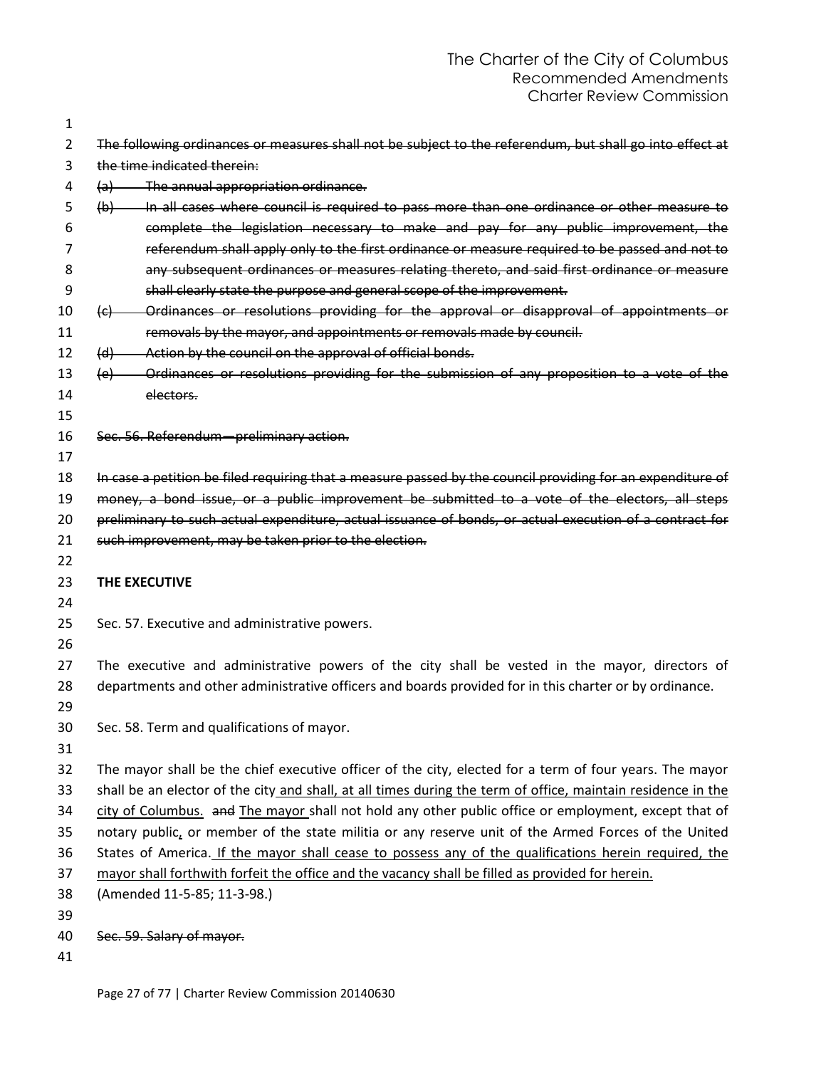~~The following ordinances or measures shall not be subject to the referendum, but shall go into effect at the time indicated therein:~~

~~(a) The annual appropriation ordinance.~~

~~(b) In all cases where council is required to pass more than one ordinance or other measure to complete the legislation necessary to make and pay for any public improvement, the referendum shall apply only to the first ordinance or measure required to be passed and not to any subsequent ordinances or measures relating thereto, and said first ordinance or measure shall clearly state the purpose and general scope of the improvement.~~

~~(c) Ordinances or resolutions providing for the approval or disapproval of appointments or removals by the mayor, and appointments or removals made by council.~~

~~(d) Action by the council on the approval of official bonds.~~

~~(e) Ordinances or resolutions providing for the submission of any proposition to a vote of the electors.~~

~~Sec. 56. Referendum—preliminary action.~~

~~In case a petition be filed requiring that a measure passed by the council providing for an expenditure of money, a bond issue, or a public improvement be submitted to a vote of the electors, all steps preliminary to such actual expenditure, actual issuance of bonds, or actual execution of a contract for such improvement, may be taken prior to the election.~~

**THE EXECUTIVE**

Sec. 57. Executive and administrative powers.

The executive and administrative powers of the city shall be vested in the mayor, directors of departments and other administrative officers and boards provided for in this charter or by ordinance.

Sec. 58. Term and qualifications of mayor.

The mayor shall be the chief executive officer of the city, elected for a term of four years. The mayor shall be an elector of the city<u> and shall, at all times during the term of office, maintain residence in the city of Columbus.</u> ~~and~~ <u>The mayor</u> shall not hold any other public office or employment, except that of notary public<u>,</u> or member of the state militia or any reserve unit of the Armed Forces of the United States of America.<u> If the mayor shall cease to possess any of the qualifications herein required, the mayor shall forthwith forfeit the office and the vacancy shall be filled as provided for herein.</u>
(Amended 11-5-85; 11-3-98.)

~~Sec. 59. Salary of mayor.~~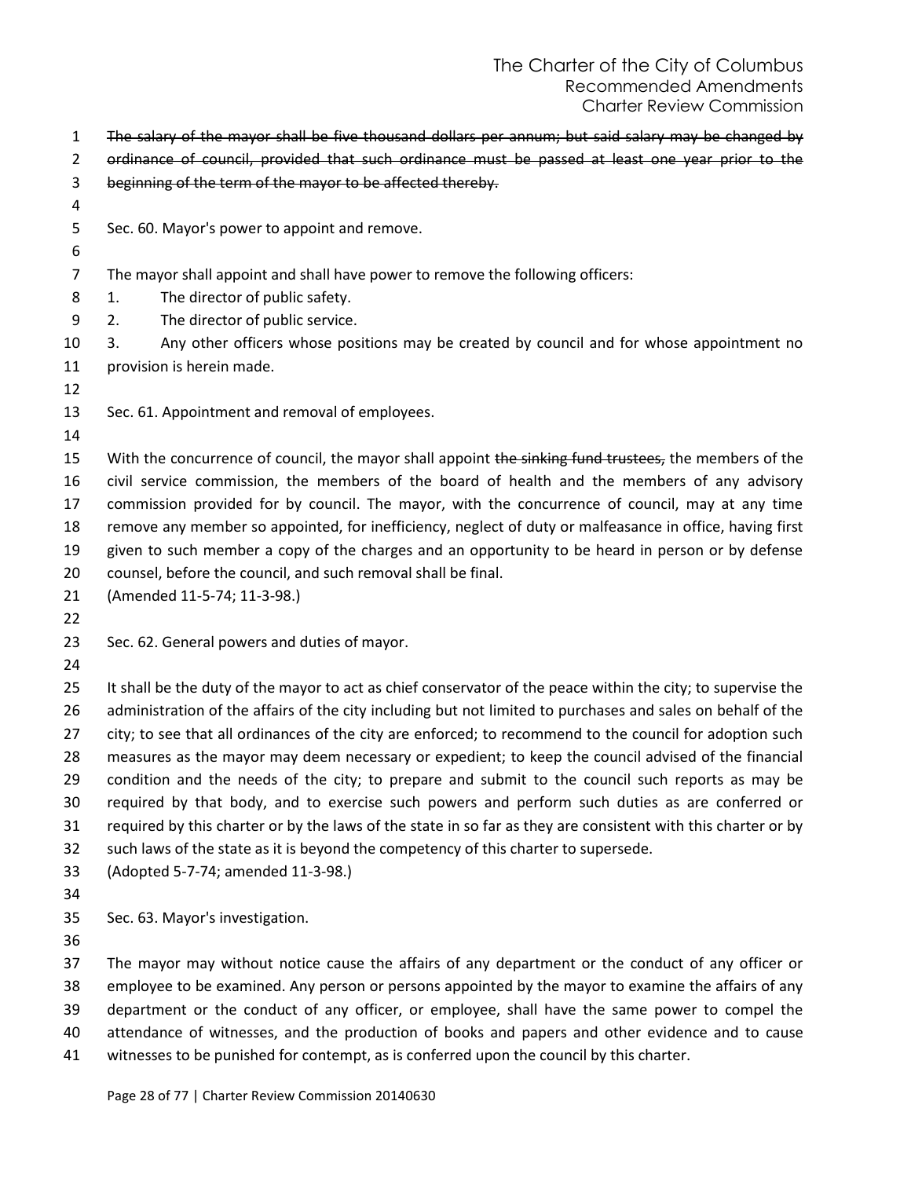~~The salary of the mayor shall be five thousand dollars per annum; but said salary may be changed by ordinance of council, provided that such ordinance must be passed at least one year prior to the beginning of the term of the mayor to be affected thereby.~~

Sec. 60. Mayor's power to appoint and remove.

The mayor shall appoint and shall have power to remove the following officers:

1. The director of public safety.
2. The director of public service.
3. Any other officers whose positions may be created by council and for whose appointment no provision is herein made.

Sec. 61. Appointment and removal of employees.

With the concurrence of council, the mayor shall appoint ~~the sinking fund trustees,~~ the members of the civil service commission, the members of the board of health and the members of any advisory commission provided for by council. The mayor, with the concurrence of council, may at any time remove any member so appointed, for inefficiency, neglect of duty or malfeasance in office, having first given to such member a copy of the charges and an opportunity to be heard in person or by defense counsel, before the council, and such removal shall be final.

(Amended 11-5-74; 11-3-98.)

Sec. 62. General powers and duties of mayor.

It shall be the duty of the mayor to act as chief conservator of the peace within the city; to supervise the administration of the affairs of the city including but not limited to purchases and sales on behalf of the city; to see that all ordinances of the city are enforced; to recommend to the council for adoption such measures as the mayor may deem necessary or expedient; to keep the council advised of the financial condition and the needs of the city; to prepare and submit to the council such reports as may be required by that body, and to exercise such powers and perform such duties as are conferred or required by this charter or by the laws of the state in so far as they are consistent with this charter or by such laws of the state as it is beyond the competency of this charter to supersede.

(Adopted 5-7-74; amended 11-3-98.)

Sec. 63. Mayor's investigation.

The mayor may without notice cause the affairs of any department or the conduct of any officer or employee to be examined. Any person or persons appointed by the mayor to examine the affairs of any department or the conduct of any officer, or employee, shall have the same power to compel the attendance of witnesses, and the production of books and papers and other evidence and to cause witnesses to be punished for contempt, as is conferred upon the council by this charter.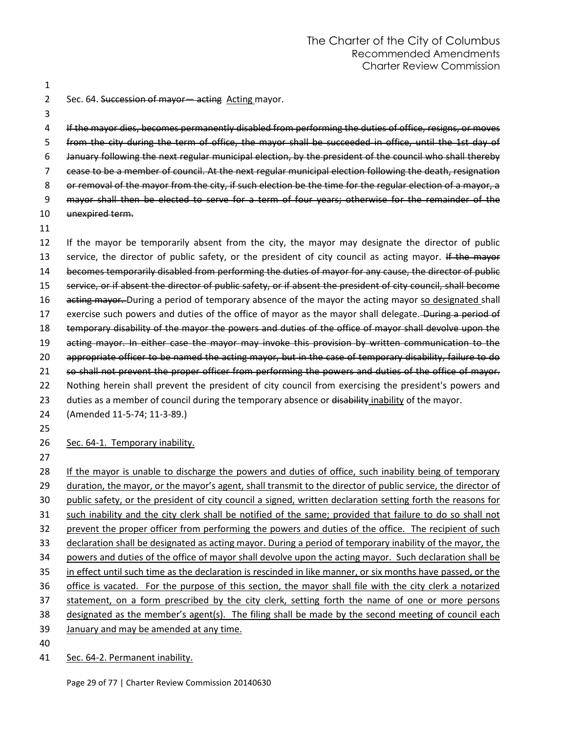Sec. 64. ~~Succession of mayor— acting~~ <u>Acting</u> mayor.

~~If the mayor dies, becomes permanently disabled from performing the duties of office, resigns, or moves from the city during the term of office, the mayor shall be succeeded in office, until the 1st day of January following the next regular municipal election, by the president of the council who shall thereby cease to be a member of council. At the next regular municipal election following the death, resignation or removal of the mayor from the city, if such election be the time for the regular election of a mayor, a mayor shall then be elected to serve for a term of four years; otherwise for the remainder of the unexpired term.~~

If the mayor be temporarily absent from the city, the mayor may designate the director of public service, the director of public safety, or the president of city council as acting mayor. ~~If the mayor becomes temporarily disabled from performing the duties of mayor for any cause, the director of public service, or if absent the director of public safety, or if absent the president of city council, shall become acting mayor.~~ During a period of temporary absence of the mayor the acting mayor <u>so designated</u> shall exercise such powers and duties of the office of mayor as the mayor shall delegate. ~~During a period of temporary disability of the mayor the powers and duties of the office of mayor shall devolve upon the acting mayor. In either case the mayor may invoke this provision by written communication to the appropriate officer to be named the acting mayor, but in the case of temporary disability, failure to do so shall not prevent the proper officer from performing the powers and duties of the office of mayor.~~ Nothing herein shall prevent the president of city council from exercising the president's powers and duties as a member of council during the temporary absence or ~~disability~~ <u>inability</u> of the mayor.

(Amended 11-5-74; 11-3-89.)

<u>Sec. 64-1. Temporary inability.</u>

<u>If the mayor is unable to discharge the powers and duties of office, such inability being of temporary duration, the mayor, or the mayor's agent, shall transmit to the director of public service, the director of public safety, or the president of city council a signed, written declaration setting forth the reasons for such inability and the city clerk shall be notified of the same; provided that failure to do so shall not prevent the proper officer from performing the powers and duties of the office. The recipient of such declaration shall be designated as acting mayor. During a period of temporary inability of the mayor, the powers and duties of the office of mayor shall devolve upon the acting mayor. Such declaration shall be in effect until such time as the declaration is rescinded in like manner, or six months have passed, or the office is vacated. For the purpose of this section, the mayor shall file with the city clerk a notarized statement, on a form prescribed by the city clerk, setting forth the name of one or more persons designated as the member's agent(s). The filing shall be made by the second meeting of council each January and may be amended at any time.</u>

<u>Sec. 64-2. Permanent inability.</u>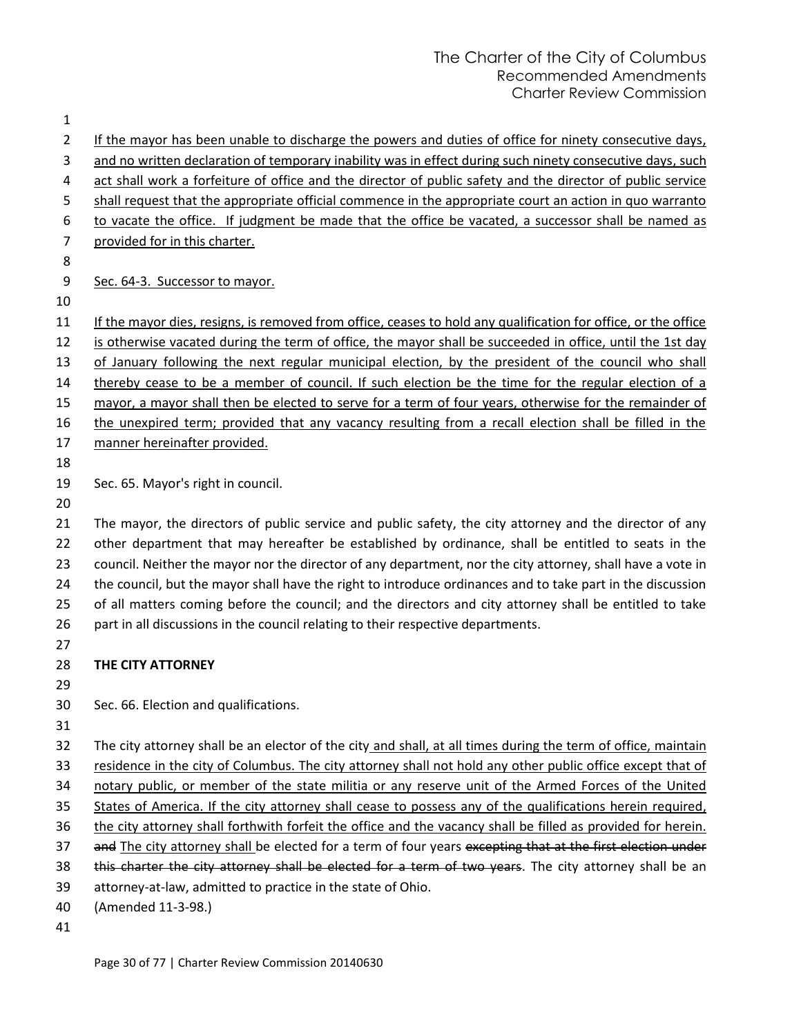<u>If the mayor has been unable to discharge the powers and duties of office for ninety consecutive days, and no written declaration of temporary inability was in effect during such ninety consecutive days, such act shall work a forfeiture of office and the director of public safety and the director of public service shall request that the appropriate official commence in the appropriate court an action in quo warranto to vacate the office. If judgment be made that the office be vacated, a successor shall be named as provided for in this charter.</u>

<u>Sec. 64-3. Successor to mayor.</u>

<u>If the mayor dies, resigns, is removed from office, ceases to hold any qualification for office, or the office is otherwise vacated during the term of office, the mayor shall be succeeded in office, until the 1st day of January following the next regular municipal election, by the president of the council who shall thereby cease to be a member of council. If such election be the time for the regular election of a mayor, a mayor shall then be elected to serve for a term of four years, otherwise for the remainder of the unexpired term; provided that any vacancy resulting from a recall election shall be filled in the manner hereinafter provided.</u>

Sec. 65. Mayor's right in council.

The mayor, the directors of public service and public safety, the city attorney and the director of any other department that may hereafter be established by ordinance, shall be entitled to seats in the council. Neither the mayor nor the director of any department, nor the city attorney, shall have a vote in the council, but the mayor shall have the right to introduce ordinances and to take part in the discussion of all matters coming before the council; and the directors and city attorney shall be entitled to take part in all discussions in the council relating to their respective departments.

**THE CITY ATTORNEY**

Sec. 66. Election and qualifications.

The city attorney shall be an elector of the city<u> and shall, at all times during the term of office, maintain residence in the city of Columbus. The city attorney shall not hold any other public office except that of notary public, or member of the state militia or any reserve unit of the Armed Forces of the United States of America. If the city attorney shall cease to possess any of the qualifications herein required, the city attorney shall forthwith forfeit the office and the vacancy shall be filled as provided for herein.</u> ~~and~~ <u>The city attorney shall </u>be elected for a term of four years ~~excepting that at the first election under this charter the city attorney shall be elected for a term of two years~~. The city attorney shall be an attorney-at-law, admitted to practice in the state of Ohio.

(Amended 11-3-98.)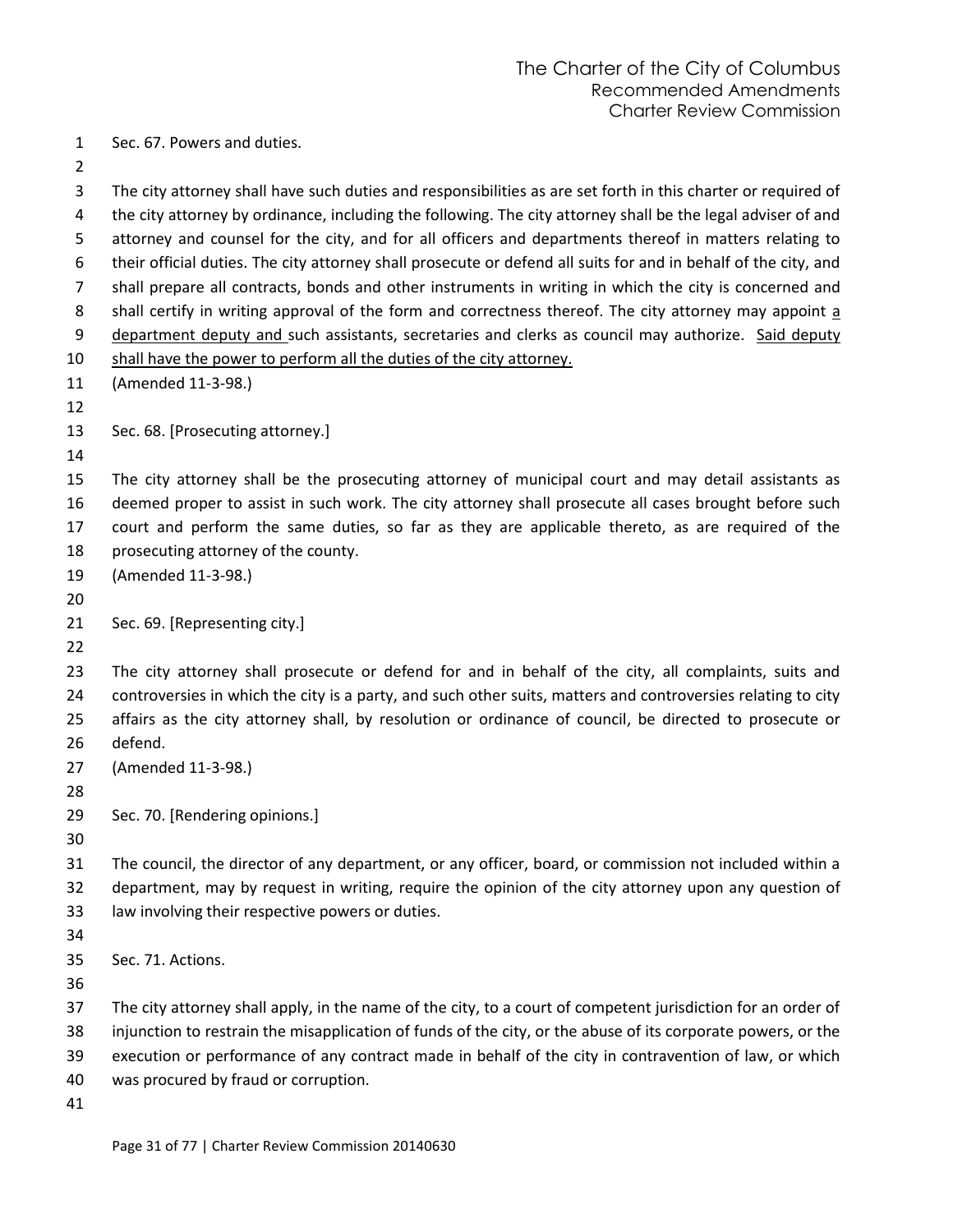Sec. 67. Powers and duties.

The city attorney shall have such duties and responsibilities as are set forth in this charter or required of the city attorney by ordinance, including the following. The city attorney shall be the legal adviser of and attorney and counsel for the city, and for all officers and departments thereof in matters relating to their official duties. The city attorney shall prosecute or defend all suits for and in behalf of the city, and shall prepare all contracts, bonds and other instruments in writing in which the city is concerned and shall certify in writing approval of the form and correctness thereof. The city attorney may appoint <u>a department deputy and</u> such assistants, secretaries and clerks as council may authorize. <u>Said deputy shall have the power to perform all the duties of the city attorney.</u>

(Amended 11-3-98.)

Sec. 68. [Prosecuting attorney.]

The city attorney shall be the prosecuting attorney of municipal court and may detail assistants as deemed proper to assist in such work. The city attorney shall prosecute all cases brought before such court and perform the same duties, so far as they are applicable thereto, as are required of the prosecuting attorney of the county.

(Amended 11-3-98.)

Sec. 69. [Representing city.]

The city attorney shall prosecute or defend for and in behalf of the city, all complaints, suits and controversies in which the city is a party, and such other suits, matters and controversies relating to city affairs as the city attorney shall, by resolution or ordinance of council, be directed to prosecute or defend.

(Amended 11-3-98.)

Sec. 70. [Rendering opinions.]

The council, the director of any department, or any officer, board, or commission not included within a department, may by request in writing, require the opinion of the city attorney upon any question of law involving their respective powers or duties.

Sec. 71. Actions.

The city attorney shall apply, in the name of the city, to a court of competent jurisdiction for an order of injunction to restrain the misapplication of funds of the city, or the abuse of its corporate powers, or the execution or performance of any contract made in behalf of the city in contravention of law, or which was procured by fraud or corruption.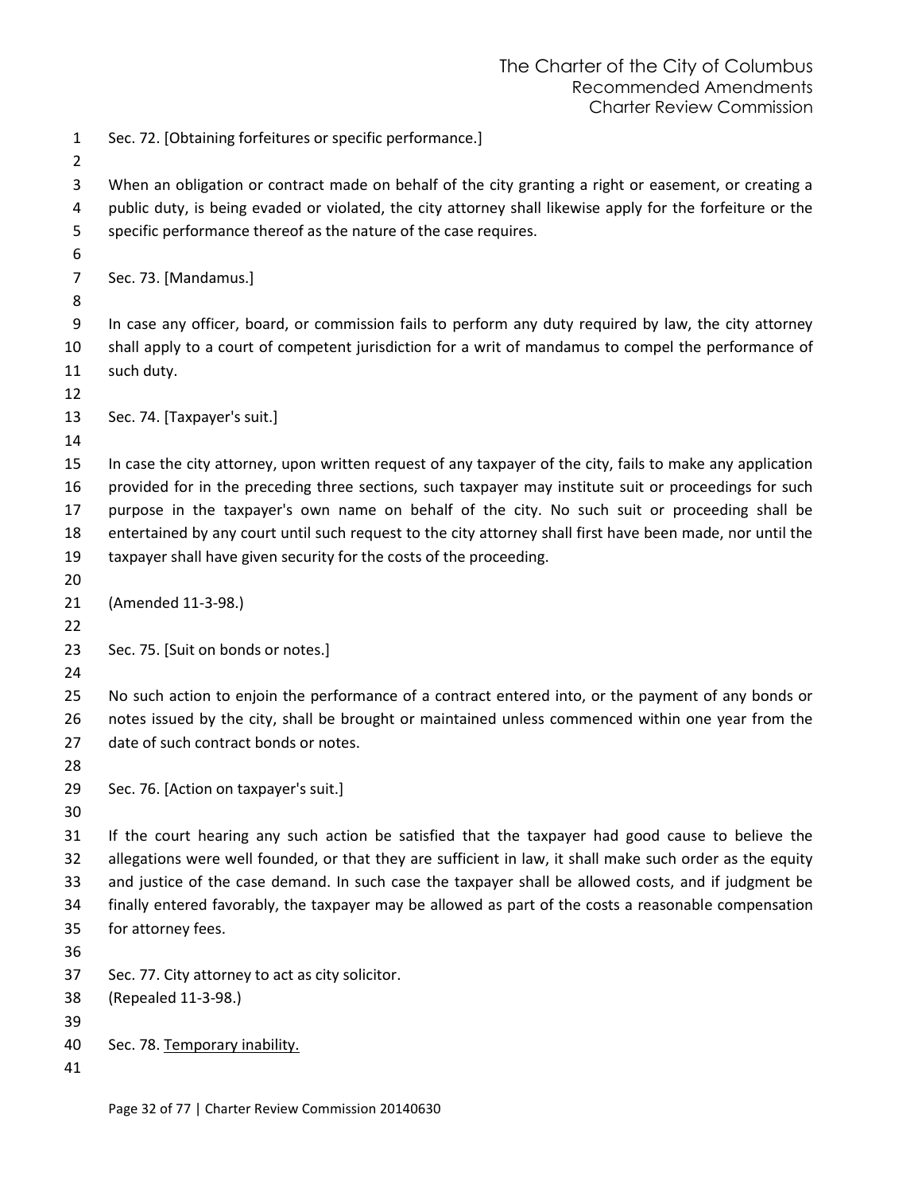Sec. 72. [Obtaining forfeitures or specific performance.]

When an obligation or contract made on behalf of the city granting a right or easement, or creating a public duty, is being evaded or violated, the city attorney shall likewise apply for the forfeiture or the specific performance thereof as the nature of the case requires.

Sec. 73. [Mandamus.]

In case any officer, board, or commission fails to perform any duty required by law, the city attorney shall apply to a court of competent jurisdiction for a writ of mandamus to compel the performance of such duty.

Sec. 74. [Taxpayer's suit.]

In case the city attorney, upon written request of any taxpayer of the city, fails to make any application provided for in the preceding three sections, such taxpayer may institute suit or proceedings for such purpose in the taxpayer's own name on behalf of the city. No such suit or proceeding shall be entertained by any court until such request to the city attorney shall first have been made, nor until the taxpayer shall have given security for the costs of the proceeding.

(Amended 11-3-98.)

Sec. 75. [Suit on bonds or notes.]

No such action to enjoin the performance of a contract entered into, or the payment of any bonds or notes issued by the city, shall be brought or maintained unless commenced within one year from the date of such contract bonds or notes.

Sec. 76. [Action on taxpayer's suit.]

If the court hearing any such action be satisfied that the taxpayer had good cause to believe the allegations were well founded, or that they are sufficient in law, it shall make such order as the equity and justice of the case demand. In such case the taxpayer shall be allowed costs, and if judgment be finally entered favorably, the taxpayer may be allowed as part of the costs a reasonable compensation for attorney fees.

Sec. 77. City attorney to act as city solicitor.
(Repealed 11-3-98.)

Sec. 78. Temporary inability.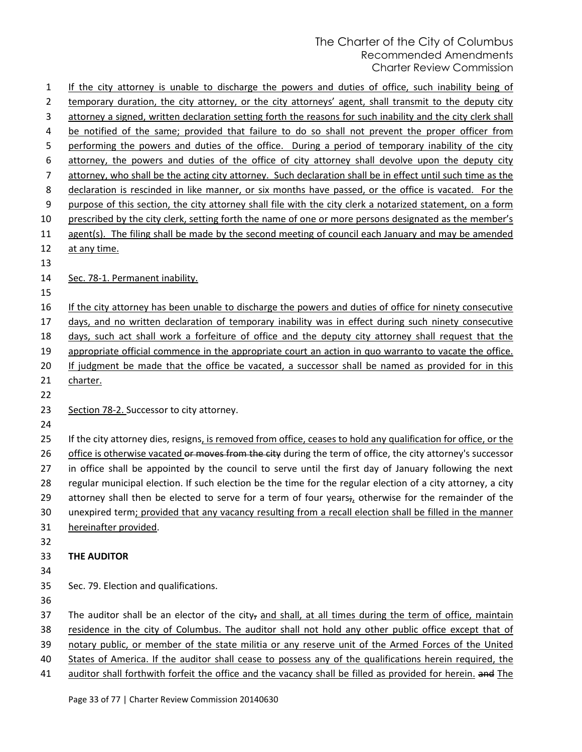If the city attorney is unable to discharge the powers and duties of office, such inability being of temporary duration, the city attorney, or the city attorneys' agent, shall transmit to the deputy city attorney a signed, written declaration setting forth the reasons for such inability and the city clerk shall be notified of the same; provided that failure to do so shall not prevent the proper officer from performing the powers and duties of the office. During a period of temporary inability of the city attorney, the powers and duties of the office of city attorney shall devolve upon the deputy city attorney, who shall be the acting city attorney. Such declaration shall be in effect until such time as the declaration is rescinded in like manner, or six months have passed, or the office is vacated. For the purpose of this section, the city attorney shall file with the city clerk a notarized statement, on a form prescribed by the city clerk, setting forth the name of one or more persons designated as the member's agent(s). The filing shall be made by the second meeting of council each January and may be amended at any time.

Sec. 78-1. Permanent inability.

If the city attorney has been unable to discharge the powers and duties of office for ninety consecutive days, and no written declaration of temporary inability was in effect during such ninety consecutive days, such act shall work a forfeiture of office and the deputy city attorney shall request that the appropriate official commence in the appropriate court an action in quo warranto to vacate the office. If judgment be made that the office be vacated, a successor shall be named as provided for in this charter.

Section 78-2. Successor to city attorney.

If the city attorney dies, resigns, is removed from office, ceases to hold any qualification for office, or the office is otherwise vacated ~~or moves from the city~~ during the term of office, the city attorney's successor in office shall be appointed by the council to serve until the first day of January following the next regular municipal election. If such election be the time for the regular election of a city attorney, a city attorney shall then be elected to serve for a term of four years~~;~~, otherwise for the remainder of the unexpired term; provided that any vacancy resulting from a recall election shall be filled in the manner hereinafter provided.

**THE AUDITOR**

Sec. 79. Election and qualifications.

The auditor shall be an elector of the city~~,~~ and shall, at all times during the term of office, maintain residence in the city of Columbus. The auditor shall not hold any other public office except that of notary public, or member of the state militia or any reserve unit of the Armed Forces of the United States of America. If the auditor shall cease to possess any of the qualifications herein required, the auditor shall forthwith forfeit the office and the vacancy shall be filled as provided for herein. ~~and~~ The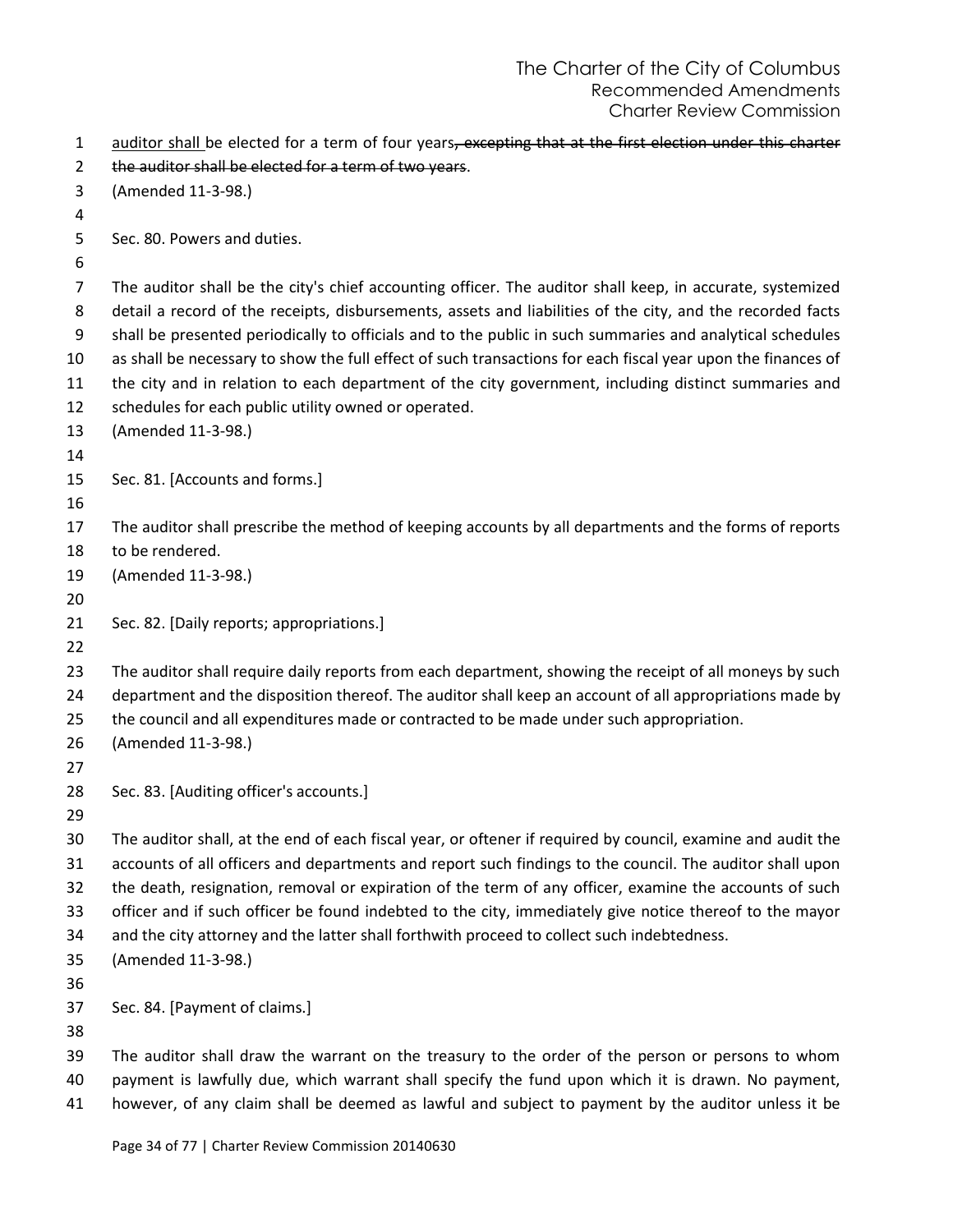auditor shall be elected for a term of four years~~, excepting that at the first election under this charter the auditor shall be elected for a term of two years~~.
(Amended 11-3-98.)

Sec. 80. Powers and duties.

The auditor shall be the city's chief accounting officer. The auditor shall keep, in accurate, systemized detail a record of the receipts, disbursements, assets and liabilities of the city, and the recorded facts shall be presented periodically to officials and to the public in such summaries and analytical schedules as shall be necessary to show the full effect of such transactions for each fiscal year upon the finances of the city and in relation to each department of the city government, including distinct summaries and schedules for each public utility owned or operated.
(Amended 11-3-98.)

Sec. 81. [Accounts and forms.]

The auditor shall prescribe the method of keeping accounts by all departments and the forms of reports to be rendered.
(Amended 11-3-98.)

Sec. 82. [Daily reports; appropriations.]

The auditor shall require daily reports from each department, showing the receipt of all moneys by such department and the disposition thereof. The auditor shall keep an account of all appropriations made by the council and all expenditures made or contracted to be made under such appropriation.
(Amended 11-3-98.)

Sec. 83. [Auditing officer's accounts.]

The auditor shall, at the end of each fiscal year, or oftener if required by council, examine and audit the accounts of all officers and departments and report such findings to the council. The auditor shall upon the death, resignation, removal or expiration of the term of any officer, examine the accounts of such officer and if such officer be found indebted to the city, immediately give notice thereof to the mayor and the city attorney and the latter shall forthwith proceed to collect such indebtedness.
(Amended 11-3-98.)

Sec. 84. [Payment of claims.]

The auditor shall draw the warrant on the treasury to the order of the person or persons to whom payment is lawfully due, which warrant shall specify the fund upon which it is drawn. No payment, however, of any claim shall be deemed as lawful and subject to payment by the auditor unless it be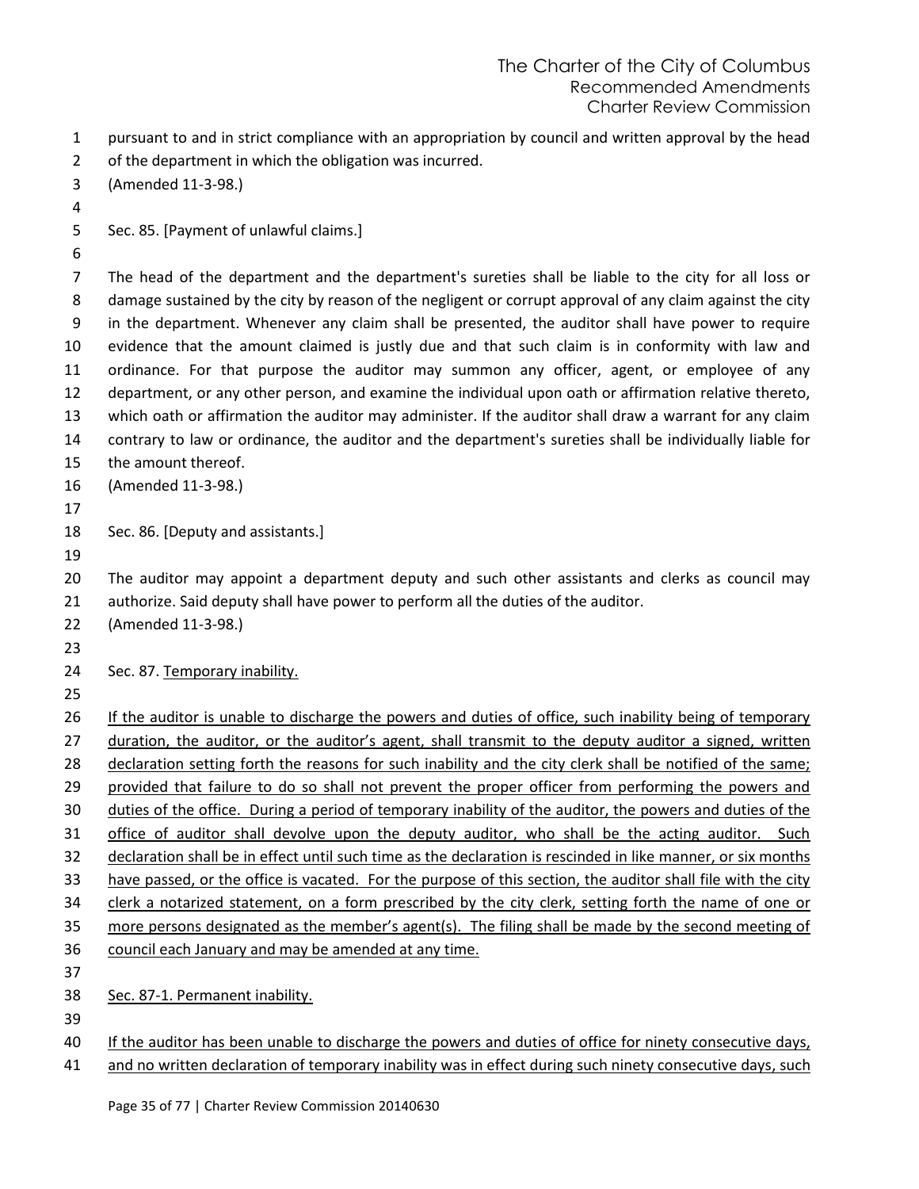pursuant to and in strict compliance with an appropriation by council and written approval by the head of the department in which the obligation was incurred.
(Amended 11-3-98.)

Sec. 85. [Payment of unlawful claims.]

The head of the department and the department's sureties shall be liable to the city for all loss or damage sustained by the city by reason of the negligent or corrupt approval of any claim against the city in the department. Whenever any claim shall be presented, the auditor shall have power to require evidence that the amount claimed is justly due and that such claim is in conformity with law and ordinance. For that purpose the auditor may summon any officer, agent, or employee of any department, or any other person, and examine the individual upon oath or affirmation relative thereto, which oath or affirmation the auditor may administer. If the auditor shall draw a warrant for any claim contrary to law or ordinance, the auditor and the department's sureties shall be individually liable for the amount thereof.
(Amended 11-3-98.)

Sec. 86. [Deputy and assistants.]

The auditor may appoint a department deputy and such other assistants and clerks as council may authorize. Said deputy shall have power to perform all the duties of the auditor.
(Amended 11-3-98.)

Sec. 87. <u>Temporary inability.</u>

<u>If the auditor is unable to discharge the powers and duties of office, such inability being of temporary duration, the auditor, or the auditor's agent, shall transmit to the deputy auditor a signed, written declaration setting forth the reasons for such inability and the city clerk shall be notified of the same; provided that failure to do so shall not prevent the proper officer from performing the powers and duties of the office. During a period of temporary inability of the auditor, the powers and duties of the office of auditor shall devolve upon the deputy auditor, who shall be the acting auditor. Such declaration shall be in effect until such time as the declaration is rescinded in like manner, or six months have passed, or the office is vacated. For the purpose of this section, the auditor shall file with the city clerk a notarized statement, on a form prescribed by the city clerk, setting forth the name of one or more persons designated as the member's agent(s). The filing shall be made by the second meeting of council each January and may be amended at any time.</u>

<u>Sec. 87-1. Permanent inability.</u>

<u>If the auditor has been unable to discharge the powers and duties of office for ninety consecutive days, and no written declaration of temporary inability was in effect during such ninety consecutive days, such</u>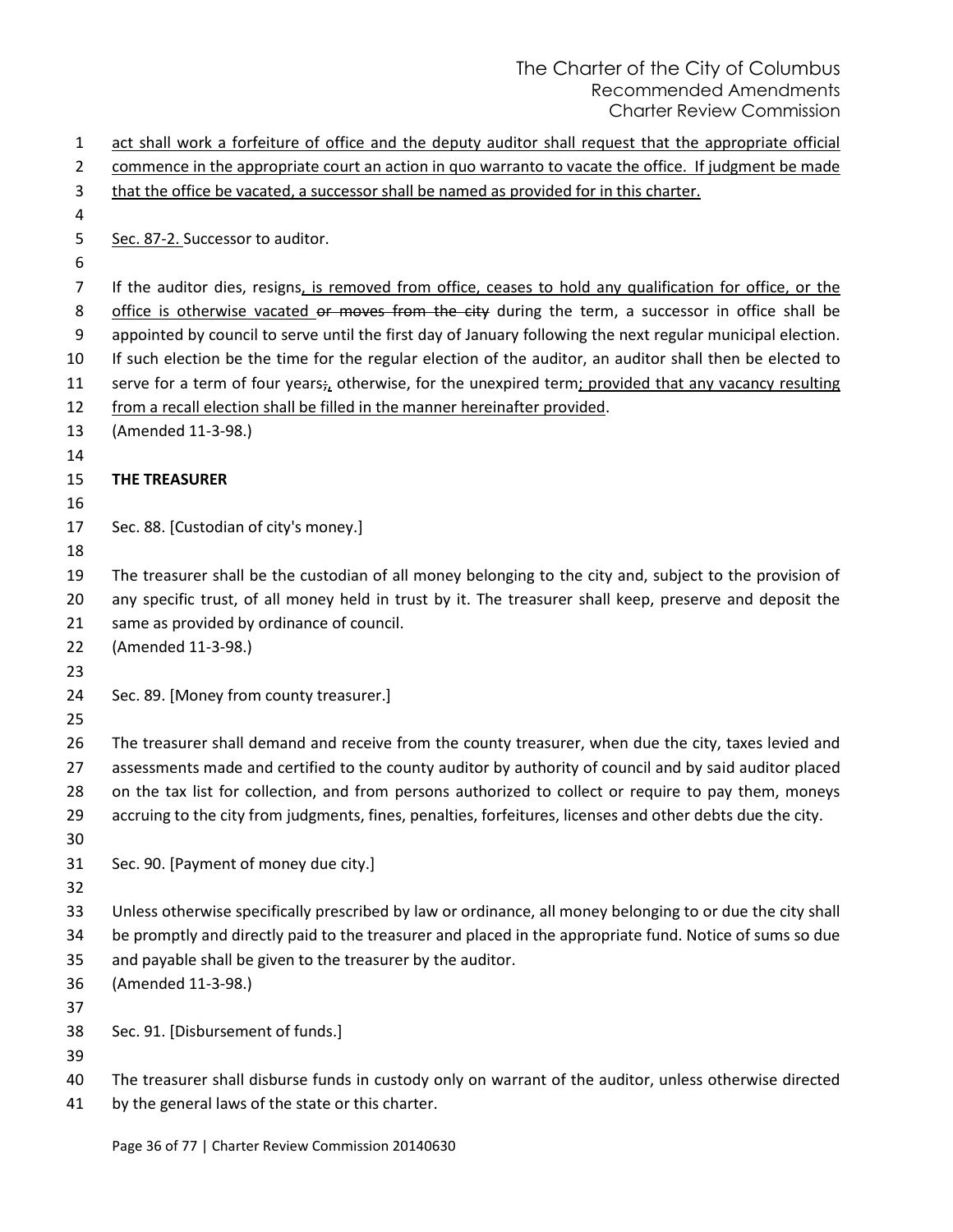act shall work a forfeiture of office and the deputy auditor shall request that the appropriate official commence in the appropriate court an action in quo warranto to vacate the office. If judgment be made that the office be vacated, a successor shall be named as provided for in this charter.

Sec. 87-2. Successor to auditor.

If the auditor dies, resigns, is removed from office, ceases to hold any qualification for office, or the office is otherwise vacated ~~or moves from the city~~ during the term, a successor in office shall be appointed by council to serve until the first day of January following the next regular municipal election. If such election be the time for the regular election of the auditor, an auditor shall then be elected to serve for a term of four years~~;~~, otherwise, for the unexpired term; provided that any vacancy resulting from a recall election shall be filled in the manner hereinafter provided.
(Amended 11-3-98.)

**THE TREASURER**

Sec. 88. [Custodian of city's money.]

The treasurer shall be the custodian of all money belonging to the city and, subject to the provision of any specific trust, of all money held in trust by it. The treasurer shall keep, preserve and deposit the same as provided by ordinance of council.
(Amended 11-3-98.)

Sec. 89. [Money from county treasurer.]

The treasurer shall demand and receive from the county treasurer, when due the city, taxes levied and assessments made and certified to the county auditor by authority of council and by said auditor placed on the tax list for collection, and from persons authorized to collect or require to pay them, moneys accruing to the city from judgments, fines, penalties, forfeitures, licenses and other debts due the city.

Sec. 90. [Payment of money due city.]

Unless otherwise specifically prescribed by law or ordinance, all money belonging to or due the city shall be promptly and directly paid to the treasurer and placed in the appropriate fund. Notice of sums so due and payable shall be given to the treasurer by the auditor.
(Amended 11-3-98.)

Sec. 91. [Disbursement of funds.]

The treasurer shall disburse funds in custody only on warrant of the auditor, unless otherwise directed by the general laws of the state or this charter.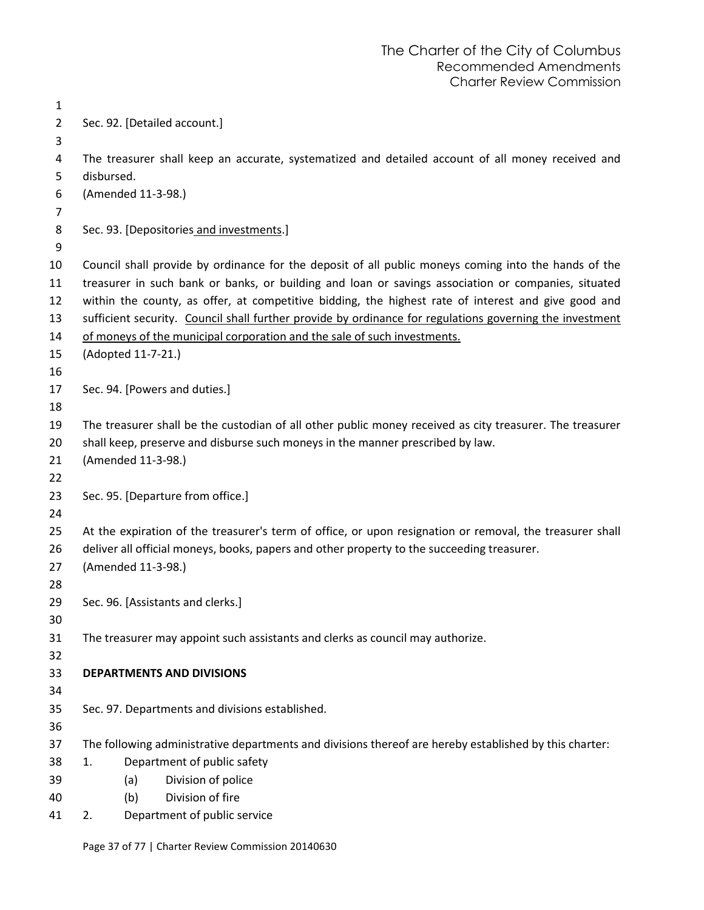Sec. 92. [Detailed account.]

The treasurer shall keep an accurate, systematized and detailed account of all money received and disbursed.
(Amended 11-3-98.)

Sec. 93. [Depositories <u>and investments</u>.]

Council shall provide by ordinance for the deposit of all public moneys coming into the hands of the treasurer in such bank or banks, or building and loan or savings association or companies, situated within the county, as offer, at competitive bidding, the highest rate of interest and give good and sufficient security. <u>Council shall further provide by ordinance for regulations governing the investment of moneys of the municipal corporation and the sale of such investments.</u>
(Adopted 11-7-21.)

Sec. 94. [Powers and duties.]

The treasurer shall be the custodian of all other public money received as city treasurer. The treasurer shall keep, preserve and disburse such moneys in the manner prescribed by law.
(Amended 11-3-98.)

Sec. 95. [Departure from office.]

At the expiration of the treasurer's term of office, or upon resignation or removal, the treasurer shall deliver all official moneys, books, papers and other property to the succeeding treasurer.
(Amended 11-3-98.)

Sec. 96. [Assistants and clerks.]

The treasurer may appoint such assistants and clerks as council may authorize.

**DEPARTMENTS AND DIVISIONS**

Sec. 97. Departments and divisions established.

The following administrative departments and divisions thereof are hereby established by this charter:

1. Department of public safety
   (a) Division of police
   (b) Division of fire
2. Department of public service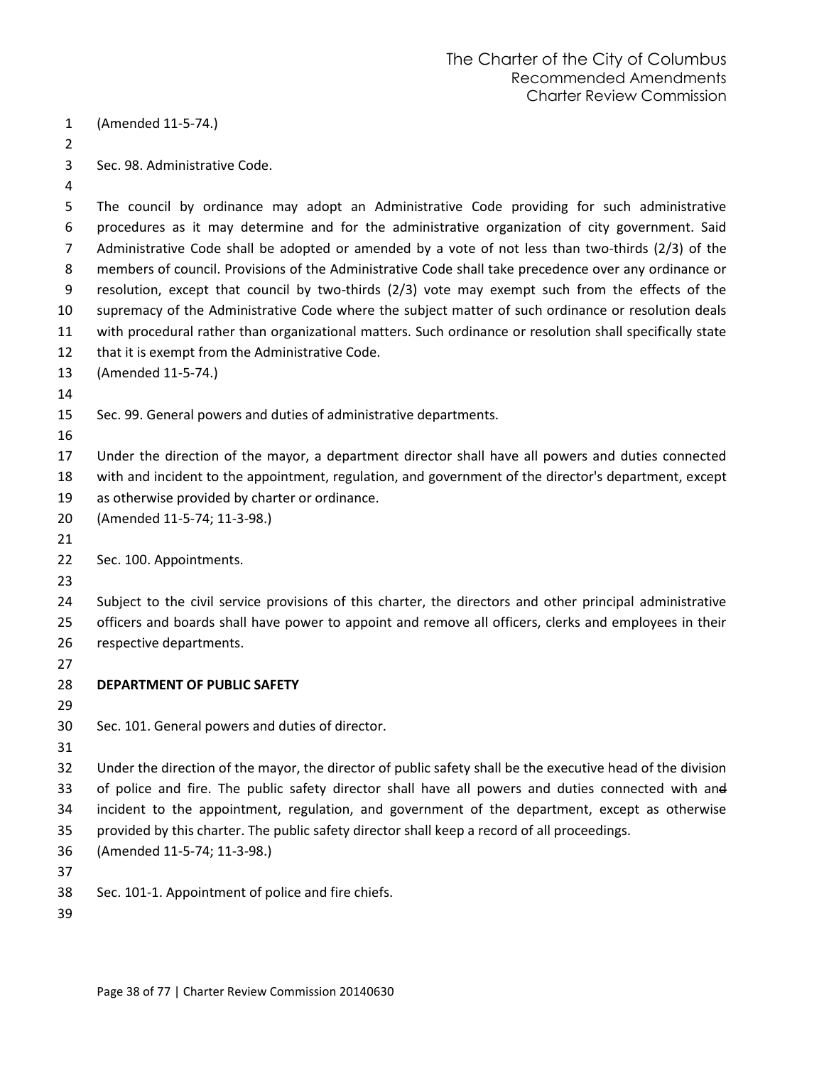(Amended 11-5-74.)

Sec. 98. Administrative Code.

The council by ordinance may adopt an Administrative Code providing for such administrative procedures as it may determine and for the administrative organization of city government. Said Administrative Code shall be adopted or amended by a vote of not less than two-thirds (2/3) of the members of council. Provisions of the Administrative Code shall take precedence over any ordinance or resolution, except that council by two-thirds (2/3) vote may exempt such from the effects of the supremacy of the Administrative Code where the subject matter of such ordinance or resolution deals with procedural rather than organizational matters. Such ordinance or resolution shall specifically state that it is exempt from the Administrative Code.
(Amended 11-5-74.)

Sec. 99. General powers and duties of administrative departments.

Under the direction of the mayor, a department director shall have all powers and duties connected with and incident to the appointment, regulation, and government of the director's department, except as otherwise provided by charter or ordinance.
(Amended 11-5-74; 11-3-98.)

Sec. 100. Appointments.

Subject to the civil service provisions of this charter, the directors and other principal administrative officers and boards shall have power to appoint and remove all officers, clerks and employees in their respective departments.

**DEPARTMENT OF PUBLIC SAFETY**

Sec. 101. General powers and duties of director.

Under the direction of the mayor, the director of public safety shall be the executive head of the division of police and fire. The public safety director shall have all powers and duties connected with and incident to the appointment, regulation, and government of the department, except as otherwise provided by this charter. The public safety director shall keep a record of all proceedings.
(Amended 11-5-74; 11-3-98.)

Sec. 101-1. Appointment of police and fire chiefs.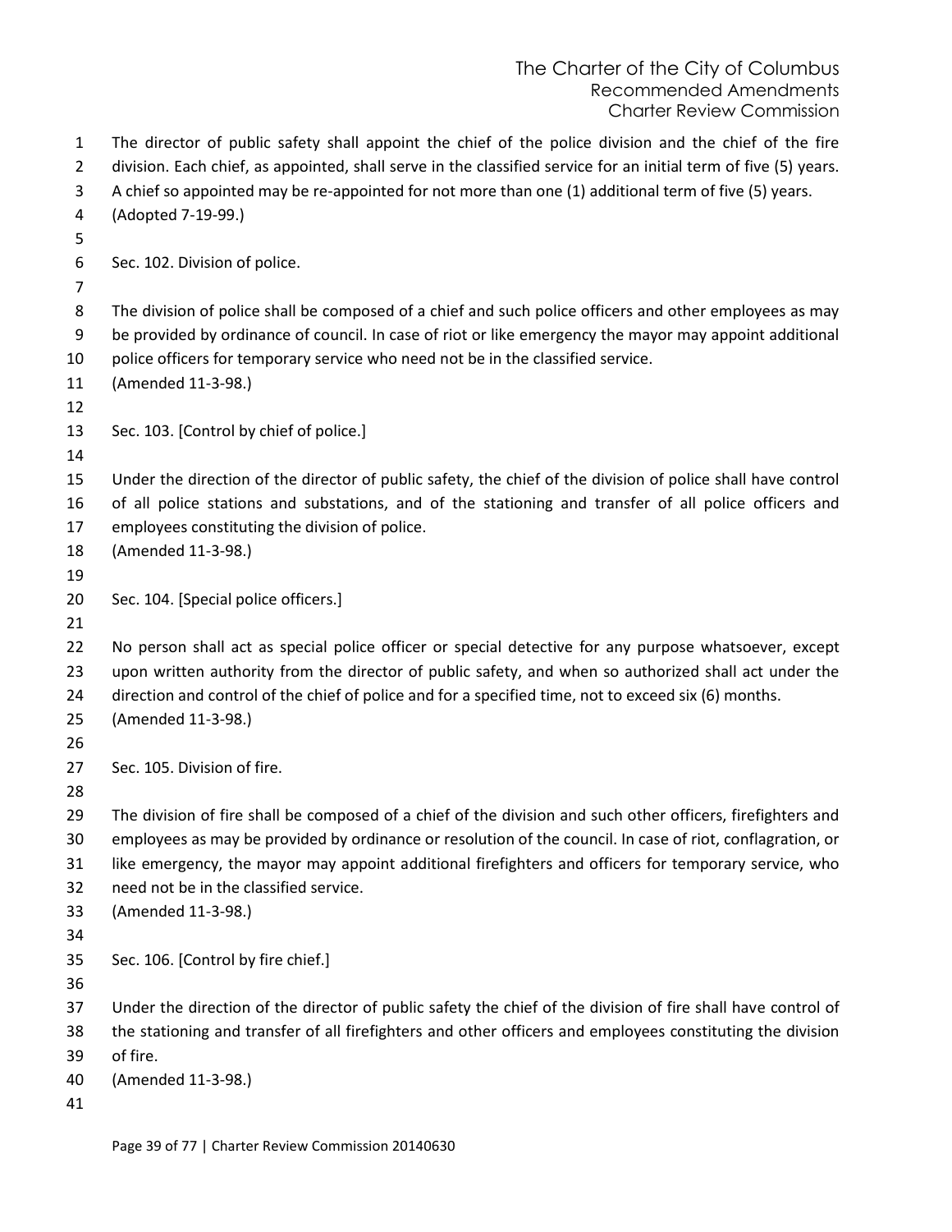The director of public safety shall appoint the chief of the police division and the chief of the fire division. Each chief, as appointed, shall serve in the classified service for an initial term of five (5) years. A chief so appointed may be re-appointed for not more than one (1) additional term of five (5) years.
(Adopted 7-19-99.)

Sec. 102. Division of police.

The division of police shall be composed of a chief and such police officers and other employees as may be provided by ordinance of council. In case of riot or like emergency the mayor may appoint additional police officers for temporary service who need not be in the classified service.
(Amended 11-3-98.)

Sec. 103. [Control by chief of police.]

Under the direction of the director of public safety, the chief of the division of police shall have control of all police stations and substations, and of the stationing and transfer of all police officers and employees constituting the division of police.
(Amended 11-3-98.)

Sec. 104. [Special police officers.]

No person shall act as special police officer or special detective for any purpose whatsoever, except upon written authority from the director of public safety, and when so authorized shall act under the direction and control of the chief of police and for a specified time, not to exceed six (6) months.
(Amended 11-3-98.)

Sec. 105. Division of fire.

The division of fire shall be composed of a chief of the division and such other officers, firefighters and employees as may be provided by ordinance or resolution of the council. In case of riot, conflagration, or like emergency, the mayor may appoint additional firefighters and officers for temporary service, who need not be in the classified service.
(Amended 11-3-98.)

Sec. 106. [Control by fire chief.]

Under the direction of the director of public safety the chief of the division of fire shall have control of the stationing and transfer of all firefighters and other officers and employees constituting the division of fire.
(Amended 11-3-98.)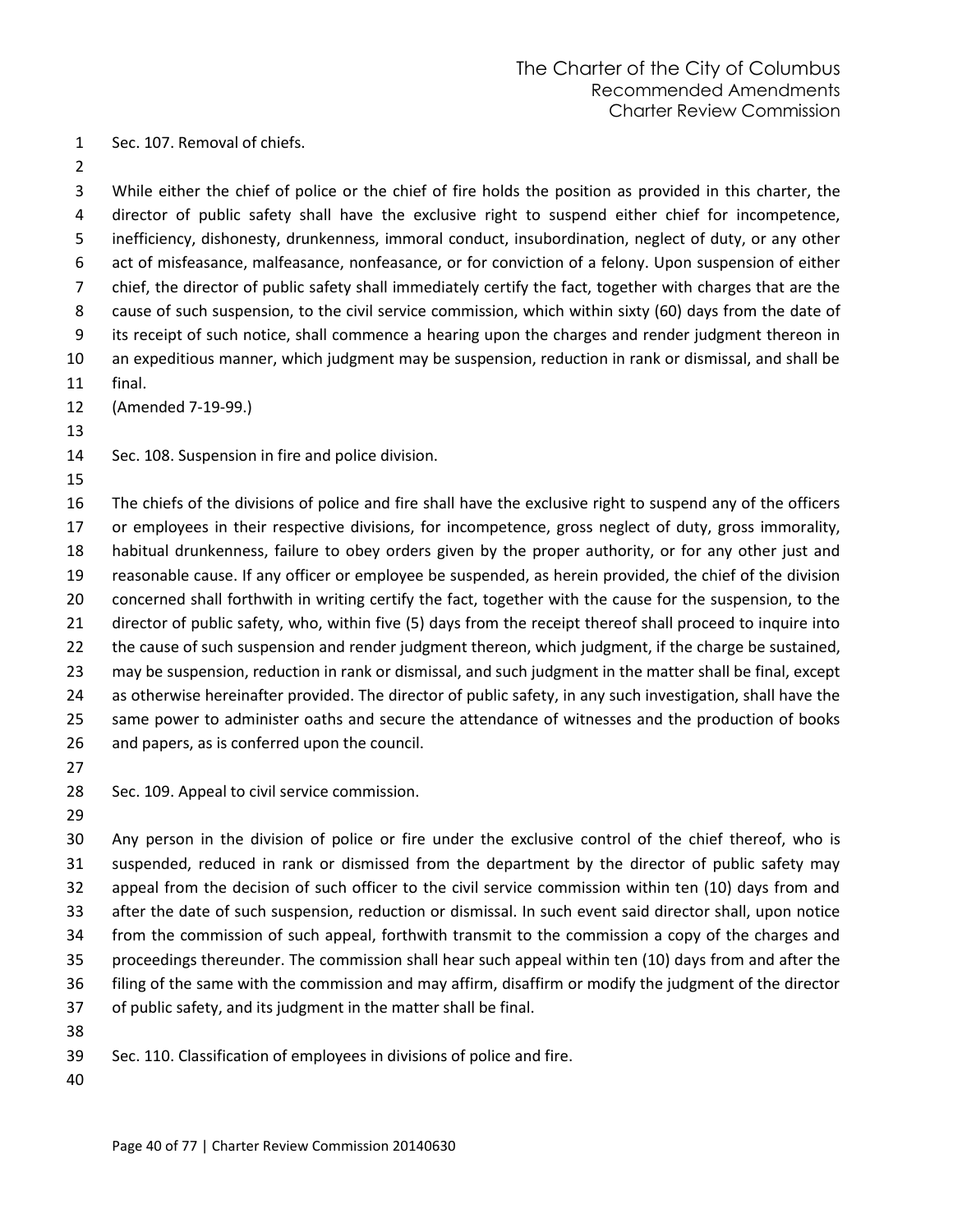Sec. 107. Removal of chiefs.

While either the chief of police or the chief of fire holds the position as provided in this charter, the director of public safety shall have the exclusive right to suspend either chief for incompetence, inefficiency, dishonesty, drunkenness, immoral conduct, insubordination, neglect of duty, or any other act of misfeasance, malfeasance, nonfeasance, or for conviction of a felony. Upon suspension of either chief, the director of public safety shall immediately certify the fact, together with charges that are the cause of such suspension, to the civil service commission, which within sixty (60) days from the date of its receipt of such notice, shall commence a hearing upon the charges and render judgment thereon in an expeditious manner, which judgment may be suspension, reduction in rank or dismissal, and shall be final.

(Amended 7-19-99.)

Sec. 108. Suspension in fire and police division.

The chiefs of the divisions of police and fire shall have the exclusive right to suspend any of the officers or employees in their respective divisions, for incompetence, gross neglect of duty, gross immorality, habitual drunkenness, failure to obey orders given by the proper authority, or for any other just and reasonable cause. If any officer or employee be suspended, as herein provided, the chief of the division concerned shall forthwith in writing certify the fact, together with the cause for the suspension, to the director of public safety, who, within five (5) days from the receipt thereof shall proceed to inquire into the cause of such suspension and render judgment thereon, which judgment, if the charge be sustained, may be suspension, reduction in rank or dismissal, and such judgment in the matter shall be final, except as otherwise hereinafter provided. The director of public safety, in any such investigation, shall have the same power to administer oaths and secure the attendance of witnesses and the production of books and papers, as is conferred upon the council.

Sec. 109. Appeal to civil service commission.

Any person in the division of police or fire under the exclusive control of the chief thereof, who is suspended, reduced in rank or dismissed from the department by the director of public safety may appeal from the decision of such officer to the civil service commission within ten (10) days from and after the date of such suspension, reduction or dismissal. In such event said director shall, upon notice from the commission of such appeal, forthwith transmit to the commission a copy of the charges and proceedings thereunder. The commission shall hear such appeal within ten (10) days from and after the filing of the same with the commission and may affirm, disaffirm or modify the judgment of the director of public safety, and its judgment in the matter shall be final.

Sec. 110. Classification of employees in divisions of police and fire.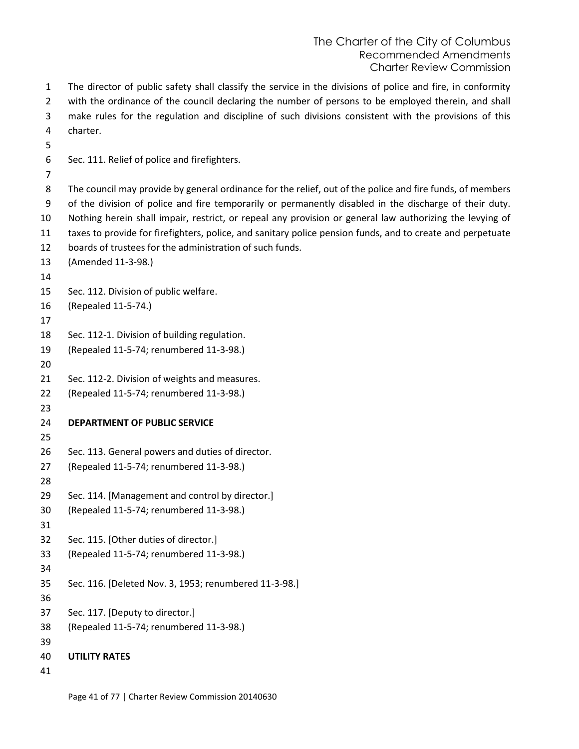The director of public safety shall classify the service in the divisions of police and fire, in conformity with the ordinance of the council declaring the number of persons to be employed therein, and shall make rules for the regulation and discipline of such divisions consistent with the provisions of this charter.

Sec. 111. Relief of police and firefighters.

The council may provide by general ordinance for the relief, out of the police and fire funds, of members of the division of police and fire temporarily or permanently disabled in the discharge of their duty. Nothing herein shall impair, restrict, or repeal any provision or general law authorizing the levying of taxes to provide for firefighters, police, and sanitary police pension funds, and to create and perpetuate boards of trustees for the administration of such funds.
(Amended 11-3-98.)

Sec. 112. Division of public welfare.
(Repealed 11-5-74.)

Sec. 112-1. Division of building regulation.
(Repealed 11-5-74; renumbered 11-3-98.)

Sec. 112-2. Division of weights and measures.
(Repealed 11-5-74; renumbered 11-3-98.)

**DEPARTMENT OF PUBLIC SERVICE**

Sec. 113. General powers and duties of director.
(Repealed 11-5-74; renumbered 11-3-98.)

Sec. 114. [Management and control by director.]
(Repealed 11-5-74; renumbered 11-3-98.)

Sec. 115. [Other duties of director.]
(Repealed 11-5-74; renumbered 11-3-98.)

Sec. 116. [Deleted Nov. 3, 1953; renumbered 11-3-98.]

Sec. 117. [Deputy to director.]
(Repealed 11-5-74; renumbered 11-3-98.)

**UTILITY RATES**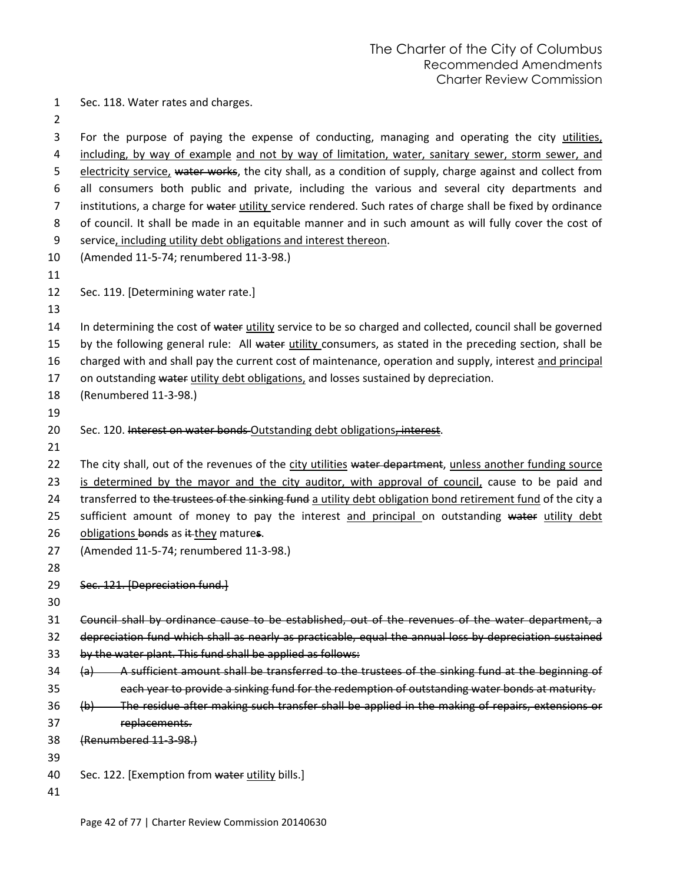Sec. 118. Water rates and charges.

For the purpose of paying the expense of conducting, managing and operating the city <u>utilities, including, by way of example and not by way of limitation, water, sanitary sewer, storm sewer, and electricity service,</u> ~~water works~~, the city shall, as a condition of supply, charge against and collect from all consumers both public and private, including the various and several city departments and institutions, a charge for ~~water~~ <u>utility</u> service rendered. Such rates of charge shall be fixed by ordinance of council. It shall be made in an equitable manner and in such amount as will fully cover the cost of service<u>, including utility debt obligations and interest thereon</u>.

(Amended 11-5-74; renumbered 11-3-98.)

Sec. 119. [Determining water rate.]

In determining the cost of ~~water~~ <u>utility</u> service to be so charged and collected, council shall be governed by the following general rule: All ~~water~~ <u>utility</u> consumers, as stated in the preceding section, shall be charged with and shall pay the current cost of maintenance, operation and supply, interest <u>and principal</u> on outstanding ~~water~~ <u>utility debt obligations,</u> and losses sustained by depreciation.

(Renumbered 11-3-98.)

Sec. 120. ~~Interest on water bonds~~ Outstanding debt obligations~~, interest~~.

The city shall, out of the revenues of the <u>city utilities</u> ~~water department~~, <u>unless another funding source is determined by the mayor and the city auditor, with approval of council,</u> cause to be paid and transferred to ~~the trustees of the sinking fund~~ <u>a utility debt obligation bond retirement fund</u> of the city a sufficient amount of money to pay the interest <u>and principal</u> on outstanding ~~water~~ <u>utility debt obligations</u> ~~bonds~~ as ~~it~~ <u>they</u> mature~~s~~.

(Amended 11-5-74; renumbered 11-3-98.)

~~Sec. 121. [Depreciation fund.]~~

~~Council shall by ordinance cause to be established, out of the revenues of the water department, a depreciation fund which shall as nearly as practicable, equal the annual loss by depreciation sustained by the water plant. This fund shall be applied as follows:~~

~~(a) A sufficient amount shall be transferred to the trustees of the sinking fund at the beginning of each year to provide a sinking fund for the redemption of outstanding water bonds at maturity.~~

~~(b) The residue after making such transfer shall be applied in the making of repairs, extensions or replacements.~~

~~(Renumbered 11-3-98.)~~

Sec. 122. [Exemption from ~~water~~ <u>utility</u> bills.]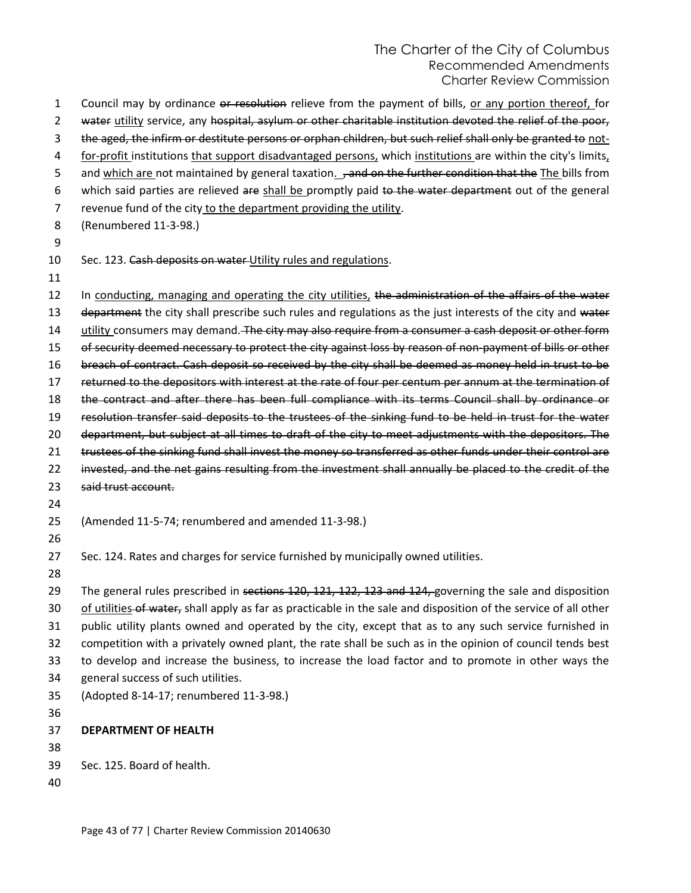Council may by ordinance ~~or resolution~~ relieve from the payment of bills, <u>or any portion thereof,</u> for ~~water~~ <u>utility</u> service, any ~~hospital, asylum or other charitable institution devoted the relief of the poor, the aged, the infirm or destitute persons or orphan children, but such relief shall only be granted to~~ <u>not-for-profit</u> institutions <u>that support disadvantaged persons,</u> which <u>institutions</u> are within the city's limits<u>,</u> and <u>which are</u> not maintained by general taxation<u>.</u> ~~, and on the further condition that the~~ <u>The</u> bills from which said parties are relieved ~~are~~ <u>shall be</u> promptly paid ~~to the water department~~ out of the general revenue fund of the city <u>to the department providing the utility</u>.

(Renumbered 11-3-98.)

Sec. 123. ~~Cash deposits on water~~ <u>Utility rules and regulations</u>.

In <u>conducting, managing and operating the city utilities,</u> ~~the administration of the affairs of the water department~~ the city shall prescribe such rules and regulations as the just interests of the city and ~~water~~ <u>utility</u> consumers may demand. ~~The city may also require from a consumer a cash deposit or other form of security deemed necessary to protect the city against loss by reason of non-payment of bills or other breach of contract. Cash deposit so received by the city shall be deemed as money held in trust to be returned to the depositors with interest at the rate of four per centum per annum at the termination of the contract and after there has been full compliance with its terms Council shall by ordinance or resolution transfer said deposits to the trustees of the sinking fund to be held in trust for the water department, but subject at all times to draft of the city to meet adjustments with the depositors. The trustees of the sinking fund shall invest the money so transferred as other funds under their control are invested, and the net gains resulting from the investment shall annually be placed to the credit of the said trust account.~~

(Amended 11-5-74; renumbered and amended 11-3-98.)

Sec. 124. Rates and charges for service furnished by municipally owned utilities.

The general rules prescribed in ~~sections 120, 121, 122, 123 and 124,~~ governing the sale and disposition <u>of utilities</u> ~~of water,~~ shall apply as far as practicable in the sale and disposition of the service of all other public utility plants owned and operated by the city, except that as to any such service furnished in competition with a privately owned plant, the rate shall be such as in the opinion of council tends best to develop and increase the business, to increase the load factor and to promote in other ways the general success of such utilities.

(Adopted 8-14-17; renumbered 11-3-98.)

**DEPARTMENT OF HEALTH**

Sec. 125. Board of health.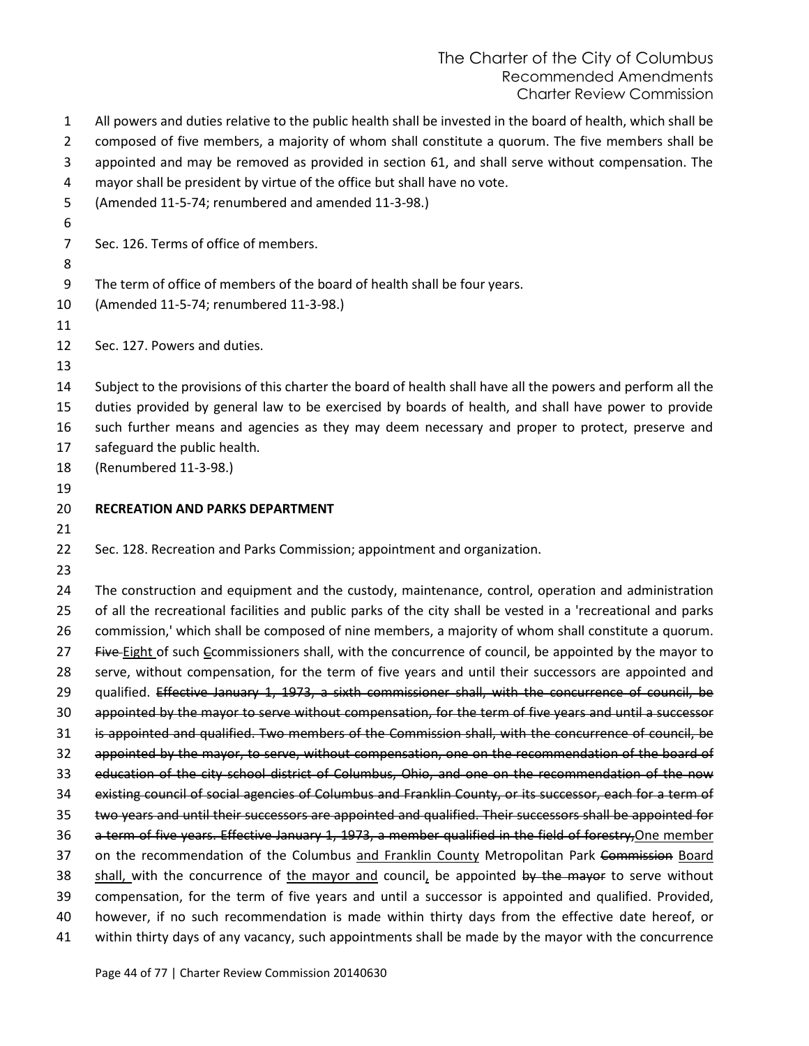All powers and duties relative to the public health shall be invested in the board of health, which shall be composed of five members, a majority of whom shall constitute a quorum. The five members shall be appointed and may be removed as provided in section 61, and shall serve without compensation. The mayor shall be president by virtue of the office but shall have no vote.
(Amended 11-5-74; renumbered and amended 11-3-98.)

Sec. 126. Terms of office of members.

The term of office of members of the board of health shall be four years.
(Amended 11-5-74; renumbered 11-3-98.)

Sec. 127. Powers and duties.

Subject to the provisions of this charter the board of health shall have all the powers and perform all the duties provided by general law to be exercised by boards of health, and shall have power to provide such further means and agencies as they may deem necessary and proper to protect, preserve and safeguard the public health.
(Renumbered 11-3-98.)

**RECREATION AND PARKS DEPARTMENT**

Sec. 128. Recreation and Parks Commission; appointment and organization.

The construction and equipment and the custody, maintenance, control, operation and administration of all the recreational facilities and public parks of the city shall be vested in a 'recreational and parks commission,' which shall be composed of nine members, a majority of whom shall constitute a quorum. ~~Five~~ <u>Eight</u> of such ~~C~~<u>c</u>ommissioners shall, with the concurrence of council, be appointed by the mayor to serve, without compensation, for the term of five years and until their successors are appointed and qualified. ~~Effective January 1, 1973, a sixth commissioner shall, with the concurrence of council, be appointed by the mayor to serve without compensation, for the term of five years and until a successor is appointed and qualified. Two members of the Commission shall, with the concurrence of council, be appointed by the mayor, to serve, without compensation, one on the recommendation of the board of education of the city school district of Columbus, Ohio, and one on the recommendation of the now existing council of social agencies of Columbus and Franklin County, or its successor, each for a term of two years and until their successors are appointed and qualified. Their successors shall be appointed for a term of five years. Effective January 1, 1973, a member qualified in the field of forestry,~~<u>One member</u> on the recommendation of the Columbus <u>and Franklin County</u> Metropolitan Park ~~Commission~~ <u>Board</u> <u>shall,</u> with the concurrence of <u>the mayor and</u> council<u>,</u> be appointed ~~by the mayor~~ to serve without compensation, for the term of five years and until a successor is appointed and qualified. Provided, however, if no such recommendation is made within thirty days from the effective date hereof, or within thirty days of any vacancy, such appointments shall be made by the mayor with the concurrence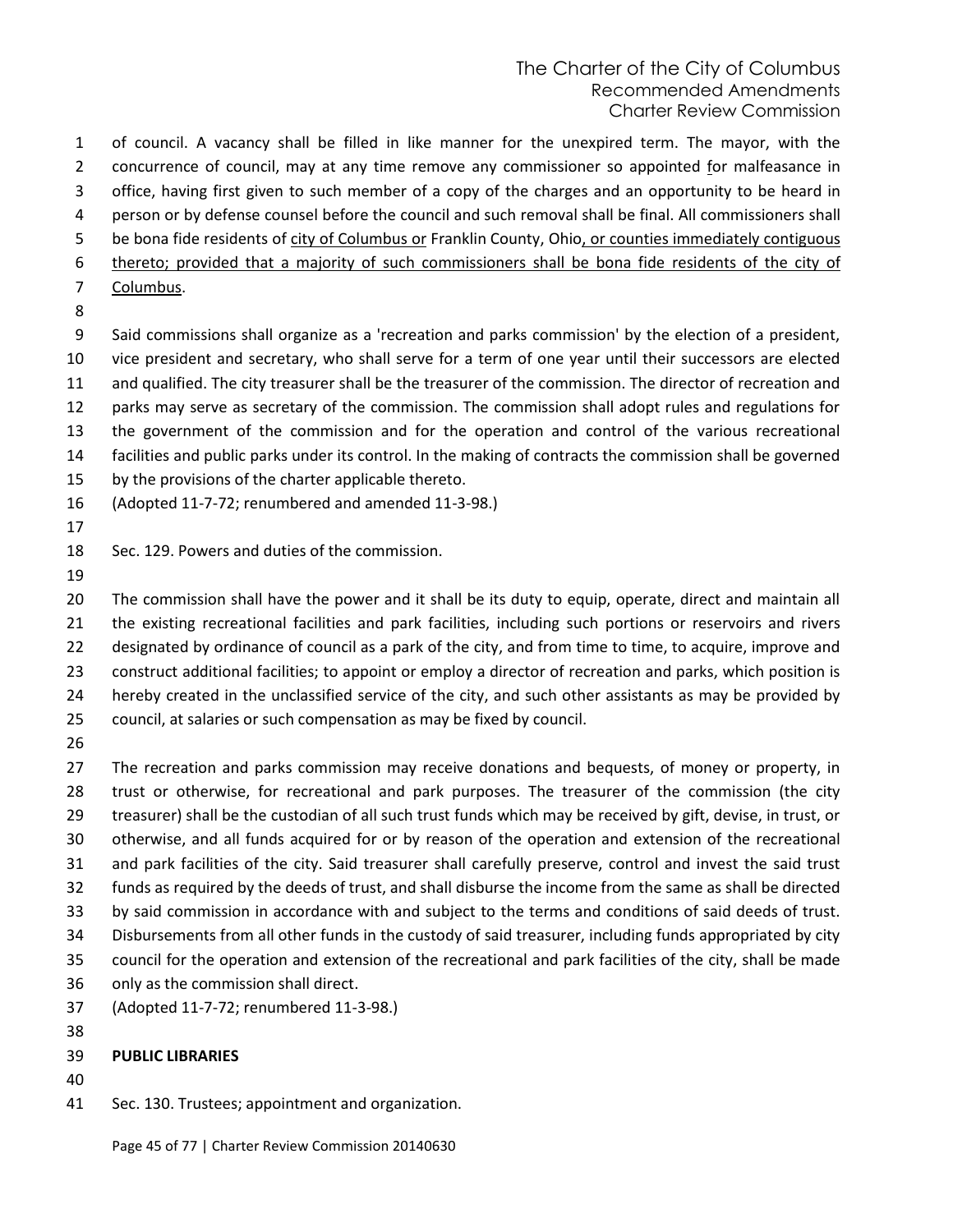of council. A vacancy shall be filled in like manner for the unexpired term. The mayor, with the concurrence of council, may at any time remove any commissioner so appointed for malfeasance in office, having first given to such member of a copy of the charges and an opportunity to be heard in person or by defense counsel before the council and such removal shall be final. All commissioners shall be bona fide residents of <u>city of Columbus or</u> Franklin County, Ohio<u>, or counties immediately contiguous thereto; provided that a majority of such commissioners shall be bona fide residents of the city of Columbus</u>.

Said commissions shall organize as a 'recreation and parks commission' by the election of a president, vice president and secretary, who shall serve for a term of one year until their successors are elected and qualified. The city treasurer shall be the treasurer of the commission. The director of recreation and parks may serve as secretary of the commission. The commission shall adopt rules and regulations for the government of the commission and for the operation and control of the various recreational facilities and public parks under its control. In the making of contracts the commission shall be governed by the provisions of the charter applicable thereto.

(Adopted 11-7-72; renumbered and amended 11-3-98.)

Sec. 129. Powers and duties of the commission.

The commission shall have the power and it shall be its duty to equip, operate, direct and maintain all the existing recreational facilities and park facilities, including such portions or reservoirs and rivers designated by ordinance of council as a park of the city, and from time to time, to acquire, improve and construct additional facilities; to appoint or employ a director of recreation and parks, which position is hereby created in the unclassified service of the city, and such other assistants as may be provided by council, at salaries or such compensation as may be fixed by council.

The recreation and parks commission may receive donations and bequests, of money or property, in trust or otherwise, for recreational and park purposes. The treasurer of the commission (the city treasurer) shall be the custodian of all such trust funds which may be received by gift, devise, in trust, or otherwise, and all funds acquired for or by reason of the operation and extension of the recreational and park facilities of the city. Said treasurer shall carefully preserve, control and invest the said trust funds as required by the deeds of trust, and shall disburse the income from the same as shall be directed by said commission in accordance with and subject to the terms and conditions of said deeds of trust. Disbursements from all other funds in the custody of said treasurer, including funds appropriated by city council for the operation and extension of the recreational and park facilities of the city, shall be made only as the commission shall direct.

(Adopted 11-7-72; renumbered 11-3-98.)

**PUBLIC LIBRARIES**

Sec. 130. Trustees; appointment and organization.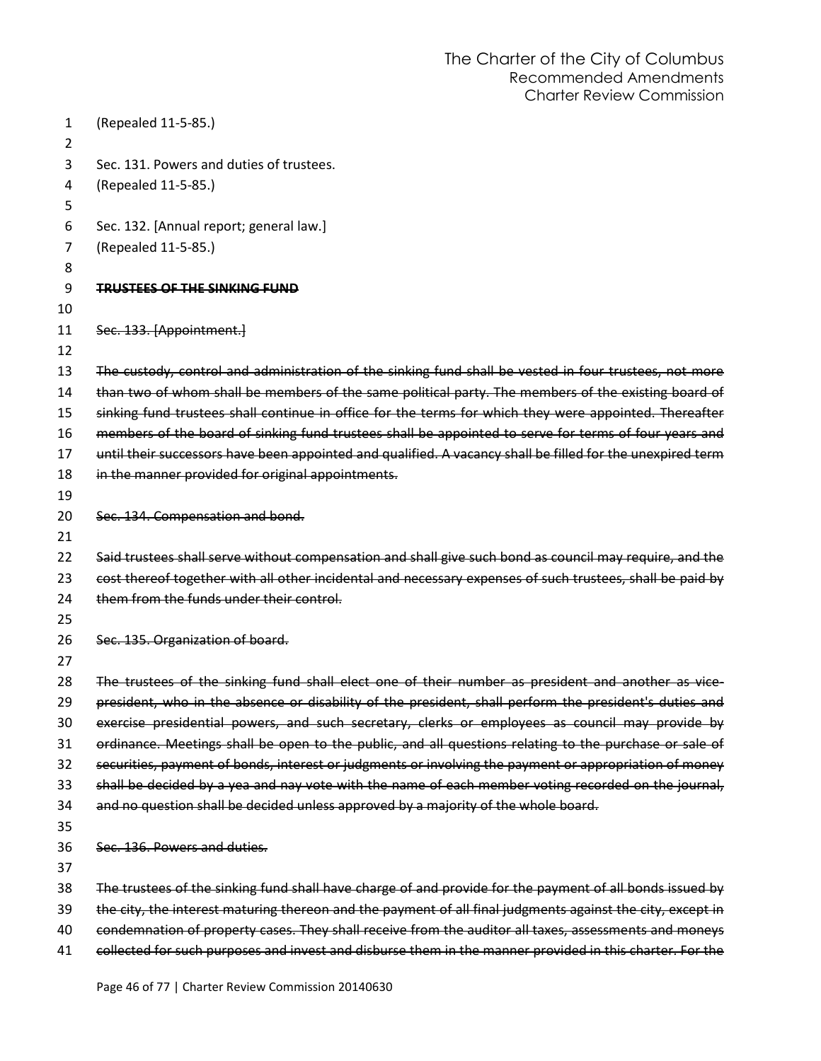(Repealed 11-5-85.)

Sec. 131. Powers and duties of trustees.
(Repealed 11-5-85.)

Sec. 132. [Annual report; general law.]
(Repealed 11-5-85.)

~~**TRUSTEES OF THE SINKING FUND**~~

~~Sec. 133. [Appointment.]~~

~~The custody, control and administration of the sinking fund shall be vested in four trustees, not more than two of whom shall be members of the same political party. The members of the existing board of sinking fund trustees shall continue in office for the terms for which they were appointed. Thereafter members of the board of sinking fund trustees shall be appointed to serve for terms of four years and until their successors have been appointed and qualified. A vacancy shall be filled for the unexpired term in the manner provided for original appointments.~~

~~Sec. 134. Compensation and bond.~~

~~Said trustees shall serve without compensation and shall give such bond as council may require, and the cost thereof together with all other incidental and necessary expenses of such trustees, shall be paid by them from the funds under their control.~~

~~Sec. 135. Organization of board.~~

~~The trustees of the sinking fund shall elect one of their number as president and another as vice-president, who in the absence or disability of the president, shall perform the president's duties and exercise presidential powers, and such secretary, clerks or employees as council may provide by ordinance. Meetings shall be open to the public, and all questions relating to the purchase or sale of securities, payment of bonds, interest or judgments or involving the payment or appropriation of money shall be decided by a yea and nay vote with the name of each member voting recorded on the journal, and no question shall be decided unless approved by a majority of the whole board.~~

~~Sec. 136. Powers and duties.~~

~~The trustees of the sinking fund shall have charge of and provide for the payment of all bonds issued by the city, the interest maturing thereon and the payment of all final judgments against the city, except in condemnation of property cases. They shall receive from the auditor all taxes, assessments and moneys collected for such purposes and invest and disburse them in the manner provided in this charter. For the~~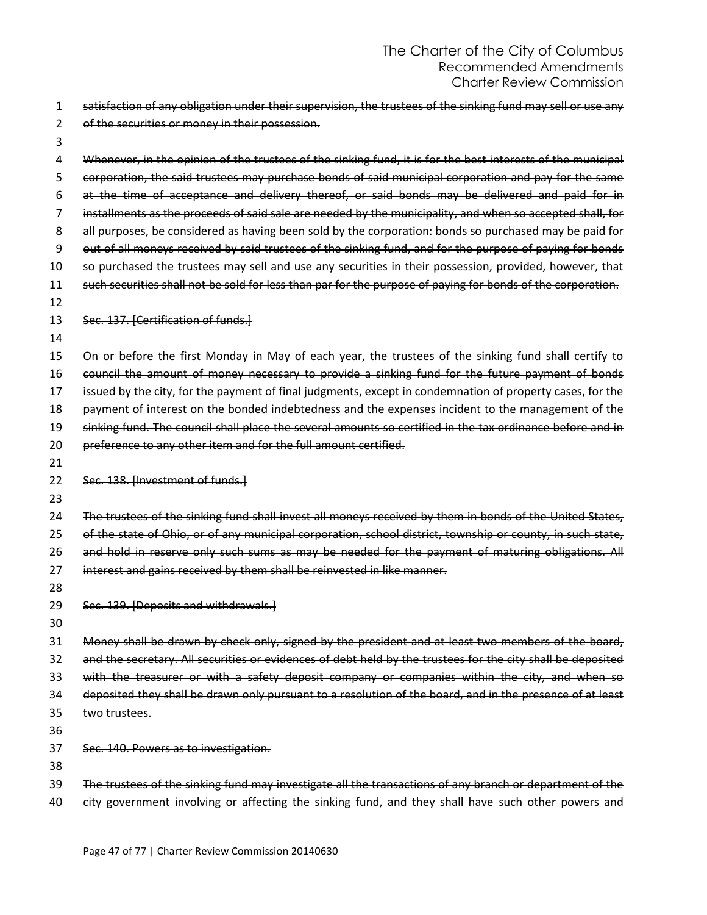~~satisfaction of any obligation under their supervision, the trustees of the sinking fund may sell or use any of the securities or money in their possession.~~

~~Whenever, in the opinion of the trustees of the sinking fund, it is for the best interests of the municipal corporation, the said trustees may purchase bonds of said municipal corporation and pay for the same at the time of acceptance and delivery thereof, or said bonds may be delivered and paid for in installments as the proceeds of said sale are needed by the municipality, and when so accepted shall, for all purposes, be considered as having been sold by the corporation: bonds so purchased may be paid for out of all moneys received by said trustees of the sinking fund, and for the purpose of paying for bonds so purchased the trustees may sell and use any securities in their possession, provided, however, that such securities shall not be sold for less than par for the purpose of paying for bonds of the corporation.~~

~~Sec. 137. [Certification of funds.]~~

~~On or before the first Monday in May of each year, the trustees of the sinking fund shall certify to council the amount of money necessary to provide a sinking fund for the future payment of bonds issued by the city, for the payment of final judgments, except in condemnation of property cases, for the payment of interest on the bonded indebtedness and the expenses incident to the management of the sinking fund. The council shall place the several amounts so certified in the tax ordinance before and in preference to any other item and for the full amount certified.~~

~~Sec. 138. [Investment of funds.]~~

~~The trustees of the sinking fund shall invest all moneys received by them in bonds of the United States, of the state of Ohio, or of any municipal corporation, school district, township or county, in such state, and hold in reserve only such sums as may be needed for the payment of maturing obligations. All interest and gains received by them shall be reinvested in like manner.~~

~~Sec. 139. [Deposits and withdrawals.]~~

~~Money shall be drawn by check only, signed by the president and at least two members of the board, and the secretary. All securities or evidences of debt held by the trustees for the city shall be deposited with the treasurer or with a safety deposit company or companies within the city, and when so deposited they shall be drawn only pursuant to a resolution of the board, and in the presence of at least two trustees.~~

~~Sec. 140. Powers as to investigation.~~

~~The trustees of the sinking fund may investigate all the transactions of any branch or department of the city government involving or affecting the sinking fund, and they shall have such other powers and~~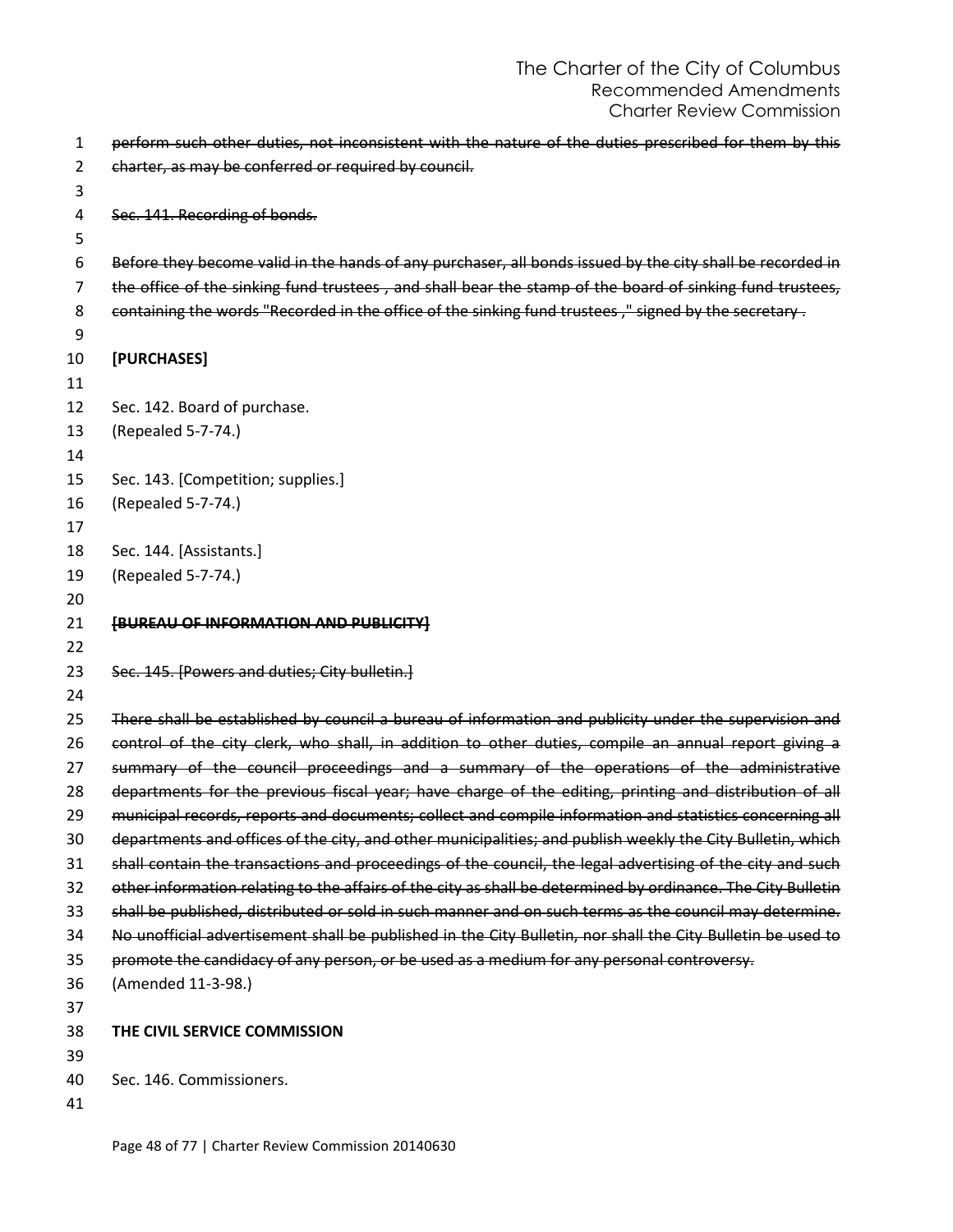~~perform such other duties, not inconsistent with the nature of the duties prescribed for them by this charter, as may be conferred or required by council.~~

~~Sec. 141. Recording of bonds.~~

~~Before they become valid in the hands of any purchaser, all bonds issued by the city shall be recorded in the office of the sinking fund trustees , and shall bear the stamp of the board of sinking fund trustees, containing the words "Recorded in the office of the sinking fund trustees ," signed by the secretary .~~

**[PURCHASES]**

Sec. 142. Board of purchase.
(Repealed 5-7-74.)

Sec. 143. [Competition; supplies.]
(Repealed 5-7-74.)

Sec. 144. [Assistants.]
(Repealed 5-7-74.)

~~**[BUREAU OF INFORMATION AND PUBLICITY]**~~

~~Sec. 145. [Powers and duties; City bulletin.]~~

~~There shall be established by council a bureau of information and publicity under the supervision and control of the city clerk, who shall, in addition to other duties, compile an annual report giving a summary of the council proceedings and a summary of the operations of the administrative departments for the previous fiscal year; have charge of the editing, printing and distribution of all municipal records, reports and documents; collect and compile information and statistics concerning all departments and offices of the city, and other municipalities; and publish weekly the City Bulletin, which shall contain the transactions and proceedings of the council, the legal advertising of the city and such other information relating to the affairs of the city as shall be determined by ordinance. The City Bulletin shall be published, distributed or sold in such manner and on such terms as the council may determine. No unofficial advertisement shall be published in the City Bulletin, nor shall the City Bulletin be used to promote the candidacy of any person, or be used as a medium for any personal controversy.~~
(Amended 11-3-98.)

**THE CIVIL SERVICE COMMISSION**

Sec. 146. Commissioners.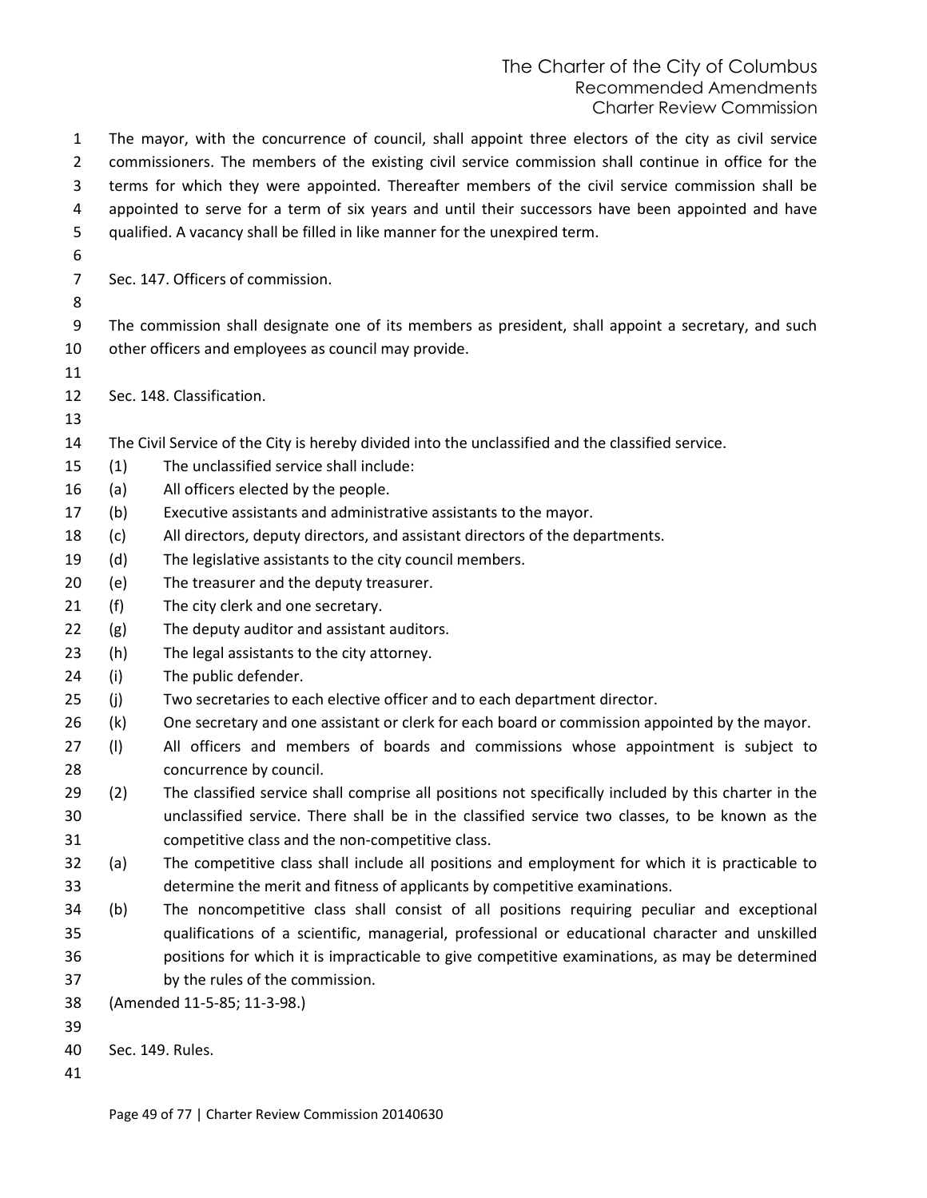The mayor, with the concurrence of council, shall appoint three electors of the city as civil service commissioners. The members of the existing civil service commission shall continue in office for the terms for which they were appointed. Thereafter members of the civil service commission shall be appointed to serve for a term of six years and until their successors have been appointed and have qualified. A vacancy shall be filled in like manner for the unexpired term.

Sec. 147. Officers of commission.

The commission shall designate one of its members as president, shall appoint a secretary, and such other officers and employees as council may provide.

Sec. 148. Classification.

The Civil Service of the City is hereby divided into the unclassified and the classified service.

(1) The unclassified service shall include:

(a) All officers elected by the people.

(b) Executive assistants and administrative assistants to the mayor.

(c) All directors, deputy directors, and assistant directors of the departments.

(d) The legislative assistants to the city council members.

(e) The treasurer and the deputy treasurer.

(f) The city clerk and one secretary.

(g) The deputy auditor and assistant auditors.

(h) The legal assistants to the city attorney.

(i) The public defender.

(j) Two secretaries to each elective officer and to each department director.

(k) One secretary and one assistant or clerk for each board or commission appointed by the mayor.

(l) All officers and members of boards and commissions whose appointment is subject to concurrence by council.

(2) The classified service shall comprise all positions not specifically included by this charter in the unclassified service. There shall be in the classified service two classes, to be known as the competitive class and the non-competitive class.

(a) The competitive class shall include all positions and employment for which it is practicable to determine the merit and fitness of applicants by competitive examinations.

(b) The noncompetitive class shall consist of all positions requiring peculiar and exceptional qualifications of a scientific, managerial, professional or educational character and unskilled positions for which it is impracticable to give competitive examinations, as may be determined by the rules of the commission.

(Amended 11-5-85; 11-3-98.)

Sec. 149. Rules.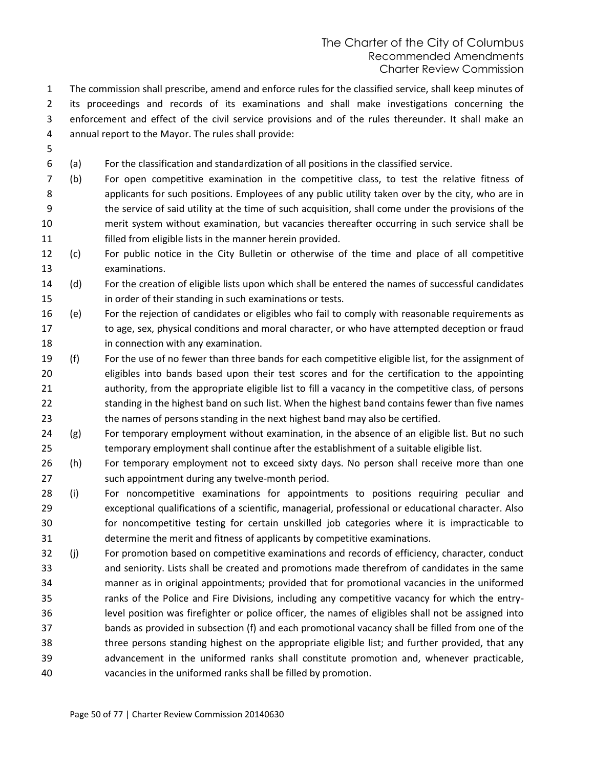The commission shall prescribe, amend and enforce rules for the classified service, shall keep minutes of its proceedings and records of its examinations and shall make investigations concerning the enforcement and effect of the civil service provisions and of the rules thereunder. It shall make an annual report to the Mayor. The rules shall provide:

(a) For the classification and standardization of all positions in the classified service.

(b) For open competitive examination in the competitive class, to test the relative fitness of applicants for such positions. Employees of any public utility taken over by the city, who are in the service of said utility at the time of such acquisition, shall come under the provisions of the merit system without examination, but vacancies thereafter occurring in such service shall be filled from eligible lists in the manner herein provided.

(c) For public notice in the City Bulletin or otherwise of the time and place of all competitive examinations.

(d) For the creation of eligible lists upon which shall be entered the names of successful candidates in order of their standing in such examinations or tests.

(e) For the rejection of candidates or eligibles who fail to comply with reasonable requirements as to age, sex, physical conditions and moral character, or who have attempted deception or fraud in connection with any examination.

(f) For the use of no fewer than three bands for each competitive eligible list, for the assignment of eligibles into bands based upon their test scores and for the certification to the appointing authority, from the appropriate eligible list to fill a vacancy in the competitive class, of persons standing in the highest band on such list. When the highest band contains fewer than five names the names of persons standing in the next highest band may also be certified.

(g) For temporary employment without examination, in the absence of an eligible list. But no such temporary employment shall continue after the establishment of a suitable eligible list.

(h) For temporary employment not to exceed sixty days. No person shall receive more than one such appointment during any twelve-month period.

(i) For noncompetitive examinations for appointments to positions requiring peculiar and exceptional qualifications of a scientific, managerial, professional or educational character. Also for noncompetitive testing for certain unskilled job categories where it is impracticable to determine the merit and fitness of applicants by competitive examinations.

(j) For promotion based on competitive examinations and records of efficiency, character, conduct and seniority. Lists shall be created and promotions made therefrom of candidates in the same manner as in original appointments; provided that for promotional vacancies in the uniformed ranks of the Police and Fire Divisions, including any competitive vacancy for which the entry-level position was firefighter or police officer, the names of eligibles shall not be assigned into bands as provided in subsection (f) and each promotional vacancy shall be filled from one of the three persons standing highest on the appropriate eligible list; and further provided, that any advancement in the uniformed ranks shall constitute promotion and, whenever practicable, vacancies in the uniformed ranks shall be filled by promotion.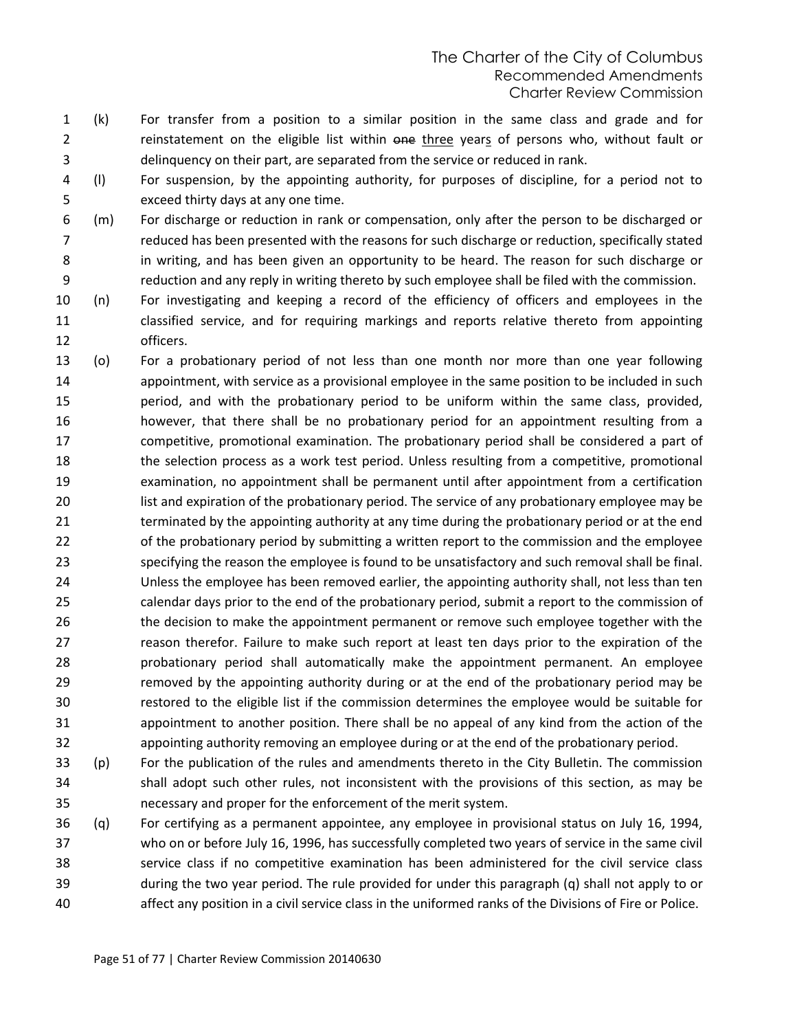(k) For transfer from a position to a similar position in the same class and grade and for reinstatement on the eligible list within ~~one~~ <u>three</u> year<u>s</u> of persons who, without fault or delinquency on their part, are separated from the service or reduced in rank.

(l) For suspension, by the appointing authority, for purposes of discipline, for a period not to exceed thirty days at any one time.

(m) For discharge or reduction in rank or compensation, only after the person to be discharged or reduced has been presented with the reasons for such discharge or reduction, specifically stated in writing, and has been given an opportunity to be heard. The reason for such discharge or reduction and any reply in writing thereto by such employee shall be filed with the commission.

(n) For investigating and keeping a record of the efficiency of officers and employees in the classified service, and for requiring markings and reports relative thereto from appointing officers.

(o) For a probationary period of not less than one month nor more than one year following appointment, with service as a provisional employee in the same position to be included in such period, and with the probationary period to be uniform within the same class, provided, however, that there shall be no probationary period for an appointment resulting from a competitive, promotional examination. The probationary period shall be considered a part of the selection process as a work test period. Unless resulting from a competitive, promotional examination, no appointment shall be permanent until after appointment from a certification list and expiration of the probationary period. The service of any probationary employee may be terminated by the appointing authority at any time during the probationary period or at the end of the probationary period by submitting a written report to the commission and the employee specifying the reason the employee is found to be unsatisfactory and such removal shall be final. Unless the employee has been removed earlier, the appointing authority shall, not less than ten calendar days prior to the end of the probationary period, submit a report to the commission of the decision to make the appointment permanent or remove such employee together with the reason therefor. Failure to make such report at least ten days prior to the expiration of the probationary period shall automatically make the appointment permanent. An employee removed by the appointing authority during or at the end of the probationary period may be restored to the eligible list if the commission determines the employee would be suitable for appointment to another position. There shall be no appeal of any kind from the action of the appointing authority removing an employee during or at the end of the probationary period.

(p) For the publication of the rules and amendments thereto in the City Bulletin. The commission shall adopt such other rules, not inconsistent with the provisions of this section, as may be necessary and proper for the enforcement of the merit system.

(q) For certifying as a permanent appointee, any employee in provisional status on July 16, 1994, who on or before July 16, 1996, has successfully completed two years of service in the same civil service class if no competitive examination has been administered for the civil service class during the two year period. The rule provided for under this paragraph (q) shall not apply to or affect any position in a civil service class in the uniformed ranks of the Divisions of Fire or Police.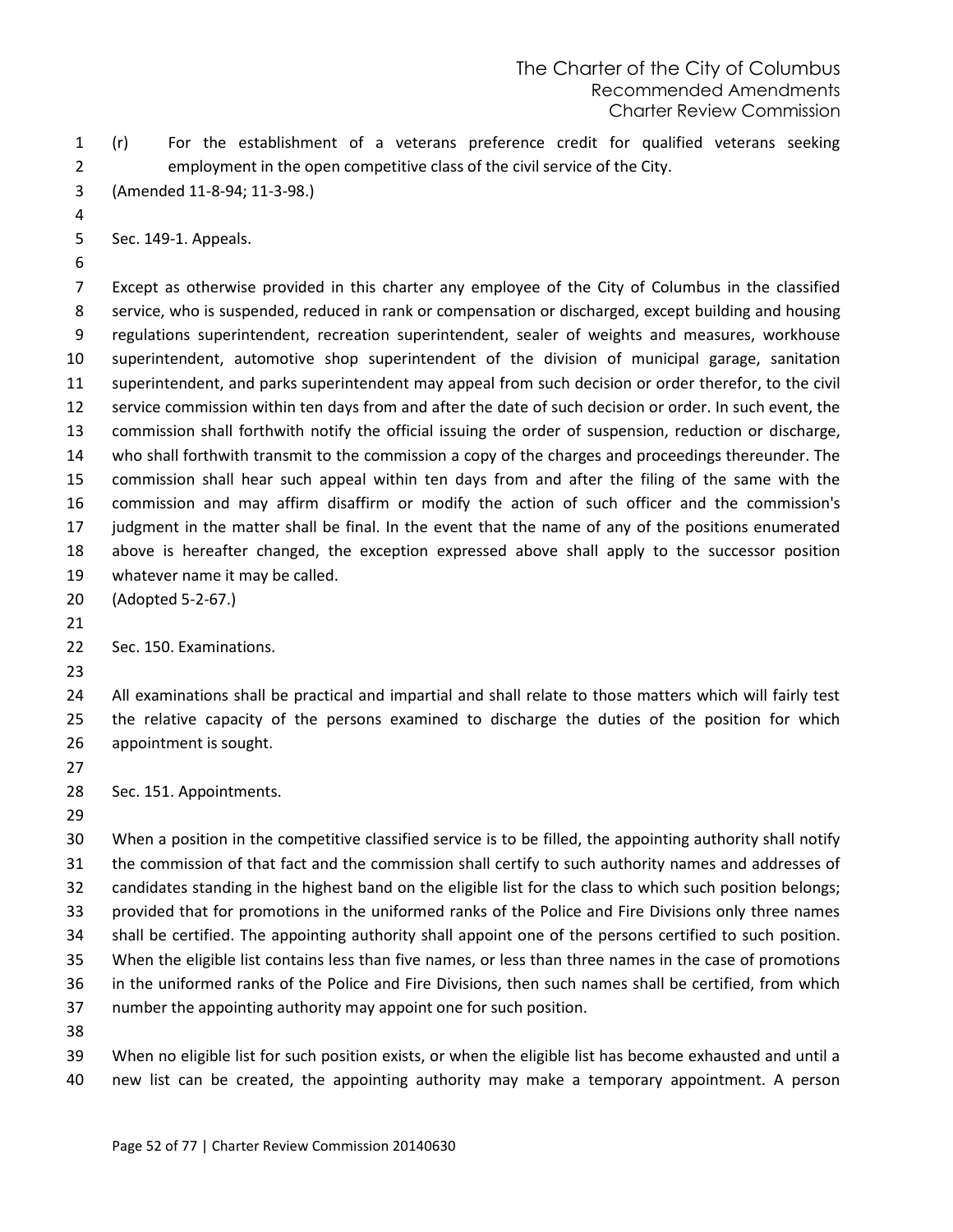(r) For the establishment of a veterans preference credit for qualified veterans seeking employment in the open competitive class of the civil service of the City.

(Amended 11-8-94; 11-3-98.)

Sec. 149-1. Appeals.

Except as otherwise provided in this charter any employee of the City of Columbus in the classified service, who is suspended, reduced in rank or compensation or discharged, except building and housing regulations superintendent, recreation superintendent, sealer of weights and measures, workhouse superintendent, automotive shop superintendent of the division of municipal garage, sanitation superintendent, and parks superintendent may appeal from such decision or order therefor, to the civil service commission within ten days from and after the date of such decision or order. In such event, the commission shall forthwith notify the official issuing the order of suspension, reduction or discharge, who shall forthwith transmit to the commission a copy of the charges and proceedings thereunder. The commission shall hear such appeal within ten days from and after the filing of the same with the commission and may affirm disaffirm or modify the action of such officer and the commission's judgment in the matter shall be final. In the event that the name of any of the positions enumerated above is hereafter changed, the exception expressed above shall apply to the successor position whatever name it may be called.

(Adopted 5-2-67.)

Sec. 150. Examinations.

All examinations shall be practical and impartial and shall relate to those matters which will fairly test the relative capacity of the persons examined to discharge the duties of the position for which appointment is sought.

Sec. 151. Appointments.

When a position in the competitive classified service is to be filled, the appointing authority shall notify the commission of that fact and the commission shall certify to such authority names and addresses of candidates standing in the highest band on the eligible list for the class to which such position belongs; provided that for promotions in the uniformed ranks of the Police and Fire Divisions only three names shall be certified. The appointing authority shall appoint one of the persons certified to such position. When the eligible list contains less than five names, or less than three names in the case of promotions in the uniformed ranks of the Police and Fire Divisions, then such names shall be certified, from which number the appointing authority may appoint one for such position.

When no eligible list for such position exists, or when the eligible list has become exhausted and until a new list can be created, the appointing authority may make a temporary appointment. A person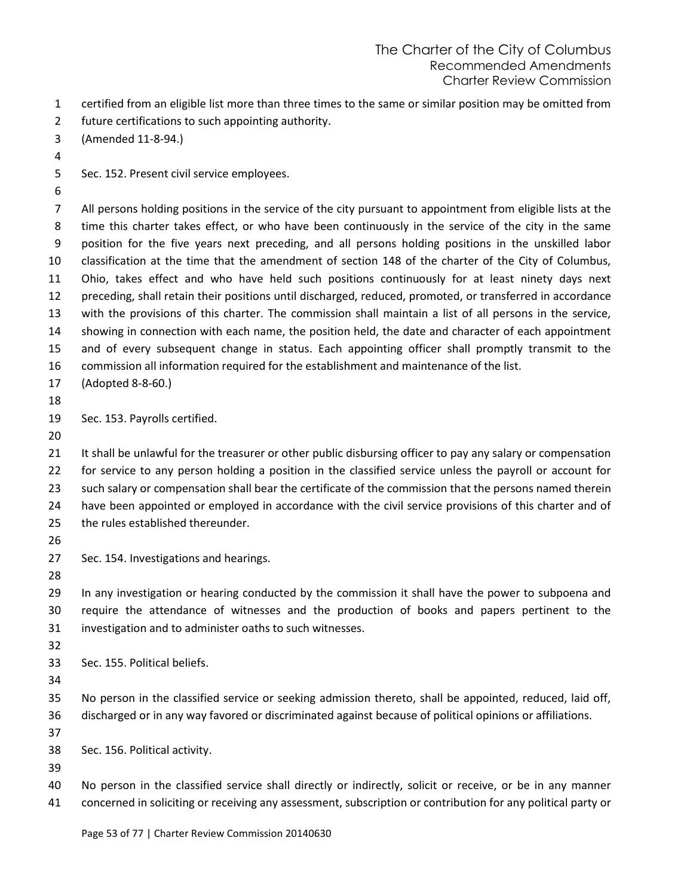certified from an eligible list more than three times to the same or similar position may be omitted from future certifications to such appointing authority.
(Amended 11-8-94.)

Sec. 152. Present civil service employees.

All persons holding positions in the service of the city pursuant to appointment from eligible lists at the time this charter takes effect, or who have been continuously in the service of the city in the same position for the five years next preceding, and all persons holding positions in the unskilled labor classification at the time that the amendment of section 148 of the charter of the City of Columbus, Ohio, takes effect and who have held such positions continuously for at least ninety days next preceding, shall retain their positions until discharged, reduced, promoted, or transferred in accordance with the provisions of this charter. The commission shall maintain a list of all persons in the service, showing in connection with each name, the position held, the date and character of each appointment and of every subsequent change in status. Each appointing officer shall promptly transmit to the commission all information required for the establishment and maintenance of the list.
(Adopted 8-8-60.)

Sec. 153. Payrolls certified.

It shall be unlawful for the treasurer or other public disbursing officer to pay any salary or compensation for service to any person holding a position in the classified service unless the payroll or account for such salary or compensation shall bear the certificate of the commission that the persons named therein have been appointed or employed in accordance with the civil service provisions of this charter and of the rules established thereunder.

Sec. 154. Investigations and hearings.

In any investigation or hearing conducted by the commission it shall have the power to subpoena and require the attendance of witnesses and the production of books and papers pertinent to the investigation and to administer oaths to such witnesses.

Sec. 155. Political beliefs.

No person in the classified service or seeking admission thereto, shall be appointed, reduced, laid off, discharged or in any way favored or discriminated against because of political opinions or affiliations.

Sec. 156. Political activity.

No person in the classified service shall directly or indirectly, solicit or receive, or be in any manner concerned in soliciting or receiving any assessment, subscription or contribution for any political party or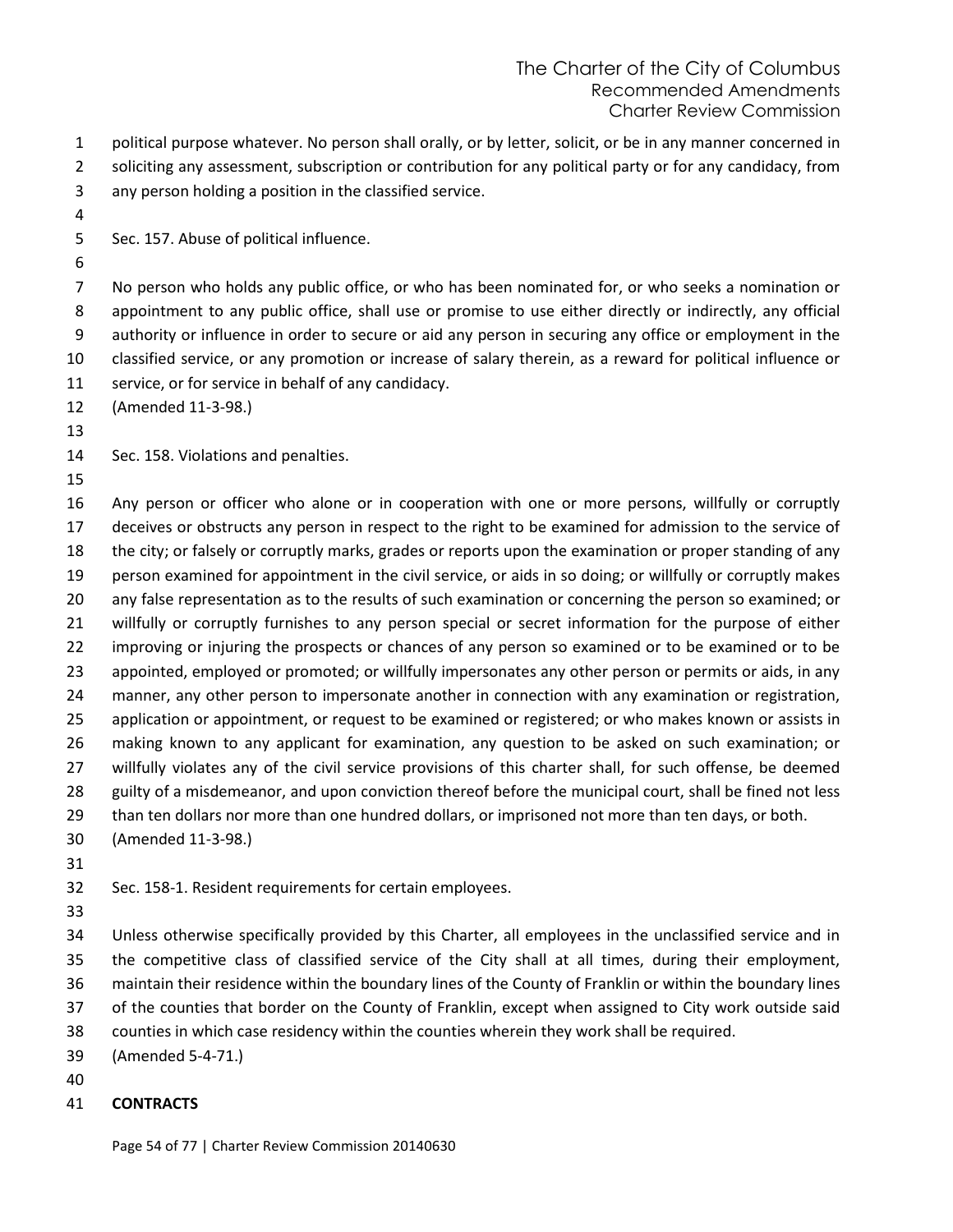political purpose whatever. No person shall orally, or by letter, solicit, or be in any manner concerned in soliciting any assessment, subscription or contribution for any political party or for any candidacy, from any person holding a position in the classified service.

Sec. 157. Abuse of political influence.

No person who holds any public office, or who has been nominated for, or who seeks a nomination or appointment to any public office, shall use or promise to use either directly or indirectly, any official authority or influence in order to secure or aid any person in securing any office or employment in the classified service, or any promotion or increase of salary therein, as a reward for political influence or service, or for service in behalf of any candidacy.
(Amended 11-3-98.)

Sec. 158. Violations and penalties.

Any person or officer who alone or in cooperation with one or more persons, willfully or corruptly deceives or obstructs any person in respect to the right to be examined for admission to the service of the city; or falsely or corruptly marks, grades or reports upon the examination or proper standing of any person examined for appointment in the civil service, or aids in so doing; or willfully or corruptly makes any false representation as to the results of such examination or concerning the person so examined; or willfully or corruptly furnishes to any person special or secret information for the purpose of either improving or injuring the prospects or chances of any person so examined or to be examined or to be appointed, employed or promoted; or willfully impersonates any other person or permits or aids, in any manner, any other person to impersonate another in connection with any examination or registration, application or appointment, or request to be examined or registered; or who makes known or assists in making known to any applicant for examination, any question to be asked on such examination; or willfully violates any of the civil service provisions of this charter shall, for such offense, be deemed guilty of a misdemeanor, and upon conviction thereof before the municipal court, shall be fined not less than ten dollars nor more than one hundred dollars, or imprisoned not more than ten days, or both.
(Amended 11-3-98.)

Sec. 158-1. Resident requirements for certain employees.

Unless otherwise specifically provided by this Charter, all employees in the unclassified service and in the competitive class of classified service of the City shall at all times, during their employment, maintain their residence within the boundary lines of the County of Franklin or within the boundary lines of the counties that border on the County of Franklin, except when assigned to City work outside said counties in which case residency within the counties wherein they work shall be required.
(Amended 5-4-71.)

**CONTRACTS**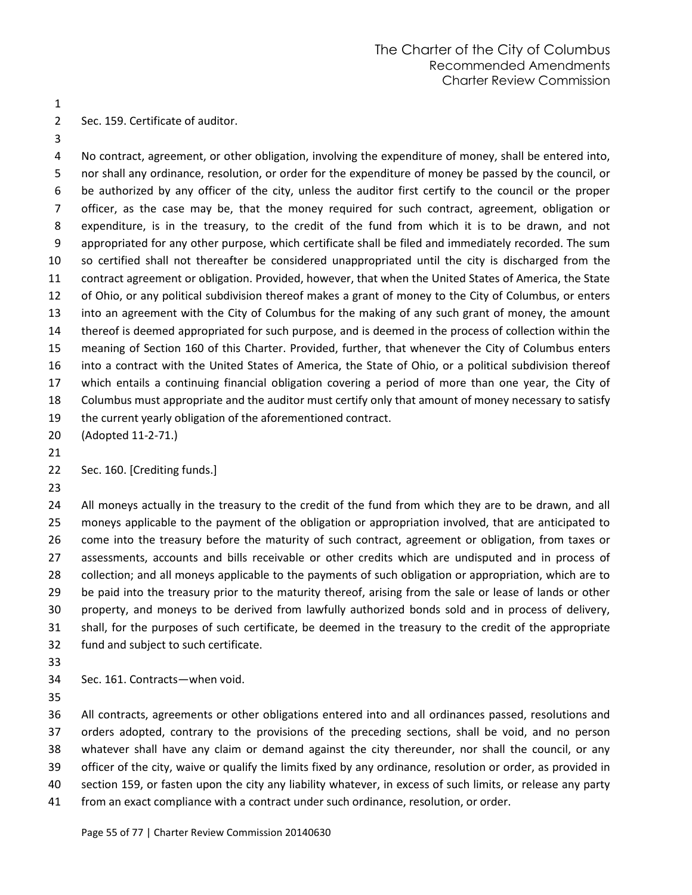Sec. 159. Certificate of auditor.

No contract, agreement, or other obligation, involving the expenditure of money, shall be entered into, nor shall any ordinance, resolution, or order for the expenditure of money be passed by the council, or be authorized by any officer of the city, unless the auditor first certify to the council or the proper officer, as the case may be, that the money required for such contract, agreement, obligation or expenditure, is in the treasury, to the credit of the fund from which it is to be drawn, and not appropriated for any other purpose, which certificate shall be filed and immediately recorded. The sum so certified shall not thereafter be considered unappropriated until the city is discharged from the contract agreement or obligation. Provided, however, that when the United States of America, the State of Ohio, or any political subdivision thereof makes a grant of money to the City of Columbus, or enters into an agreement with the City of Columbus for the making of any such grant of money, the amount thereof is deemed appropriated for such purpose, and is deemed in the process of collection within the meaning of Section 160 of this Charter. Provided, further, that whenever the City of Columbus enters into a contract with the United States of America, the State of Ohio, or a political subdivision thereof which entails a continuing financial obligation covering a period of more than one year, the City of Columbus must appropriate and the auditor must certify only that amount of money necessary to satisfy the current yearly obligation of the aforementioned contract.
(Adopted 11-2-71.)

Sec. 160. [Crediting funds.]

All moneys actually in the treasury to the credit of the fund from which they are to be drawn, and all moneys applicable to the payment of the obligation or appropriation involved, that are anticipated to come into the treasury before the maturity of such contract, agreement or obligation, from taxes or assessments, accounts and bills receivable or other credits which are undisputed and in process of collection; and all moneys applicable to the payments of such obligation or appropriation, which are to be paid into the treasury prior to the maturity thereof, arising from the sale or lease of lands or other property, and moneys to be derived from lawfully authorized bonds sold and in process of delivery, shall, for the purposes of such certificate, be deemed in the treasury to the credit of the appropriate fund and subject to such certificate.

Sec. 161. Contracts—when void.

All contracts, agreements or other obligations entered into and all ordinances passed, resolutions and orders adopted, contrary to the provisions of the preceding sections, shall be void, and no person whatever shall have any claim or demand against the city thereunder, nor shall the council, or any officer of the city, waive or qualify the limits fixed by any ordinance, resolution or order, as provided in section 159, or fasten upon the city any liability whatever, in excess of such limits, or release any party from an exact compliance with a contract under such ordinance, resolution, or order.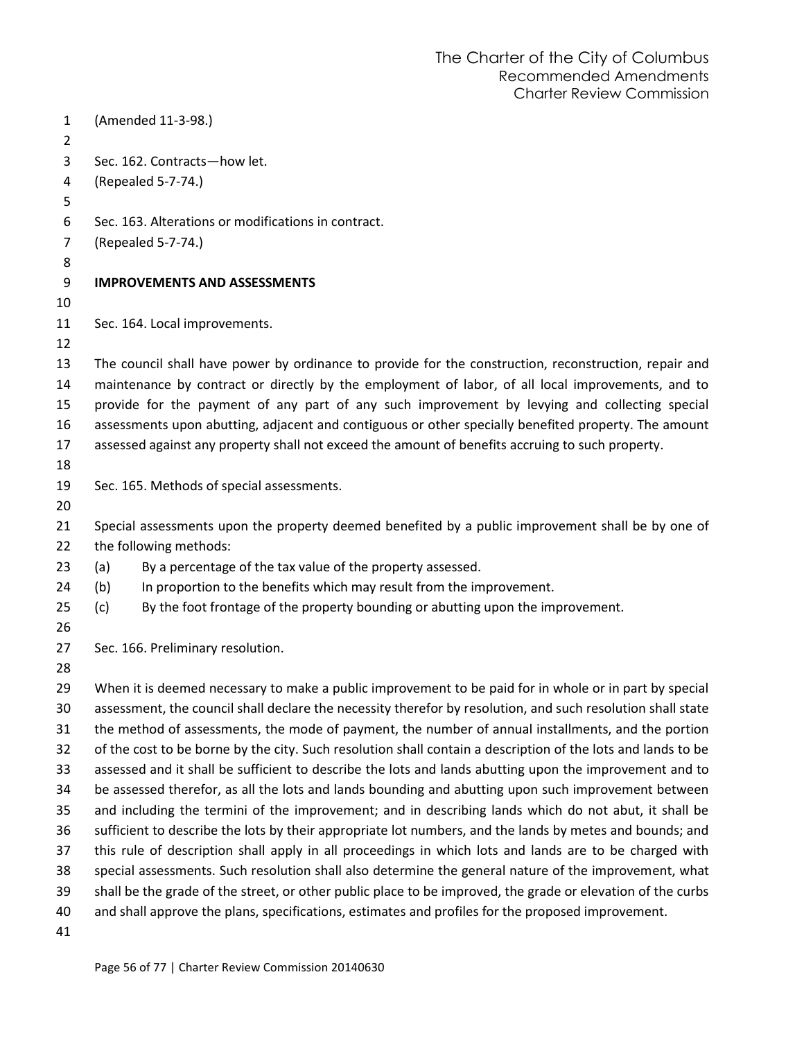(Amended 11-3-98.)

Sec. 162. Contracts—how let.
(Repealed 5-7-74.)

Sec. 163. Alterations or modifications in contract.
(Repealed 5-7-74.)

**IMPROVEMENTS AND ASSESSMENTS**

Sec. 164. Local improvements.

The council shall have power by ordinance to provide for the construction, reconstruction, repair and maintenance by contract or directly by the employment of labor, of all local improvements, and to provide for the payment of any part of any such improvement by levying and collecting special assessments upon abutting, adjacent and contiguous or other specially benefited property. The amount assessed against any property shall not exceed the amount of benefits accruing to such property.

Sec. 165. Methods of special assessments.

Special assessments upon the property deemed benefited by a public improvement shall be by one of the following methods:

(a) By a percentage of the tax value of the property assessed.

(b) In proportion to the benefits which may result from the improvement.

(c) By the foot frontage of the property bounding or abutting upon the improvement.

Sec. 166. Preliminary resolution.

When it is deemed necessary to make a public improvement to be paid for in whole or in part by special assessment, the council shall declare the necessity therefor by resolution, and such resolution shall state the method of assessments, the mode of payment, the number of annual installments, and the portion of the cost to be borne by the city. Such resolution shall contain a description of the lots and lands to be assessed and it shall be sufficient to describe the lots and lands abutting upon the improvement and to be assessed therefor, as all the lots and lands bounding and abutting upon such improvement between and including the termini of the improvement; and in describing lands which do not abut, it shall be sufficient to describe the lots by their appropriate lot numbers, and the lands by metes and bounds; and this rule of description shall apply in all proceedings in which lots and lands are to be charged with special assessments. Such resolution shall also determine the general nature of the improvement, what shall be the grade of the street, or other public place to be improved, the grade or elevation of the curbs and shall approve the plans, specifications, estimates and profiles for the proposed improvement.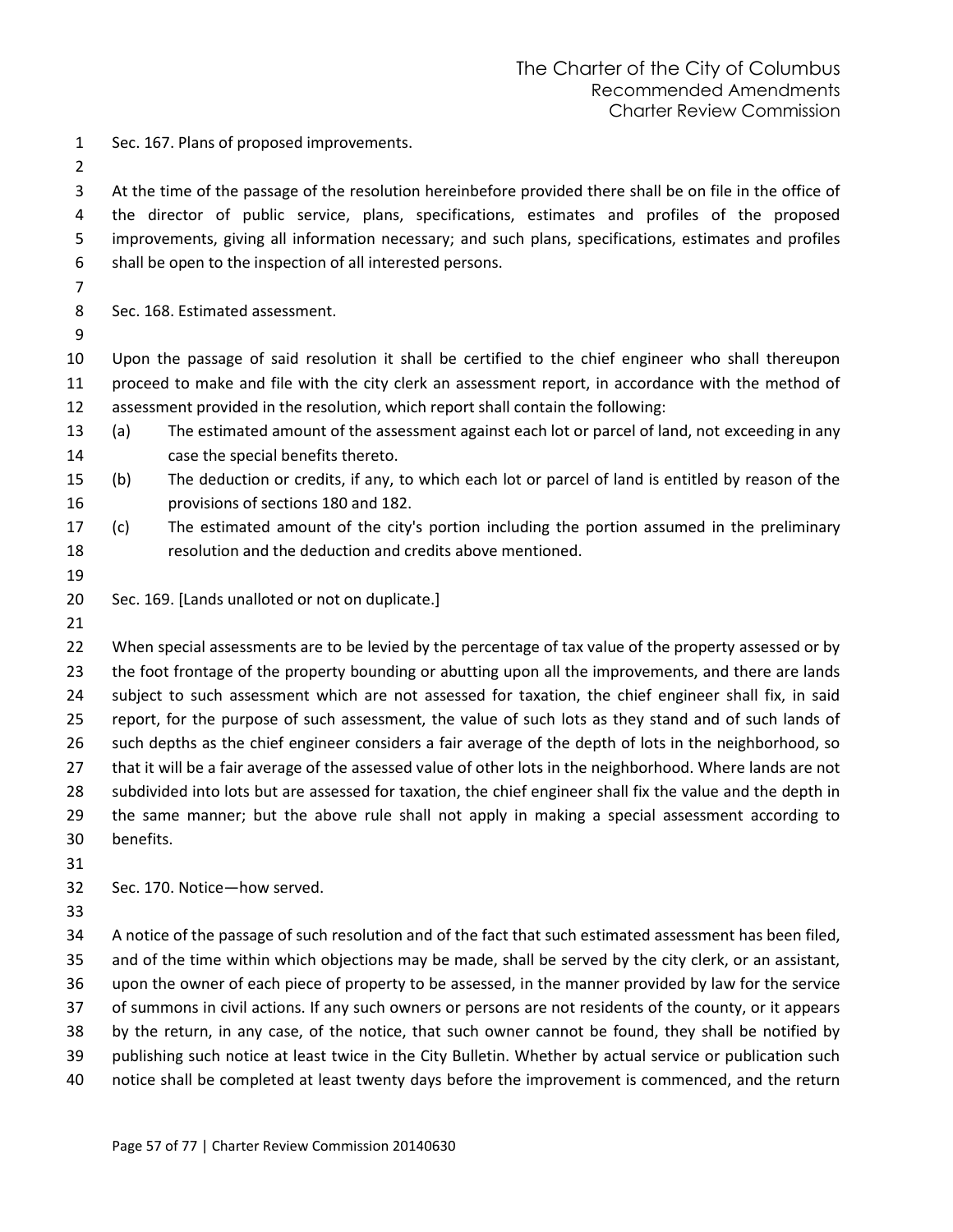Sec. 167. Plans of proposed improvements.

At the time of the passage of the resolution hereinbefore provided there shall be on file in the office of the director of public service, plans, specifications, estimates and profiles of the proposed improvements, giving all information necessary; and such plans, specifications, estimates and profiles shall be open to the inspection of all interested persons.

Sec. 168. Estimated assessment.

Upon the passage of said resolution it shall be certified to the chief engineer who shall thereupon proceed to make and file with the city clerk an assessment report, in accordance with the method of assessment provided in the resolution, which report shall contain the following:

(a) The estimated amount of the assessment against each lot or parcel of land, not exceeding in any case the special benefits thereto.

(b) The deduction or credits, if any, to which each lot or parcel of land is entitled by reason of the provisions of sections 180 and 182.

(c) The estimated amount of the city's portion including the portion assumed in the preliminary resolution and the deduction and credits above mentioned.

Sec. 169. [Lands unalloted or not on duplicate.]

When special assessments are to be levied by the percentage of tax value of the property assessed or by the foot frontage of the property bounding or abutting upon all the improvements, and there are lands subject to such assessment which are not assessed for taxation, the chief engineer shall fix, in said report, for the purpose of such assessment, the value of such lots as they stand and of such lands of such depths as the chief engineer considers a fair average of the depth of lots in the neighborhood, so that it will be a fair average of the assessed value of other lots in the neighborhood. Where lands are not subdivided into lots but are assessed for taxation, the chief engineer shall fix the value and the depth in the same manner; but the above rule shall not apply in making a special assessment according to benefits.

Sec. 170. Notice—how served.

A notice of the passage of such resolution and of the fact that such estimated assessment has been filed, and of the time within which objections may be made, shall be served by the city clerk, or an assistant, upon the owner of each piece of property to be assessed, in the manner provided by law for the service of summons in civil actions. If any such owners or persons are not residents of the county, or it appears by the return, in any case, of the notice, that such owner cannot be found, they shall be notified by publishing such notice at least twice in the City Bulletin. Whether by actual service or publication such notice shall be completed at least twenty days before the improvement is commenced, and the return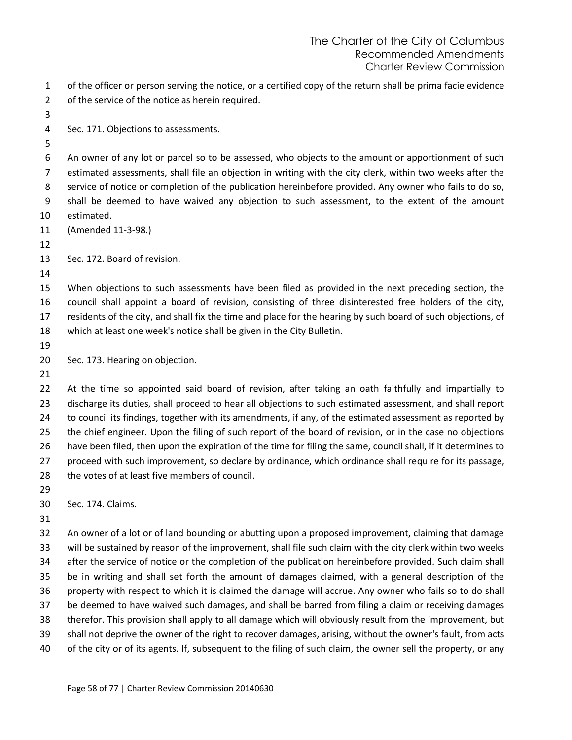of the officer or person serving the notice, or a certified copy of the return shall be prima facie evidence of the service of the notice as herein required.

Sec. 171. Objections to assessments.

An owner of any lot or parcel so to be assessed, who objects to the amount or apportionment of such estimated assessments, shall file an objection in writing with the city clerk, within two weeks after the service of notice or completion of the publication hereinbefore provided. Any owner who fails to do so, shall be deemed to have waived any objection to such assessment, to the extent of the amount estimated.

(Amended 11-3-98.)

Sec. 172. Board of revision.

When objections to such assessments have been filed as provided in the next preceding section, the council shall appoint a board of revision, consisting of three disinterested free holders of the city, residents of the city, and shall fix the time and place for the hearing by such board of such objections, of which at least one week's notice shall be given in the City Bulletin.

Sec. 173. Hearing on objection.

At the time so appointed said board of revision, after taking an oath faithfully and impartially to discharge its duties, shall proceed to hear all objections to such estimated assessment, and shall report to council its findings, together with its amendments, if any, of the estimated assessment as reported by the chief engineer. Upon the filing of such report of the board of revision, or in the case no objections have been filed, then upon the expiration of the time for filing the same, council shall, if it determines to proceed with such improvement, so declare by ordinance, which ordinance shall require for its passage, the votes of at least five members of council.

Sec. 174. Claims.

An owner of a lot or of land bounding or abutting upon a proposed improvement, claiming that damage will be sustained by reason of the improvement, shall file such claim with the city clerk within two weeks after the service of notice or the completion of the publication hereinbefore provided. Such claim shall be in writing and shall set forth the amount of damages claimed, with a general description of the property with respect to which it is claimed the damage will accrue. Any owner who fails so to do shall be deemed to have waived such damages, and shall be barred from filing a claim or receiving damages therefor. This provision shall apply to all damage which will obviously result from the improvement, but shall not deprive the owner of the right to recover damages, arising, without the owner's fault, from acts of the city or of its agents. If, subsequent to the filing of such claim, the owner sell the property, or any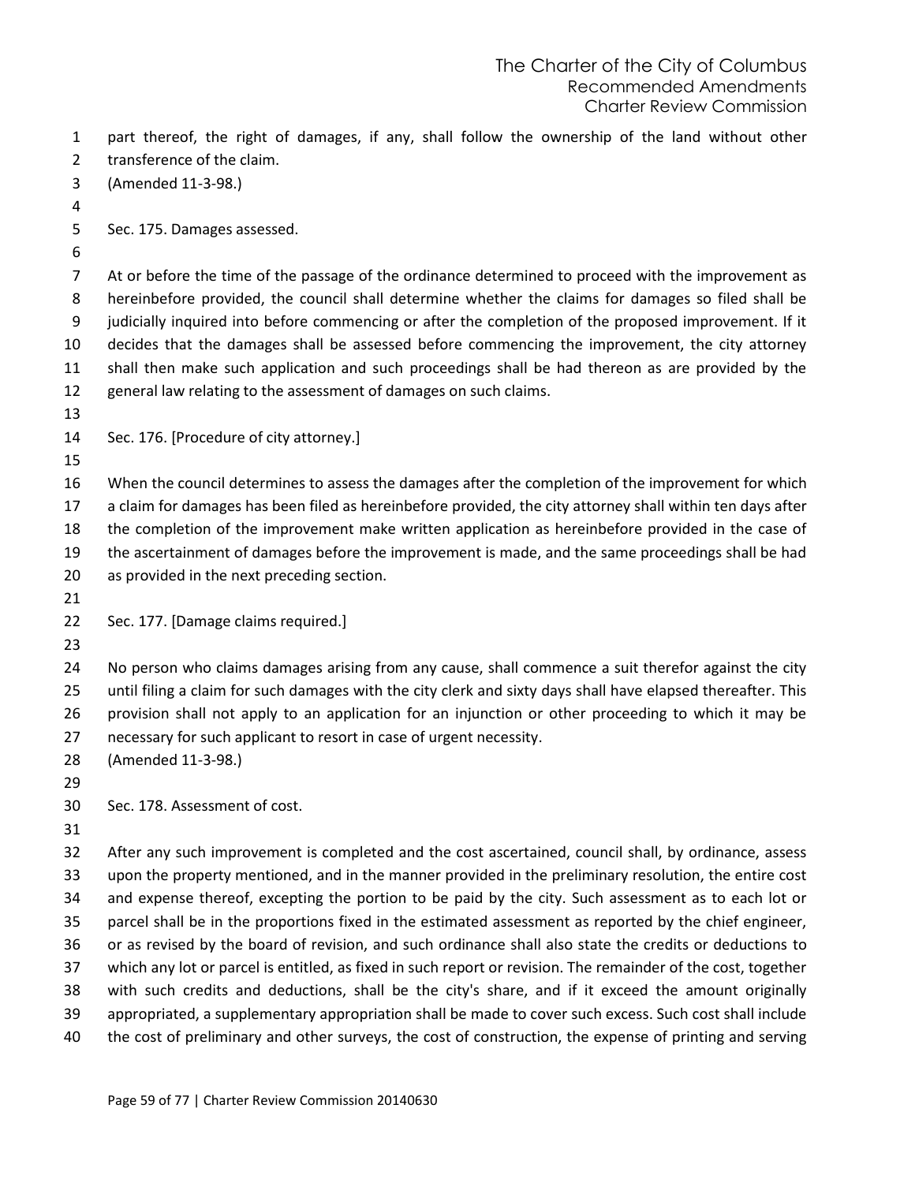part thereof, the right of damages, if any, shall follow the ownership of the land without other transference of the claim.
(Amended 11-3-98.)

Sec. 175. Damages assessed.

At or before the time of the passage of the ordinance determined to proceed with the improvement as hereinbefore provided, the council shall determine whether the claims for damages so filed shall be judicially inquired into before commencing or after the completion of the proposed improvement. If it decides that the damages shall be assessed before commencing the improvement, the city attorney shall then make such application and such proceedings shall be had thereon as are provided by the general law relating to the assessment of damages on such claims.

Sec. 176. [Procedure of city attorney.]

When the council determines to assess the damages after the completion of the improvement for which a claim for damages has been filed as hereinbefore provided, the city attorney shall within ten days after the completion of the improvement make written application as hereinbefore provided in the case of the ascertainment of damages before the improvement is made, and the same proceedings shall be had as provided in the next preceding section.

Sec. 177. [Damage claims required.]

No person who claims damages arising from any cause, shall commence a suit therefor against the city until filing a claim for such damages with the city clerk and sixty days shall have elapsed thereafter. This provision shall not apply to an application for an injunction or other proceeding to which it may be necessary for such applicant to resort in case of urgent necessity.
(Amended 11-3-98.)

Sec. 178. Assessment of cost.

After any such improvement is completed and the cost ascertained, council shall, by ordinance, assess upon the property mentioned, and in the manner provided in the preliminary resolution, the entire cost and expense thereof, excepting the portion to be paid by the city. Such assessment as to each lot or parcel shall be in the proportions fixed in the estimated assessment as reported by the chief engineer, or as revised by the board of revision, and such ordinance shall also state the credits or deductions to which any lot or parcel is entitled, as fixed in such report or revision. The remainder of the cost, together with such credits and deductions, shall be the city's share, and if it exceed the amount originally appropriated, a supplementary appropriation shall be made to cover such excess. Such cost shall include the cost of preliminary and other surveys, the cost of construction, the expense of printing and serving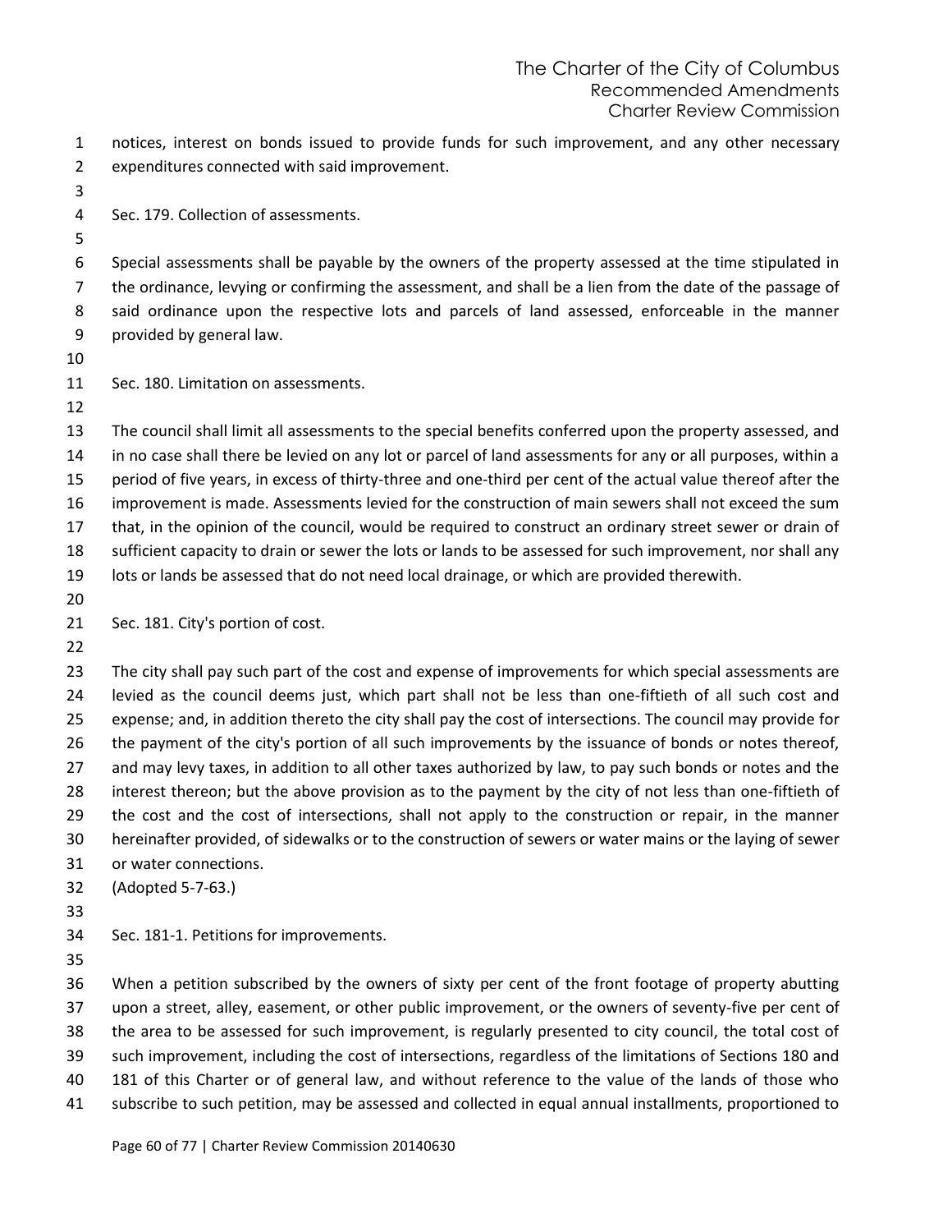notices, interest on bonds issued to provide funds for such improvement, and any other necessary expenditures connected with said improvement.

Sec. 179. Collection of assessments.

Special assessments shall be payable by the owners of the property assessed at the time stipulated in the ordinance, levying or confirming the assessment, and shall be a lien from the date of the passage of said ordinance upon the respective lots and parcels of land assessed, enforceable in the manner provided by general law.

Sec. 180. Limitation on assessments.

The council shall limit all assessments to the special benefits conferred upon the property assessed, and in no case shall there be levied on any lot or parcel of land assessments for any or all purposes, within a period of five years, in excess of thirty-three and one-third per cent of the actual value thereof after the improvement is made. Assessments levied for the construction of main sewers shall not exceed the sum that, in the opinion of the council, would be required to construct an ordinary street sewer or drain of sufficient capacity to drain or sewer the lots or lands to be assessed for such improvement, nor shall any lots or lands be assessed that do not need local drainage, or which are provided therewith.

Sec. 181. City's portion of cost.

The city shall pay such part of the cost and expense of improvements for which special assessments are levied as the council deems just, which part shall not be less than one-fiftieth of all such cost and expense; and, in addition thereto the city shall pay the cost of intersections. The council may provide for the payment of the city's portion of all such improvements by the issuance of bonds or notes thereof, and may levy taxes, in addition to all other taxes authorized by law, to pay such bonds or notes and the interest thereon; but the above provision as to the payment by the city of not less than one-fiftieth of the cost and the cost of intersections, shall not apply to the construction or repair, in the manner hereinafter provided, of sidewalks or to the construction of sewers or water mains or the laying of sewer or water connections.
(Adopted 5-7-63.)

Sec. 181-1. Petitions for improvements.

When a petition subscribed by the owners of sixty per cent of the front footage of property abutting upon a street, alley, easement, or other public improvement, or the owners of seventy-five per cent of the area to be assessed for such improvement, is regularly presented to city council, the total cost of such improvement, including the cost of intersections, regardless of the limitations of Sections 180 and 181 of this Charter or of general law, and without reference to the value of the lands of those who subscribe to such petition, may be assessed and collected in equal annual installments, proportioned to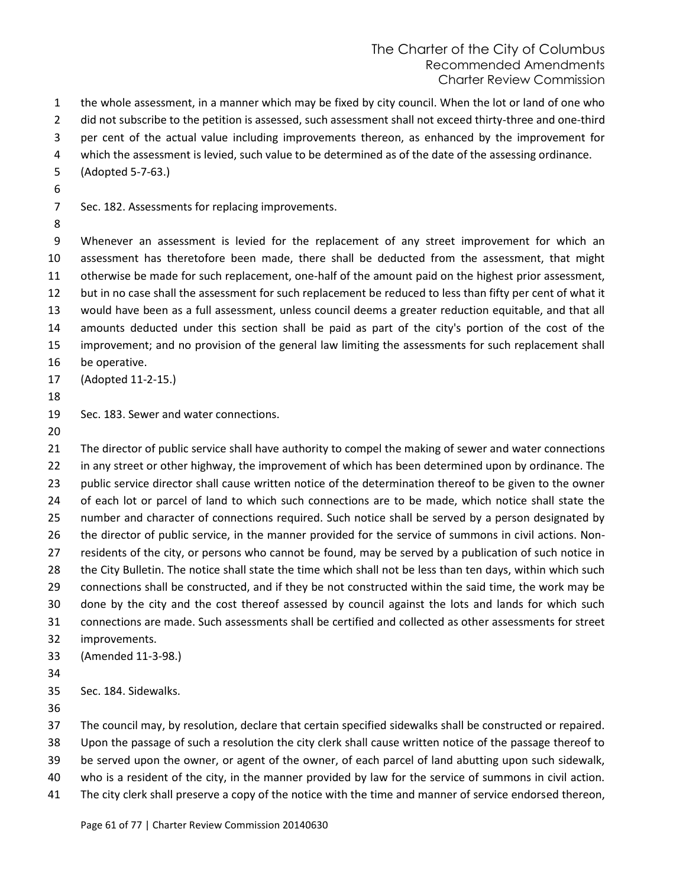the whole assessment, in a manner which may be fixed by city council. When the lot or land of one who did not subscribe to the petition is assessed, such assessment shall not exceed thirty-three and one-third per cent of the actual value including improvements thereon, as enhanced by the improvement for which the assessment is levied, such value to be determined as of the date of the assessing ordinance.
(Adopted 5-7-63.)

Sec. 182. Assessments for replacing improvements.

Whenever an assessment is levied for the replacement of any street improvement for which an assessment has theretofore been made, there shall be deducted from the assessment, that might otherwise be made for such replacement, one-half of the amount paid on the highest prior assessment, but in no case shall the assessment for such replacement be reduced to less than fifty per cent of what it would have been as a full assessment, unless council deems a greater reduction equitable, and that all amounts deducted under this section shall be paid as part of the city's portion of the cost of the improvement; and no provision of the general law limiting the assessments for such replacement shall be operative.
(Adopted 11-2-15.)

Sec. 183. Sewer and water connections.

The director of public service shall have authority to compel the making of sewer and water connections in any street or other highway, the improvement of which has been determined upon by ordinance. The public service director shall cause written notice of the determination thereof to be given to the owner of each lot or parcel of land to which such connections are to be made, which notice shall state the number and character of connections required. Such notice shall be served by a person designated by the director of public service, in the manner provided for the service of summons in civil actions. Non-residents of the city, or persons who cannot be found, may be served by a publication of such notice in the City Bulletin. The notice shall state the time which shall not be less than ten days, within which such connections shall be constructed, and if they be not constructed within the said time, the work may be done by the city and the cost thereof assessed by council against the lots and lands for which such connections are made. Such assessments shall be certified and collected as other assessments for street improvements.
(Amended 11-3-98.)

Sec. 184. Sidewalks.

The council may, by resolution, declare that certain specified sidewalks shall be constructed or repaired. Upon the passage of such a resolution the city clerk shall cause written notice of the passage thereof to be served upon the owner, or agent of the owner, of each parcel of land abutting upon such sidewalk, who is a resident of the city, in the manner provided by law for the service of summons in civil action. The city clerk shall preserve a copy of the notice with the time and manner of service endorsed thereon,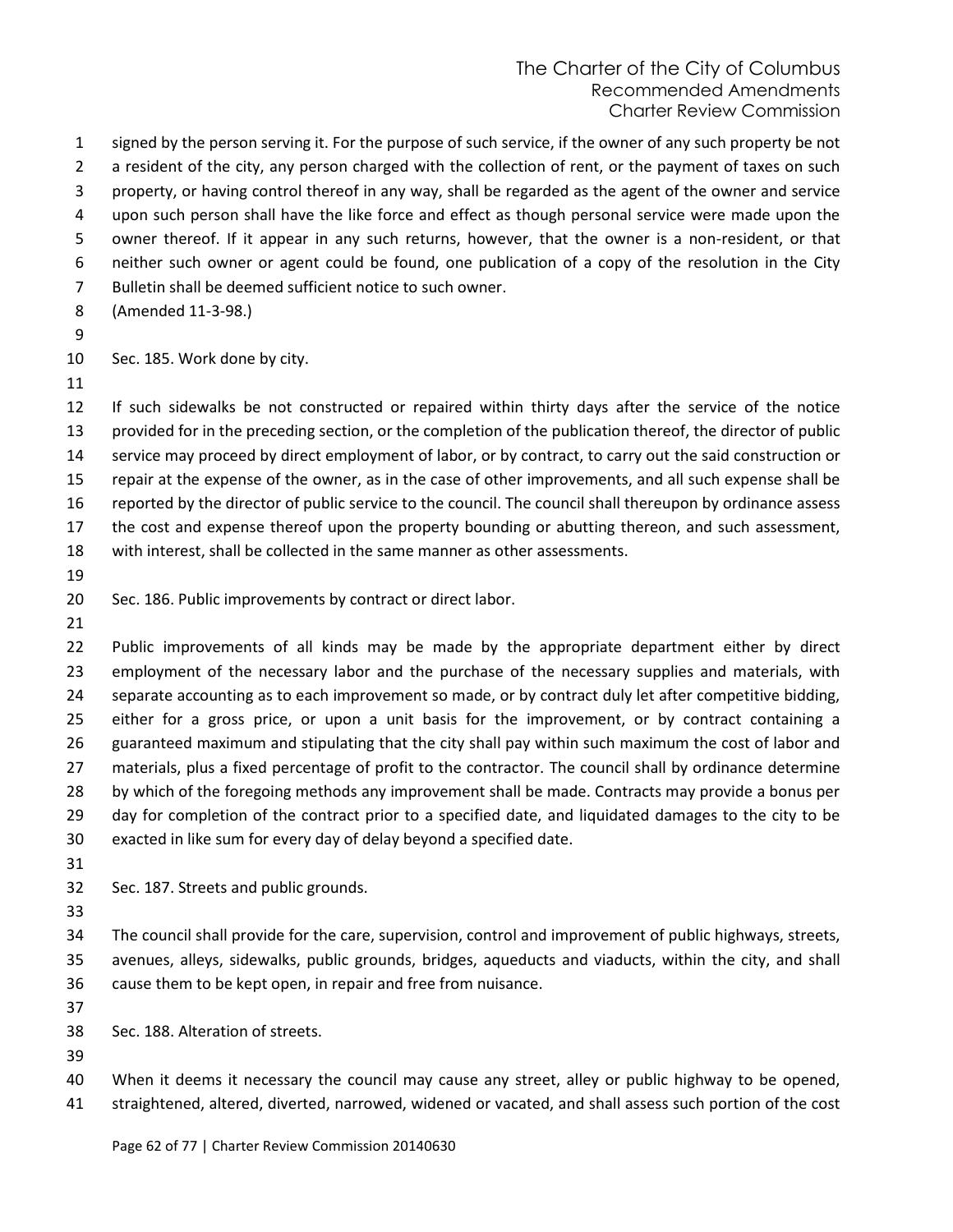signed by the person serving it. For the purpose of such service, if the owner of any such property be not a resident of the city, any person charged with the collection of rent, or the payment of taxes on such property, or having control thereof in any way, shall be regarded as the agent of the owner and service upon such person shall have the like force and effect as though personal service were made upon the owner thereof. If it appear in any such returns, however, that the owner is a non-resident, or that neither such owner or agent could be found, one publication of a copy of the resolution in the City Bulletin shall be deemed sufficient notice to such owner.
(Amended 11-3-98.)

Sec. 185. Work done by city.

If such sidewalks be not constructed or repaired within thirty days after the service of the notice provided for in the preceding section, or the completion of the publication thereof, the director of public service may proceed by direct employment of labor, or by contract, to carry out the said construction or repair at the expense of the owner, as in the case of other improvements, and all such expense shall be reported by the director of public service to the council. The council shall thereupon by ordinance assess the cost and expense thereof upon the property bounding or abutting thereon, and such assessment, with interest, shall be collected in the same manner as other assessments.

Sec. 186. Public improvements by contract or direct labor.

Public improvements of all kinds may be made by the appropriate department either by direct employment of the necessary labor and the purchase of the necessary supplies and materials, with separate accounting as to each improvement so made, or by contract duly let after competitive bidding, either for a gross price, or upon a unit basis for the improvement, or by contract containing a guaranteed maximum and stipulating that the city shall pay within such maximum the cost of labor and materials, plus a fixed percentage of profit to the contractor. The council shall by ordinance determine by which of the foregoing methods any improvement shall be made. Contracts may provide a bonus per day for completion of the contract prior to a specified date, and liquidated damages to the city to be exacted in like sum for every day of delay beyond a specified date.

Sec. 187. Streets and public grounds.

The council shall provide for the care, supervision, control and improvement of public highways, streets, avenues, alleys, sidewalks, public grounds, bridges, aqueducts and viaducts, within the city, and shall cause them to be kept open, in repair and free from nuisance.

Sec. 188. Alteration of streets.

When it deems it necessary the council may cause any street, alley or public highway to be opened, straightened, altered, diverted, narrowed, widened or vacated, and shall assess such portion of the cost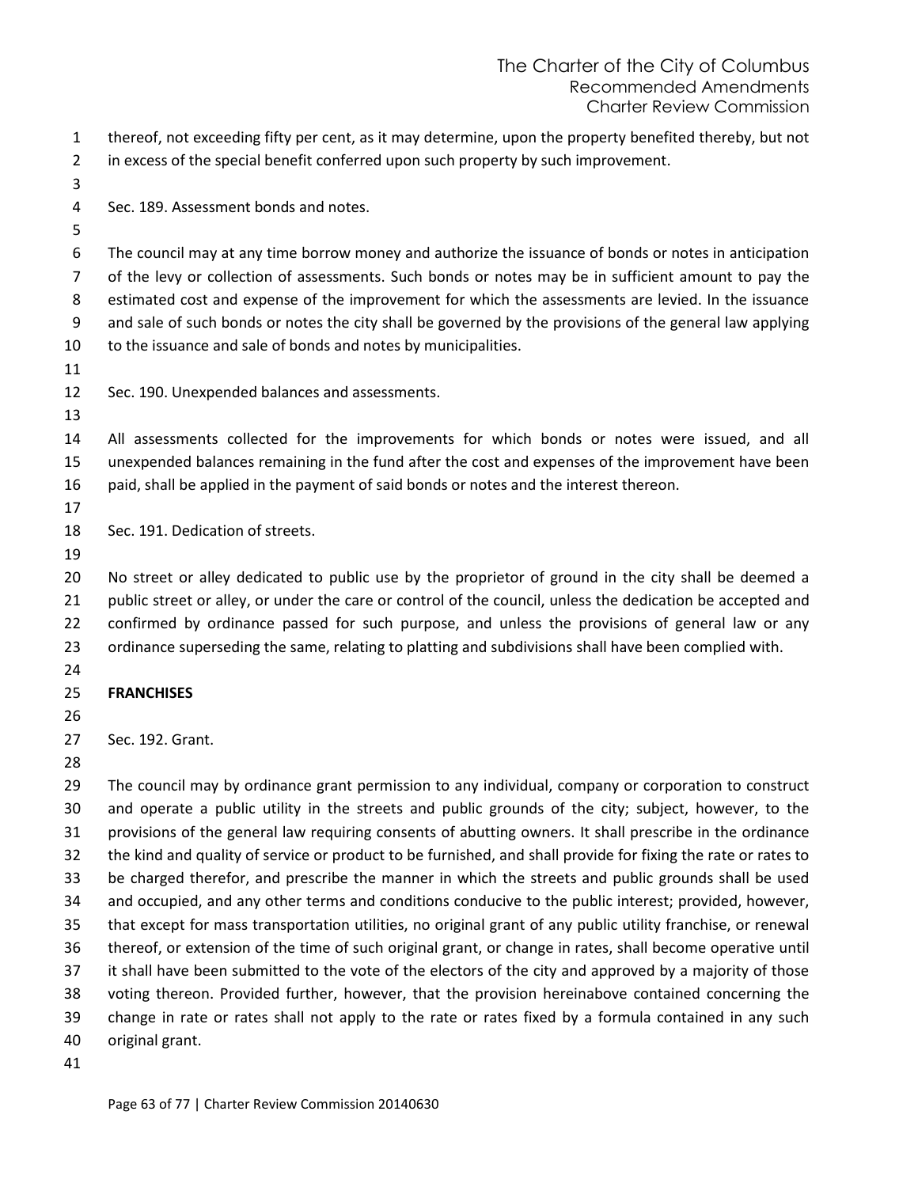thereof, not exceeding fifty per cent, as it may determine, upon the property benefited thereby, but not in excess of the special benefit conferred upon such property by such improvement.

Sec. 189. Assessment bonds and notes.

The council may at any time borrow money and authorize the issuance of bonds or notes in anticipation of the levy or collection of assessments. Such bonds or notes may be in sufficient amount to pay the estimated cost and expense of the improvement for which the assessments are levied. In the issuance and sale of such bonds or notes the city shall be governed by the provisions of the general law applying to the issuance and sale of bonds and notes by municipalities.

Sec. 190. Unexpended balances and assessments.

All assessments collected for the improvements for which bonds or notes were issued, and all unexpended balances remaining in the fund after the cost and expenses of the improvement have been paid, shall be applied in the payment of said bonds or notes and the interest thereon.

Sec. 191. Dedication of streets.

No street or alley dedicated to public use by the proprietor of ground in the city shall be deemed a public street or alley, or under the care or control of the council, unless the dedication be accepted and confirmed by ordinance passed for such purpose, and unless the provisions of general law or any ordinance superseding the same, relating to platting and subdivisions shall have been complied with.

**FRANCHISES**

Sec. 192. Grant.

The council may by ordinance grant permission to any individual, company or corporation to construct and operate a public utility in the streets and public grounds of the city; subject, however, to the provisions of the general law requiring consents of abutting owners. It shall prescribe in the ordinance the kind and quality of service or product to be furnished, and shall provide for fixing the rate or rates to be charged therefor, and prescribe the manner in which the streets and public grounds shall be used and occupied, and any other terms and conditions conducive to the public interest; provided, however, that except for mass transportation utilities, no original grant of any public utility franchise, or renewal thereof, or extension of the time of such original grant, or change in rates, shall become operative until it shall have been submitted to the vote of the electors of the city and approved by a majority of those voting thereon. Provided further, however, that the provision hereinabove contained concerning the change in rate or rates shall not apply to the rate or rates fixed by a formula contained in any such original grant.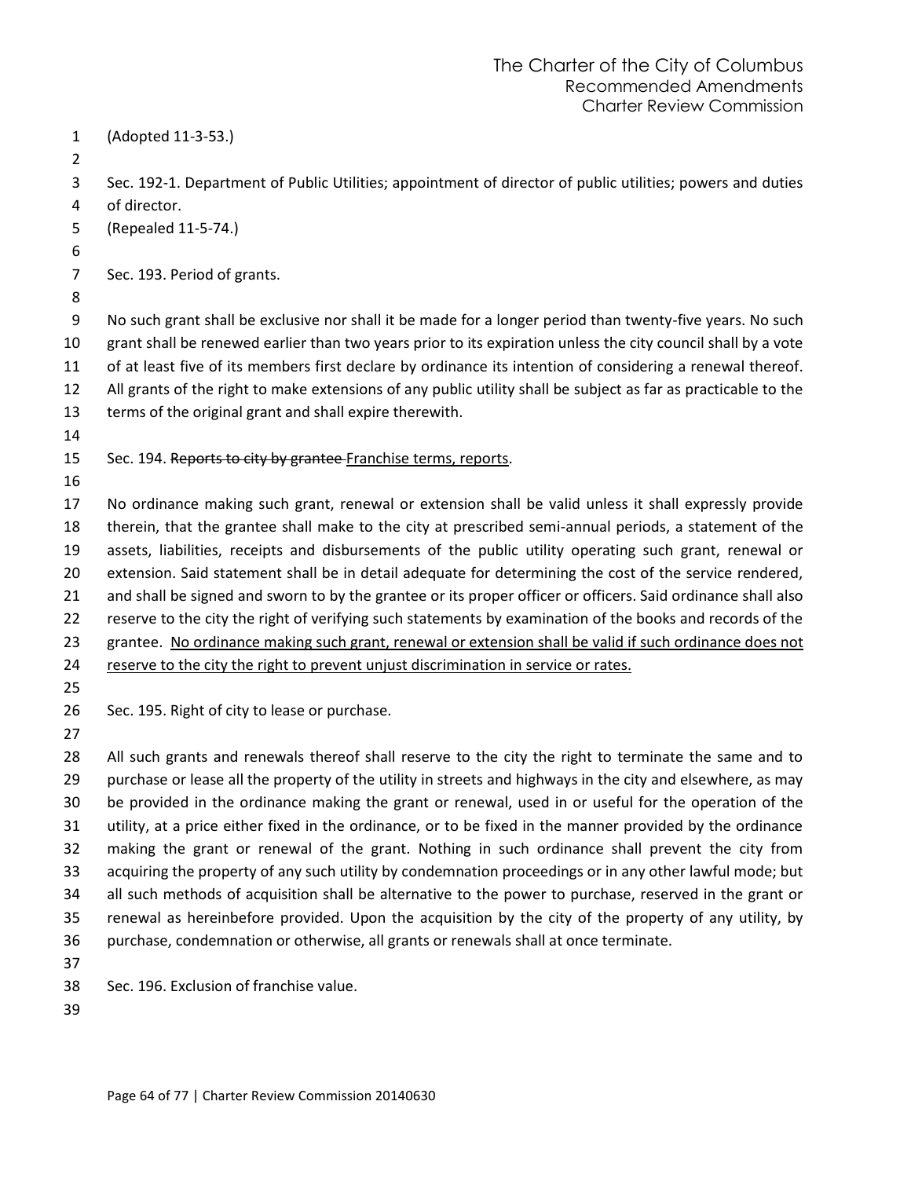(Adopted 11-3-53.)

Sec. 192-1. Department of Public Utilities; appointment of director of public utilities; powers and duties of director.

(Repealed 11-5-74.)

Sec. 193. Period of grants.

No such grant shall be exclusive nor shall it be made for a longer period than twenty-five years. No such grant shall be renewed earlier than two years prior to its expiration unless the city council shall by a vote of at least five of its members first declare by ordinance its intention of considering a renewal thereof. All grants of the right to make extensions of any public utility shall be subject as far as practicable to the terms of the original grant and shall expire therewith.

Sec. 194. ~~Reports to city by grantee~~ <u>Franchise terms, reports</u>.

No ordinance making such grant, renewal or extension shall be valid unless it shall expressly provide therein, that the grantee shall make to the city at prescribed semi-annual periods, a statement of the assets, liabilities, receipts and disbursements of the public utility operating such grant, renewal or extension. Said statement shall be in detail adequate for determining the cost of the service rendered, and shall be signed and sworn to by the grantee or its proper officer or officers. Said ordinance shall also reserve to the city the right of verifying such statements by examination of the books and records of the grantee. <u>No ordinance making such grant, renewal or extension shall be valid if such ordinance does not reserve to the city the right to prevent unjust discrimination in service or rates.</u>

Sec. 195. Right of city to lease or purchase.

All such grants and renewals thereof shall reserve to the city the right to terminate the same and to purchase or lease all the property of the utility in streets and highways in the city and elsewhere, as may be provided in the ordinance making the grant or renewal, used in or useful for the operation of the utility, at a price either fixed in the ordinance, or to be fixed in the manner provided by the ordinance making the grant or renewal of the grant. Nothing in such ordinance shall prevent the city from acquiring the property of any such utility by condemnation proceedings or in any other lawful mode; but all such methods of acquisition shall be alternative to the power to purchase, reserved in the grant or renewal as hereinbefore provided. Upon the acquisition by the city of the property of any utility, by purchase, condemnation or otherwise, all grants or renewals shall at once terminate.

Sec. 196. Exclusion of franchise value.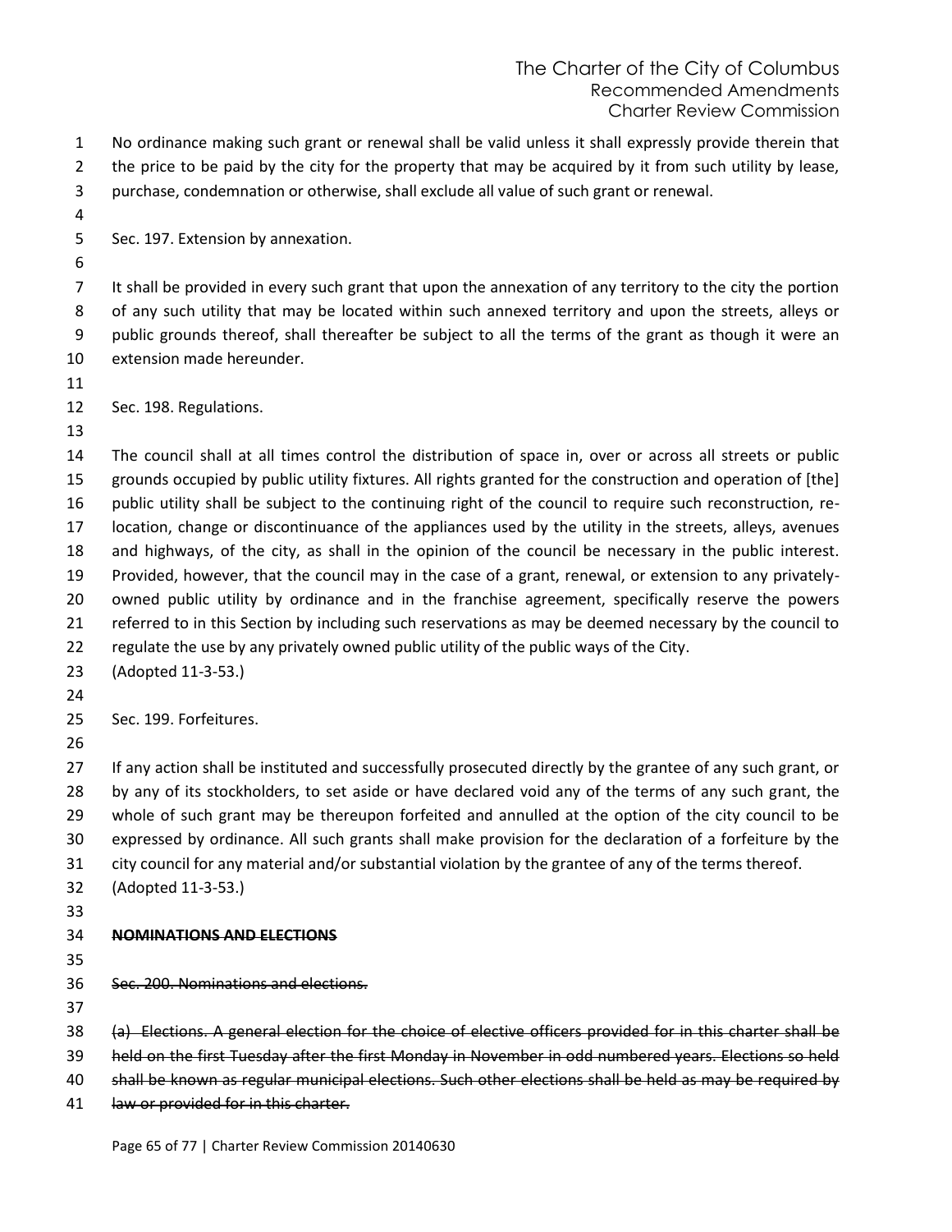No ordinance making such grant or renewal shall be valid unless it shall expressly provide therein that the price to be paid by the city for the property that may be acquired by it from such utility by lease, purchase, condemnation or otherwise, shall exclude all value of such grant or renewal.

Sec. 197. Extension by annexation.

It shall be provided in every such grant that upon the annexation of any territory to the city the portion of any such utility that may be located within such annexed territory and upon the streets, alleys or public grounds thereof, shall thereafter be subject to all the terms of the grant as though it were an extension made hereunder.

Sec. 198. Regulations.

The council shall at all times control the distribution of space in, over or across all streets or public grounds occupied by public utility fixtures. All rights granted for the construction and operation of [the] public utility shall be subject to the continuing right of the council to require such reconstruction, re-location, change or discontinuance of the appliances used by the utility in the streets, alleys, avenues and highways, of the city, as shall in the opinion of the council be necessary in the public interest. Provided, however, that the council may in the case of a grant, renewal, or extension to any privately-owned public utility by ordinance and in the franchise agreement, specifically reserve the powers referred to in this Section by including such reservations as may be deemed necessary by the council to regulate the use by any privately owned public utility of the public ways of the City.
(Adopted 11-3-53.)

Sec. 199. Forfeitures.

If any action shall be instituted and successfully prosecuted directly by the grantee of any such grant, or by any of its stockholders, to set aside or have declared void any of the terms of any such grant, the whole of such grant may be thereupon forfeited and annulled at the option of the city council to be expressed by ordinance. All such grants shall make provision for the declaration of a forfeiture by the city council for any material and/or substantial violation by the grantee of any of the terms thereof.
(Adopted 11-3-53.)

~~**NOMINATIONS AND ELECTIONS**~~

~~Sec. 200. Nominations and elections.~~

~~(a) Elections. A general election for the choice of elective officers provided for in this charter shall be held on the first Tuesday after the first Monday in November in odd numbered years. Elections so held shall be known as regular municipal elections. Such other elections shall be held as may be required by law or provided for in this charter.~~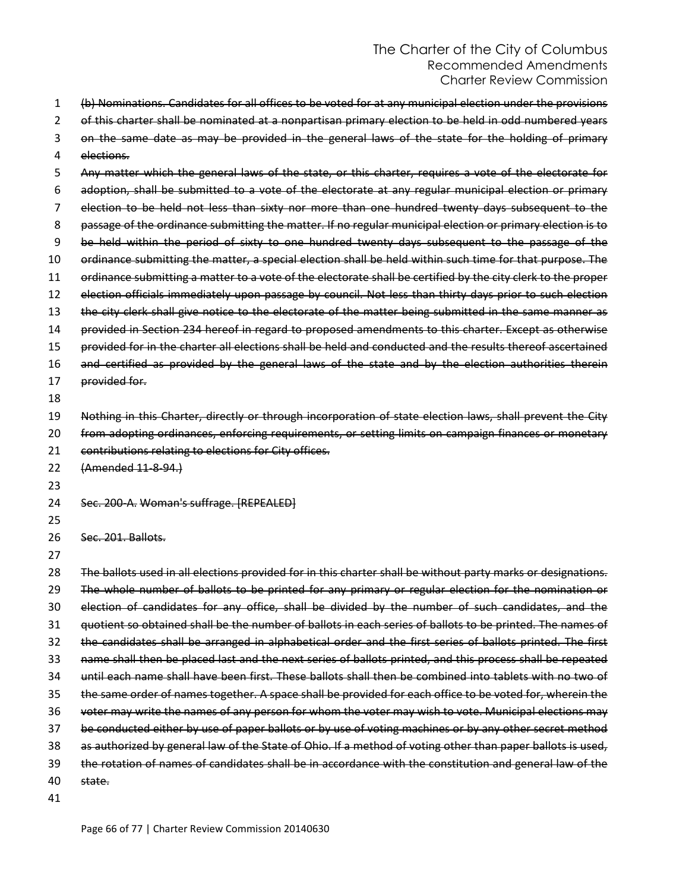~~(b) Nominations. Candidates for all offices to be voted for at any municipal election under the provisions of this charter shall be nominated at a nonpartisan primary election to be held in odd numbered years on the same date as may be provided in the general laws of the state for the holding of primary elections.~~

~~Any matter which the general laws of the state, or this charter, requires a vote of the electorate for adoption, shall be submitted to a vote of the electorate at any regular municipal election or primary election to be held not less than sixty nor more than one hundred twenty days subsequent to the passage of the ordinance submitting the matter. If no regular municipal election or primary election is to be held within the period of sixty to one hundred twenty days subsequent to the passage of the ordinance submitting the matter, a special election shall be held within such time for that purpose. The ordinance submitting a matter to a vote of the electorate shall be certified by the city clerk to the proper election officials immediately upon passage by council. Not less than thirty days prior to such election the city clerk shall give notice to the electorate of the matter being submitted in the same manner as provided in Section 234 hereof in regard to proposed amendments to this charter. Except as otherwise provided for in the charter all elections shall be held and conducted and the results thereof ascertained and certified as provided by the general laws of the state and by the election authorities therein provided for.~~

~~Nothing in this Charter, directly or through incorporation of state election laws, shall prevent the City from adopting ordinances, enforcing requirements, or setting limits on campaign finances or monetary contributions relating to elections for City offices.~~

~~(Amended 11-8-94.)~~

~~Sec. 200-A. Woman's suffrage. [REPEALED]~~

~~Sec. 201. Ballots.~~

~~The ballots used in all elections provided for in this charter shall be without party marks or designations. The whole number of ballots to be printed for any primary or regular election for the nomination or election of candidates for any office, shall be divided by the number of such candidates, and the quotient so obtained shall be the number of ballots in each series of ballots to be printed. The names of the candidates shall be arranged in alphabetical order and the first series of ballots printed. The first name shall then be placed last and the next series of ballots printed, and this process shall be repeated until each name shall have been first. These ballots shall then be combined into tablets with no two of the same order of names together. A space shall be provided for each office to be voted for, wherein the voter may write the names of any person for whom the voter may wish to vote. Municipal elections may be conducted either by use of paper ballots or by use of voting machines or by any other secret method as authorized by general law of the State of Ohio. If a method of voting other than paper ballots is used, the rotation of names of candidates shall be in accordance with the constitution and general law of the state.~~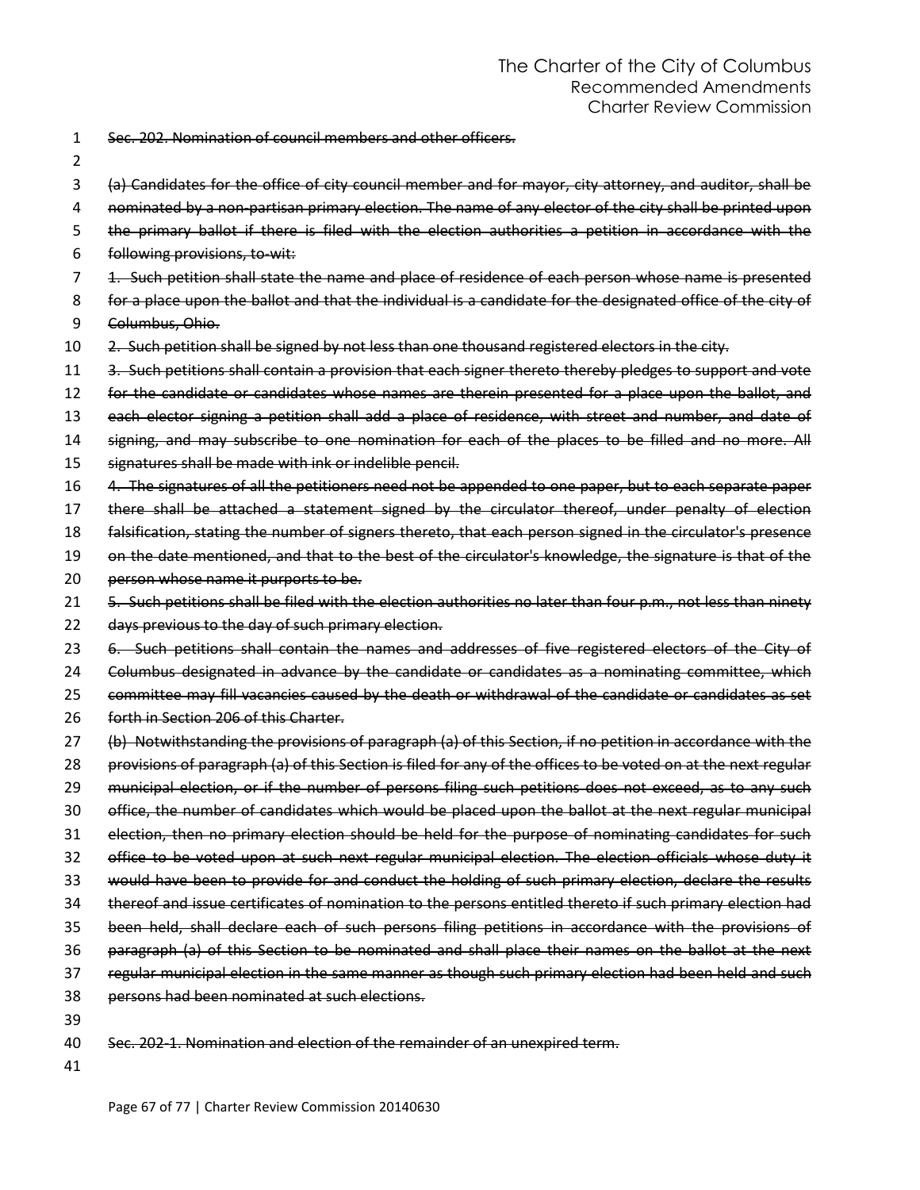~~Sec. 202. Nomination of council members and other officers.~~

~~(a) Candidates for the office of city council member and for mayor, city attorney, and auditor, shall be nominated by a non-partisan primary election. The name of any elector of the city shall be printed upon the primary ballot if there is filed with the election authorities a petition in accordance with the following provisions, to-wit:~~

~~1. Such petition shall state the name and place of residence of each person whose name is presented for a place upon the ballot and that the individual is a candidate for the designated office of the city of Columbus, Ohio.~~

~~2. Such petition shall be signed by not less than one thousand registered electors in the city.~~

~~3. Such petitions shall contain a provision that each signer thereto thereby pledges to support and vote for the candidate or candidates whose names are therein presented for a place upon the ballot, and each elector signing a petition shall add a place of residence, with street and number, and date of signing, and may subscribe to one nomination for each of the places to be filled and no more. All signatures shall be made with ink or indelible pencil.~~

~~4. The signatures of all the petitioners need not be appended to one paper, but to each separate paper there shall be attached a statement signed by the circulator thereof, under penalty of election falsification, stating the number of signers thereto, that each person signed in the circulator's presence on the date mentioned, and that to the best of the circulator's knowledge, the signature is that of the person whose name it purports to be.~~

~~5. Such petitions shall be filed with the election authorities no later than four p.m., not less than ninety days previous to the day of such primary election.~~

~~6. Such petitions shall contain the names and addresses of five registered electors of the City of Columbus designated in advance by the candidate or candidates as a nominating committee, which committee may fill vacancies caused by the death or withdrawal of the candidate or candidates as set forth in Section 206 of this Charter.~~

~~(b) Notwithstanding the provisions of paragraph (a) of this Section, if no petition in accordance with the provisions of paragraph (a) of this Section is filed for any of the offices to be voted on at the next regular municipal election, or if the number of persons filing such petitions does not exceed, as to any such office, the number of candidates which would be placed upon the ballot at the next regular municipal election, then no primary election should be held for the purpose of nominating candidates for such office to be voted upon at such next regular municipal election. The election officials whose duty it would have been to provide for and conduct the holding of such primary election, declare the results thereof and issue certificates of nomination to the persons entitled thereto if such primary election had been held, shall declare each of such persons filing petitions in accordance with the provisions of paragraph (a) of this Section to be nominated and shall place their names on the ballot at the next regular municipal election in the same manner as though such primary election had been held and such persons had been nominated at such elections.~~

~~Sec. 202-1. Nomination and election of the remainder of an unexpired term.~~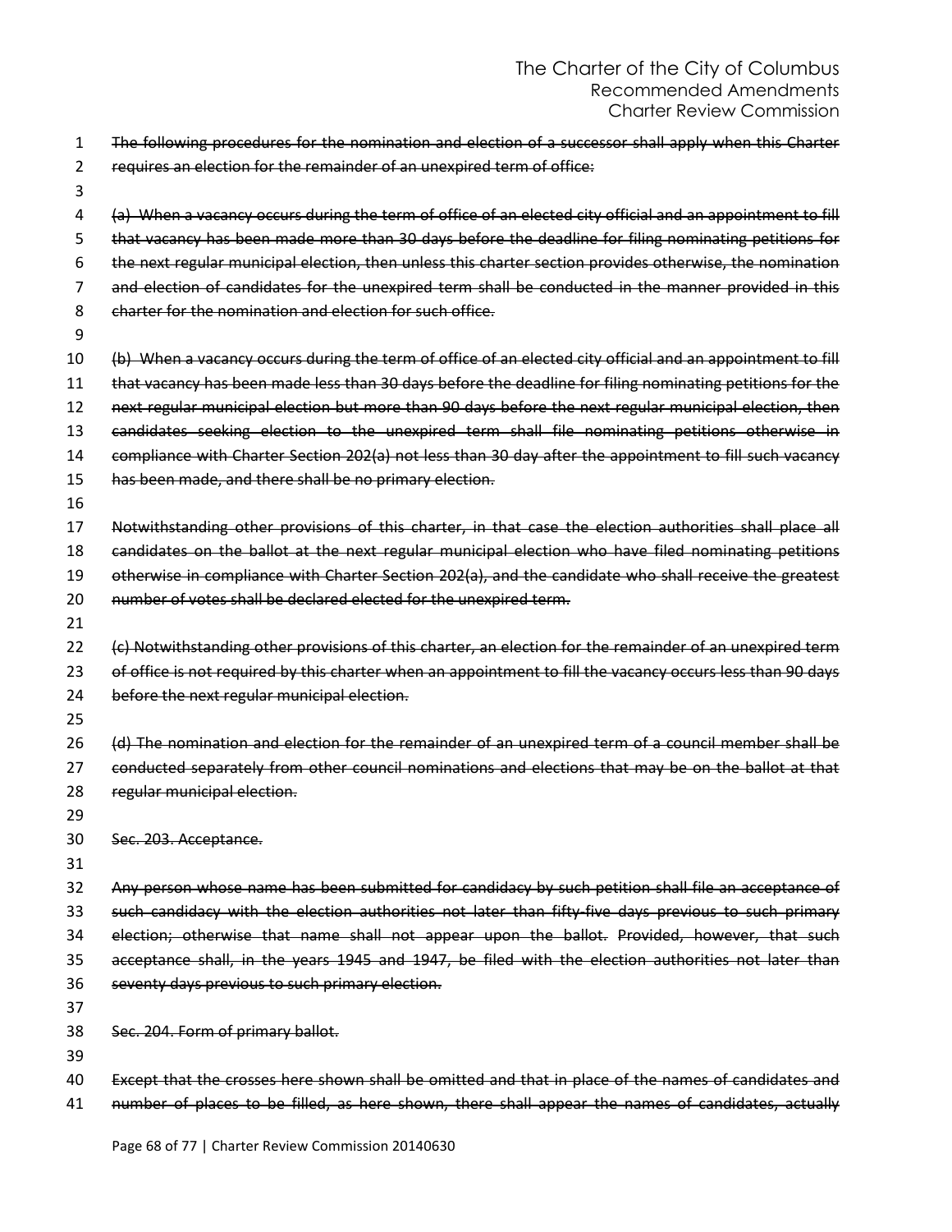~~The following procedures for the nomination and election of a successor shall apply when this Charter requires an election for the remainder of an unexpired term of office:~~

~~(a) When a vacancy occurs during the term of office of an elected city official and an appointment to fill that vacancy has been made more than 30 days before the deadline for filing nominating petitions for the next regular municipal election, then unless this charter section provides otherwise, the nomination and election of candidates for the unexpired term shall be conducted in the manner provided in this charter for the nomination and election for such office.~~

~~(b) When a vacancy occurs during the term of office of an elected city official and an appointment to fill that vacancy has been made less than 30 days before the deadline for filing nominating petitions for the next regular municipal election but more than 90 days before the next regular municipal election, then candidates seeking election to the unexpired term shall file nominating petitions otherwise in compliance with Charter Section 202(a) not less than 30 day after the appointment to fill such vacancy has been made, and there shall be no primary election.~~

~~Notwithstanding other provisions of this charter, in that case the election authorities shall place all candidates on the ballot at the next regular municipal election who have filed nominating petitions otherwise in compliance with Charter Section 202(a), and the candidate who shall receive the greatest number of votes shall be declared elected for the unexpired term.~~

~~(c) Notwithstanding other provisions of this charter, an election for the remainder of an unexpired term of office is not required by this charter when an appointment to fill the vacancy occurs less than 90 days before the next regular municipal election.~~

~~(d) The nomination and election for the remainder of an unexpired term of a council member shall be conducted separately from other council nominations and elections that may be on the ballot at that regular municipal election.~~

~~Sec. 203. Acceptance.~~

~~Any person whose name has been submitted for candidacy by such petition shall file an acceptance of such candidacy with the election authorities not later than fifty-five days previous to such primary election; otherwise that name shall not appear upon the ballot. Provided, however, that such acceptance shall, in the years 1945 and 1947, be filed with the election authorities not later than seventy days previous to such primary election.~~

~~Sec. 204. Form of primary ballot.~~

~~Except that the crosses here shown shall be omitted and that in place of the names of candidates and number of places to be filled, as here shown, there shall appear the names of candidates, actually~~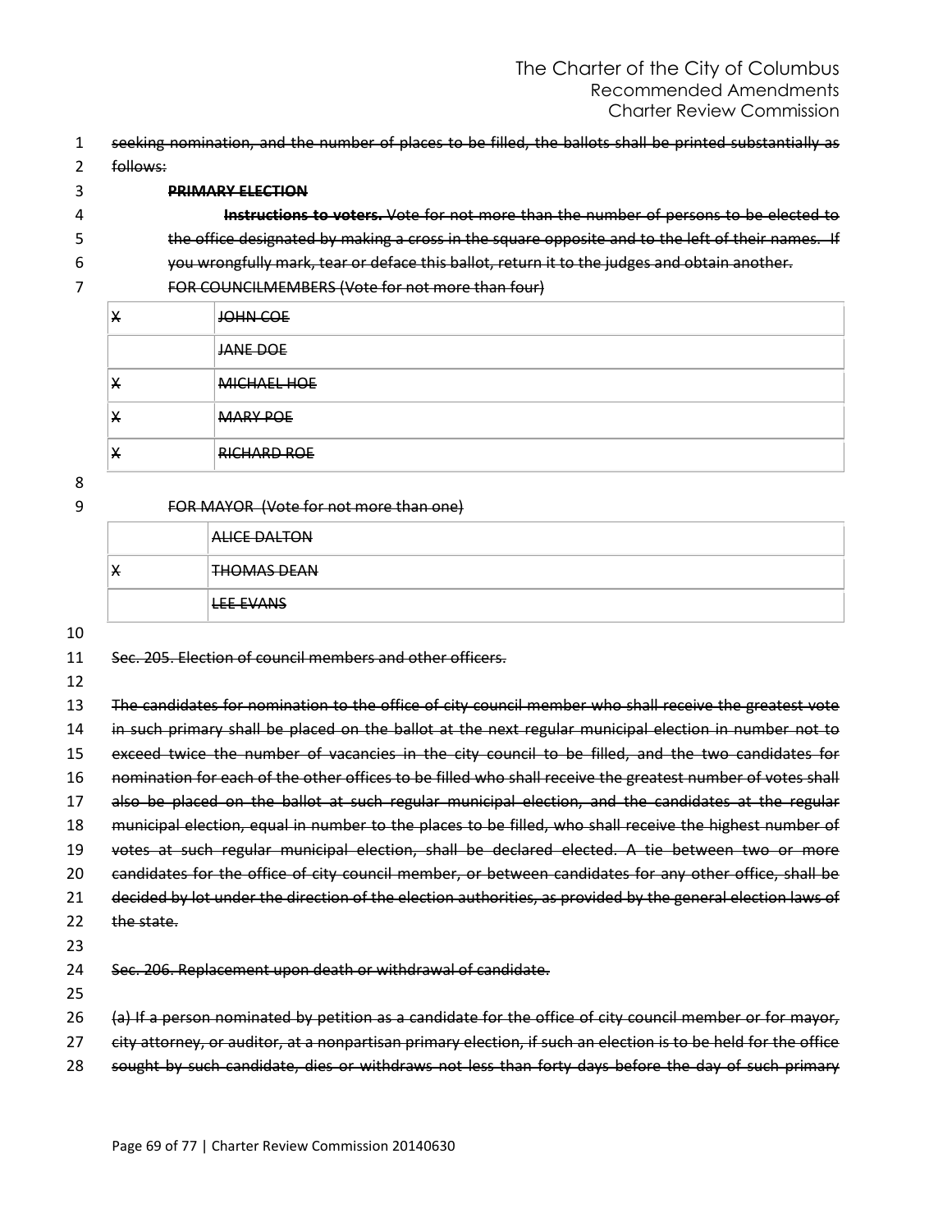~~seeking nomination, and the number of places to be filled, the ballots shall be printed substantially as follows:~~

~~**PRIMARY ELECTION**~~

~~**Instructions to voters.** Vote for not more than the number of persons to be elected to the office designated by making a cross in the square opposite and to the left of their names. If you wrongfully mark, tear or deface this ballot, return it to the judges and obtain another.~~

~~FOR COUNCILMEMBERS (Vote for not more than four)~~

| | |
|---|---|
| ~~X~~ | ~~JOHN COE~~ |
| | ~~JANE DOE~~ |
| ~~X~~ | ~~MICHAEL HOE~~ |
| ~~X~~ | ~~MARY POE~~ |
| ~~X~~ | ~~RICHARD ROE~~ |

~~FOR MAYOR (Vote for not more than one)~~

| | |
|---|---|
| | ~~ALICE DALTON~~ |
| ~~X~~ | ~~THOMAS DEAN~~ |
| | ~~LEE EVANS~~ |

~~Sec. 205. Election of council members and other officers.~~

~~The candidates for nomination to the office of city council member who shall receive the greatest vote in such primary shall be placed on the ballot at the next regular municipal election in number not to exceed twice the number of vacancies in the city council to be filled, and the two candidates for nomination for each of the other offices to be filled who shall receive the greatest number of votes shall also be placed on the ballot at such regular municipal election, and the candidates at the regular municipal election, equal in number to the places to be filled, who shall receive the highest number of votes at such regular municipal election, shall be declared elected. A tie between two or more candidates for the office of city council member, or between candidates for any other office, shall be decided by lot under the direction of the election authorities, as provided by the general election laws of the state.~~

~~Sec. 206. Replacement upon death or withdrawal of candidate.~~

~~(a) If a person nominated by petition as a candidate for the office of city council member or for mayor, city attorney, or auditor, at a nonpartisan primary election, if such an election is to be held for the office sought by such candidate, dies or withdraws not less than forty days before the day of such primary~~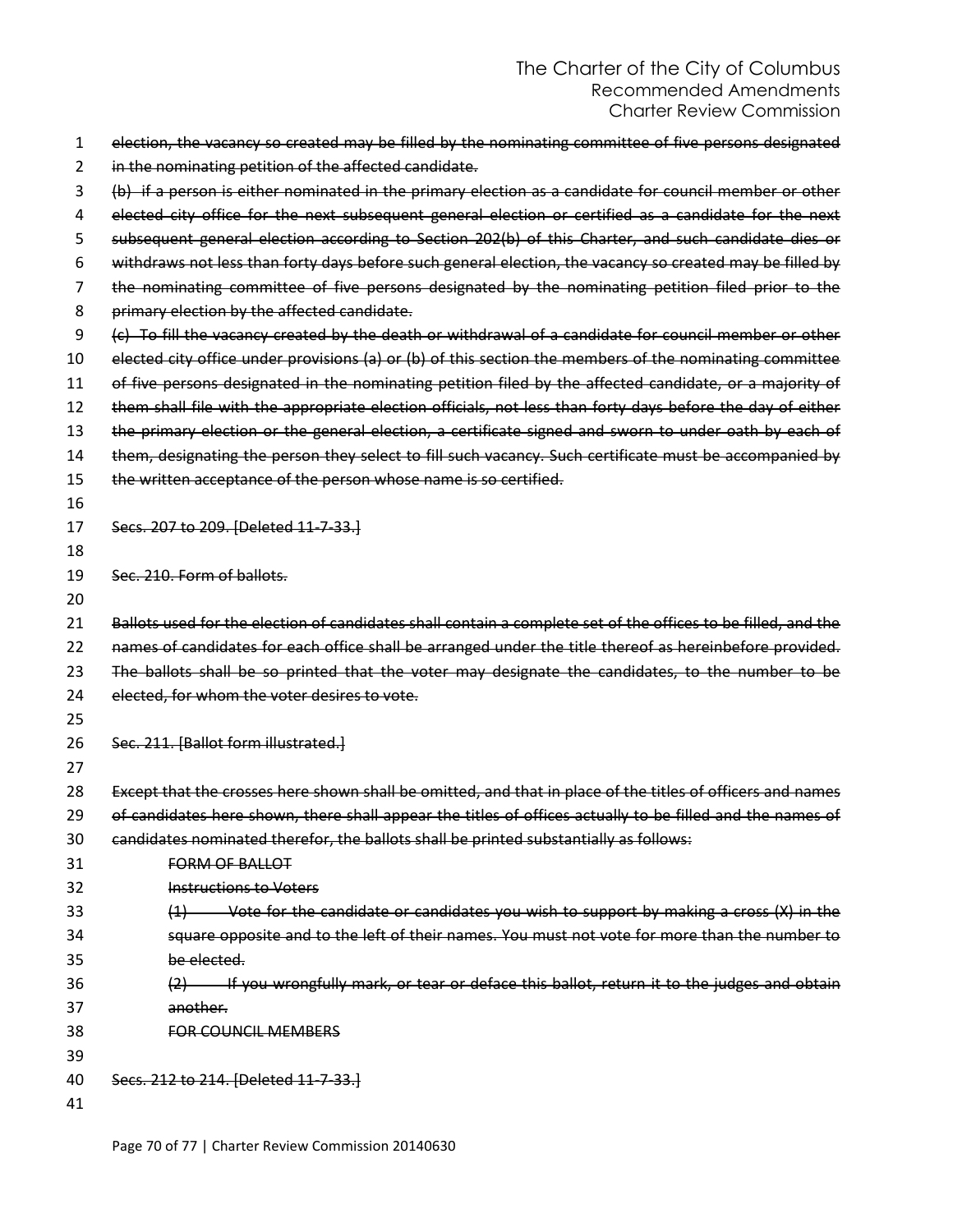~~election, the vacancy so created may be filled by the nominating committee of five persons designated in the nominating petition of the affected candidate.~~

~~(b) if a person is either nominated in the primary election as a candidate for council member or other elected city office for the next subsequent general election or certified as a candidate for the next subsequent general election according to Section 202(b) of this Charter, and such candidate dies or withdraws not less than forty days before such general election, the vacancy so created may be filled by the nominating committee of five persons designated by the nominating petition filed prior to the primary election by the affected candidate.~~

~~(c) To fill the vacancy created by the death or withdrawal of a candidate for council member or other elected city office under provisions (a) or (b) of this section the members of the nominating committee of five persons designated in the nominating petition filed by the affected candidate, or a majority of them shall file with the appropriate election officials, not less than forty days before the day of either the primary election or the general election, a certificate signed and sworn to under oath by each of them, designating the person they select to fill such vacancy. Such certificate must be accompanied by the written acceptance of the person whose name is so certified.~~

~~Secs. 207 to 209. [Deleted 11-7-33.]~~

~~Sec. 210. Form of ballots.~~

~~Ballots used for the election of candidates shall contain a complete set of the offices to be filled, and the names of candidates for each office shall be arranged under the title thereof as hereinbefore provided. The ballots shall be so printed that the voter may designate the candidates, to the number to be elected, for whom the voter desires to vote.~~

~~Sec. 211. [Ballot form illustrated.]~~

~~Except that the crosses here shown shall be omitted, and that in place of the titles of officers and names of candidates here shown, there shall appear the titles of offices actually to be filled and the names of candidates nominated therefor, the ballots shall be printed substantially as follows:~~

> ~~FORM OF BALLOT~~
>
> ~~Instructions to Voters~~
>
> ~~(1) Vote for the candidate or candidates you wish to support by making a cross (X) in the square opposite and to the left of their names. You must not vote for more than the number to be elected.~~
>
> ~~(2) If you wrongfully mark, or tear or deface this ballot, return it to the judges and obtain another.~~
>
> ~~FOR COUNCIL MEMBERS~~

~~Secs. 212 to 214. [Deleted 11-7-33.]~~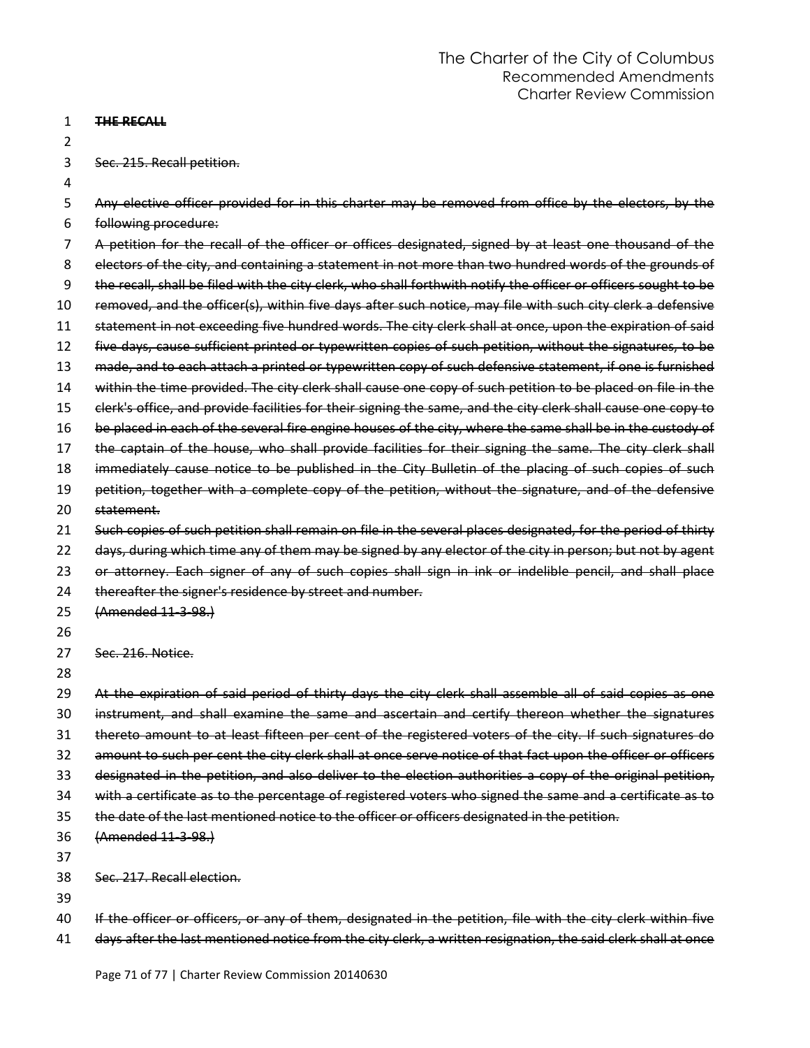~~**THE RECALL**~~

~~Sec. 215. Recall petition.~~

~~Any elective officer provided for in this charter may be removed from office by the electors, by the following procedure:~~

~~A petition for the recall of the officer or offices designated, signed by at least one thousand of the electors of the city, and containing a statement in not more than two hundred words of the grounds of the recall, shall be filed with the city clerk, who shall forthwith notify the officer or officers sought to be removed, and the officer(s), within five days after such notice, may file with such city clerk a defensive statement in not exceeding five hundred words. The city clerk shall at once, upon the expiration of said five days, cause sufficient printed or typewritten copies of such petition, without the signatures, to be made, and to each attach a printed or typewritten copy of such defensive statement, if one is furnished within the time provided. The city clerk shall cause one copy of such petition to be placed on file in the clerk's office, and provide facilities for their signing the same, and the city clerk shall cause one copy to be placed in each of the several fire engine houses of the city, where the same shall be in the custody of the captain of the house, who shall provide facilities for their signing the same. The city clerk shall immediately cause notice to be published in the City Bulletin of the placing of such copies of such petition, together with a complete copy of the petition, without the signature, and of the defensive statement.~~

~~Such copies of such petition shall remain on file in the several places designated, for the period of thirty days, during which time any of them may be signed by any elector of the city in person; but not by agent or attorney. Each signer of any of such copies shall sign in ink or indelible pencil, and shall place thereafter the signer's residence by street and number.~~

~~(Amended 11-3-98.)~~

~~Sec. 216. Notice.~~

~~At the expiration of said period of thirty days the city clerk shall assemble all of said copies as one instrument, and shall examine the same and ascertain and certify thereon whether the signatures thereto amount to at least fifteen per cent of the registered voters of the city. If such signatures do amount to such per cent the city clerk shall at once serve notice of that fact upon the officer or officers designated in the petition, and also deliver to the election authorities a copy of the original petition, with a certificate as to the percentage of registered voters who signed the same and a certificate as to the date of the last mentioned notice to the officer or officers designated in the petition.~~

~~(Amended 11-3-98.)~~

~~Sec. 217. Recall election.~~

~~If the officer or officers, or any of them, designated in the petition, file with the city clerk within five days after the last mentioned notice from the city clerk, a written resignation, the said clerk shall at once~~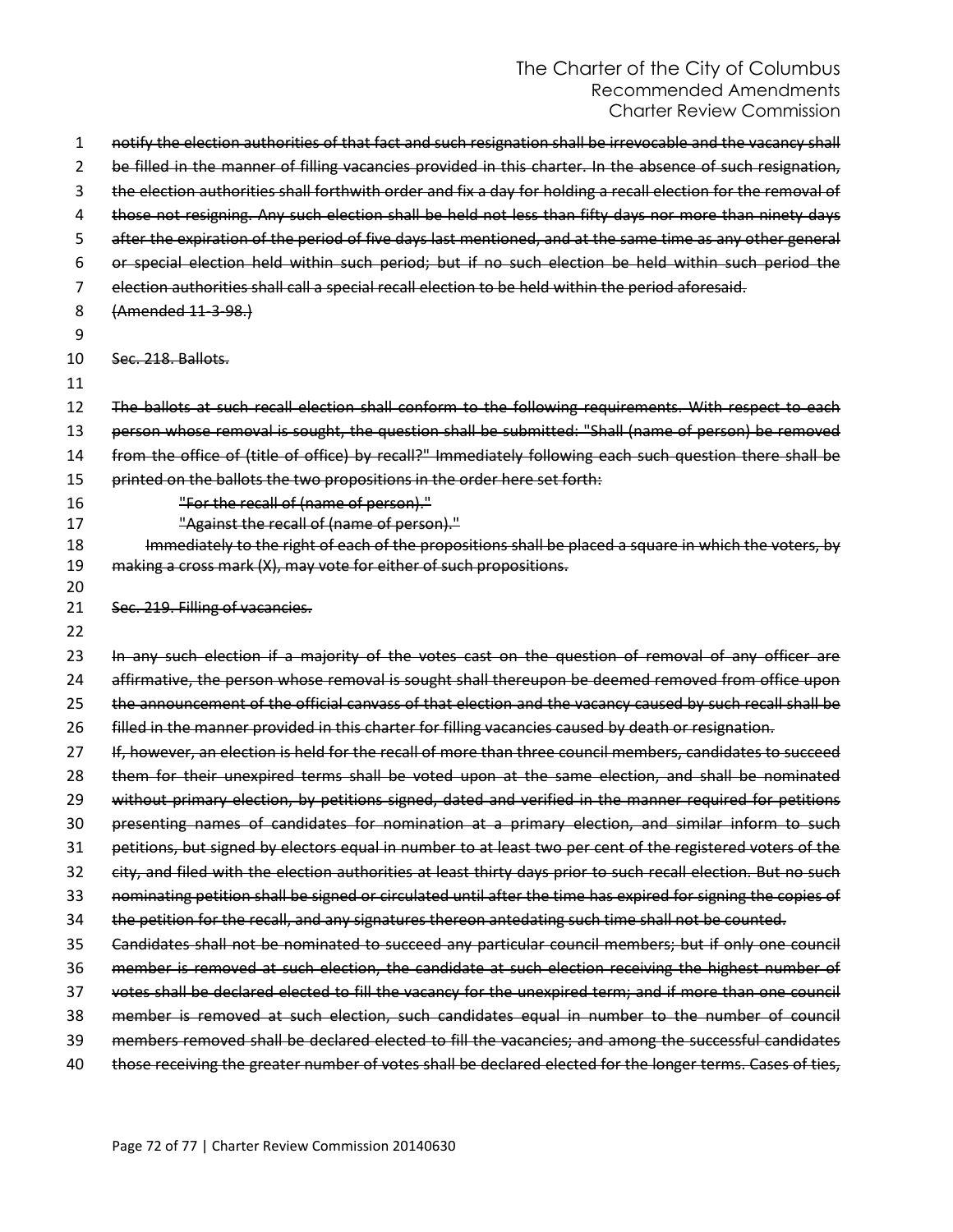~~notify the election authorities of that fact and such resignation shall be irrevocable and the vacancy shall be filled in the manner of filling vacancies provided in this charter. In the absence of such resignation, the election authorities shall forthwith order and fix a day for holding a recall election for the removal of those not resigning. Any such election shall be held not less than fifty days nor more than ninety days after the expiration of the period of five days last mentioned, and at the same time as any other general or special election held within such period; but if no such election be held within such period the election authorities shall call a special recall election to be held within the period aforesaid.~~

~~(Amended 11-3-98.)~~

~~Sec. 218. Ballots.~~

~~The ballots at such recall election shall conform to the following requirements. With respect to each person whose removal is sought, the question shall be submitted: "Shall (name of person) be removed from the office of (title of office) by recall?" Immediately following each such question there shall be printed on the ballots the two propositions in the order here set forth:~~

~~"For the recall of (name of person)."~~

~~"Against the recall of (name of person)."~~

~~Immediately to the right of each of the propositions shall be placed a square in which the voters, by making a cross mark (X), may vote for either of such propositions.~~

~~Sec. 219. Filling of vacancies.~~

~~In any such election if a majority of the votes cast on the question of removal of any officer are affirmative, the person whose removal is sought shall thereupon be deemed removed from office upon the announcement of the official canvass of that election and the vacancy caused by such recall shall be filled in the manner provided in this charter for filling vacancies caused by death or resignation.~~

~~If, however, an election is held for the recall of more than three council members, candidates to succeed them for their unexpired terms shall be voted upon at the same election, and shall be nominated without primary election, by petitions signed, dated and verified in the manner required for petitions presenting names of candidates for nomination at a primary election, and similar inform to such petitions, but signed by electors equal in number to at least two per cent of the registered voters of the city, and filed with the election authorities at least thirty days prior to such recall election. But no such nominating petition shall be signed or circulated until after the time has expired for signing the copies of the petition for the recall, and any signatures thereon antedating such time shall not be counted.~~

~~Candidates shall not be nominated to succeed any particular council members; but if only one council member is removed at such election, the candidate at such election receiving the highest number of votes shall be declared elected to fill the vacancy for the unexpired term; and if more than one council member is removed at such election, such candidates equal in number to the number of council members removed shall be declared elected to fill the vacancies; and among the successful candidates those receiving the greater number of votes shall be declared elected for the longer terms. Cases of ties,~~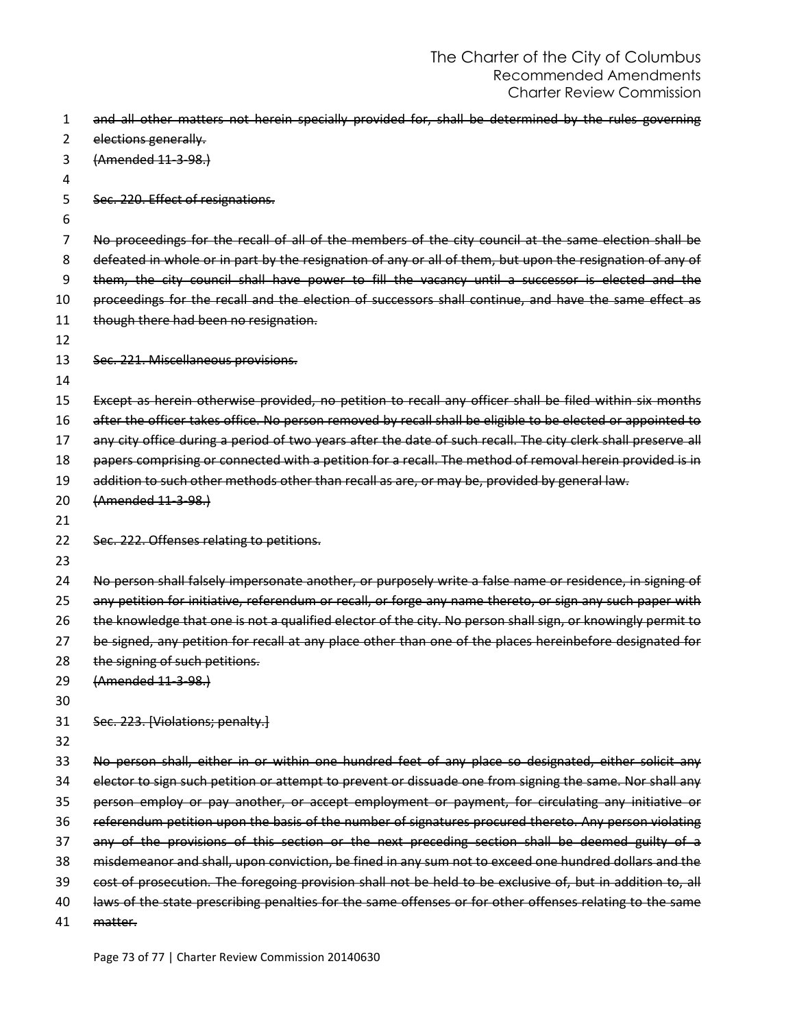~~and all other matters not herein specially provided for, shall be determined by the rules governing elections generally.~~
~~(Amended 11-3-98.)~~

~~Sec. 220. Effect of resignations.~~

~~No proceedings for the recall of all of the members of the city council at the same election shall be defeated in whole or in part by the resignation of any or all of them, but upon the resignation of any of them, the city council shall have power to fill the vacancy until a successor is elected and the proceedings for the recall and the election of successors shall continue, and have the same effect as though there had been no resignation.~~

~~Sec. 221. Miscellaneous provisions.~~

~~Except as herein otherwise provided, no petition to recall any officer shall be filed within six months after the officer takes office. No person removed by recall shall be eligible to be elected or appointed to any city office during a period of two years after the date of such recall. The city clerk shall preserve all papers comprising or connected with a petition for a recall. The method of removal herein provided is in addition to such other methods other than recall as are, or may be, provided by general law.~~
~~(Amended 11-3-98.)~~

~~Sec. 222. Offenses relating to petitions.~~

~~No person shall falsely impersonate another, or purposely write a false name or residence, in signing of any petition for initiative, referendum or recall, or forge any name thereto, or sign any such paper with the knowledge that one is not a qualified elector of the city. No person shall sign, or knowingly permit to be signed, any petition for recall at any place other than one of the places hereinbefore designated for the signing of such petitions.~~
~~(Amended 11-3-98.)~~

~~Sec. 223. [Violations; penalty.]~~

~~No person shall, either in or within one hundred feet of any place so designated, either solicit any elector to sign such petition or attempt to prevent or dissuade one from signing the same. Nor shall any person employ or pay another, or accept employment or payment, for circulating any initiative or referendum petition upon the basis of the number of signatures procured thereto. Any person violating any of the provisions of this section or the next preceding section shall be deemed guilty of a misdemeanor and shall, upon conviction, be fined in any sum not to exceed one hundred dollars and the cost of prosecution. The foregoing provision shall not be held to be exclusive of, but in addition to, all laws of the state prescribing penalties for the same offenses or for other offenses relating to the same matter.~~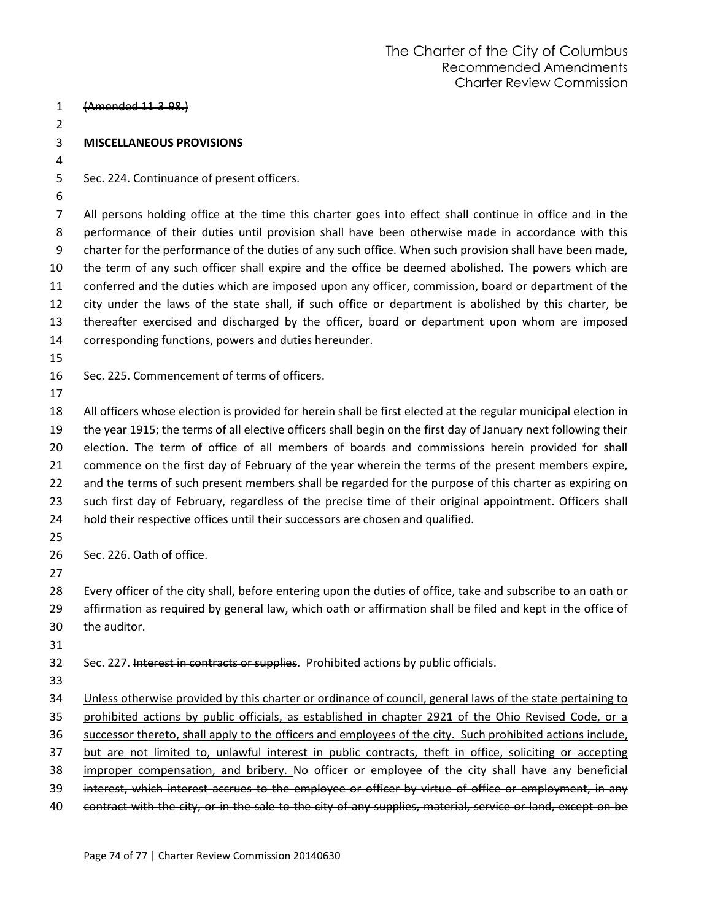~~(Amended 11-3-98.)~~

**MISCELLANEOUS PROVISIONS**

Sec. 224. Continuance of present officers.

All persons holding office at the time this charter goes into effect shall continue in office and in the performance of their duties until provision shall have been otherwise made in accordance with this charter for the performance of the duties of any such office. When such provision shall have been made, the term of any such officer shall expire and the office be deemed abolished. The powers which are conferred and the duties which are imposed upon any officer, commission, board or department of the city under the laws of the state shall, if such office or department is abolished by this charter, be thereafter exercised and discharged by the officer, board or department upon whom are imposed corresponding functions, powers and duties hereunder.

Sec. 225. Commencement of terms of officers.

All officers whose election is provided for herein shall be first elected at the regular municipal election in the year 1915; the terms of all elective officers shall begin on the first day of January next following their election. The term of office of all members of boards and commissions herein provided for shall commence on the first day of February of the year wherein the terms of the present members expire, and the terms of such present members shall be regarded for the purpose of this charter as expiring on such first day of February, regardless of the precise time of their original appointment. Officers shall hold their respective offices until their successors are chosen and qualified.

Sec. 226. Oath of office.

Every officer of the city shall, before entering upon the duties of office, take and subscribe to an oath or affirmation as required by general law, which oath or affirmation shall be filed and kept in the office of the auditor.

Sec. 227. ~~Interest in contracts or supplies~~. <u>Prohibited actions by public officials.</u>

<u>Unless otherwise provided by this charter or ordinance of council, general laws of the state pertaining to prohibited actions by public officials, as established in chapter 2921 of the Ohio Revised Code, or a successor thereto, shall apply to the officers and employees of the city. Such prohibited actions include, but are not limited to, unlawful interest in public contracts, theft in office, soliciting or accepting improper compensation, and bribery.</u> ~~No officer or employee of the city shall have any beneficial interest, which interest accrues to the employee or officer by virtue of office or employment, in any contract with the city, or in the sale to the city of any supplies, material, service or land, except on be~~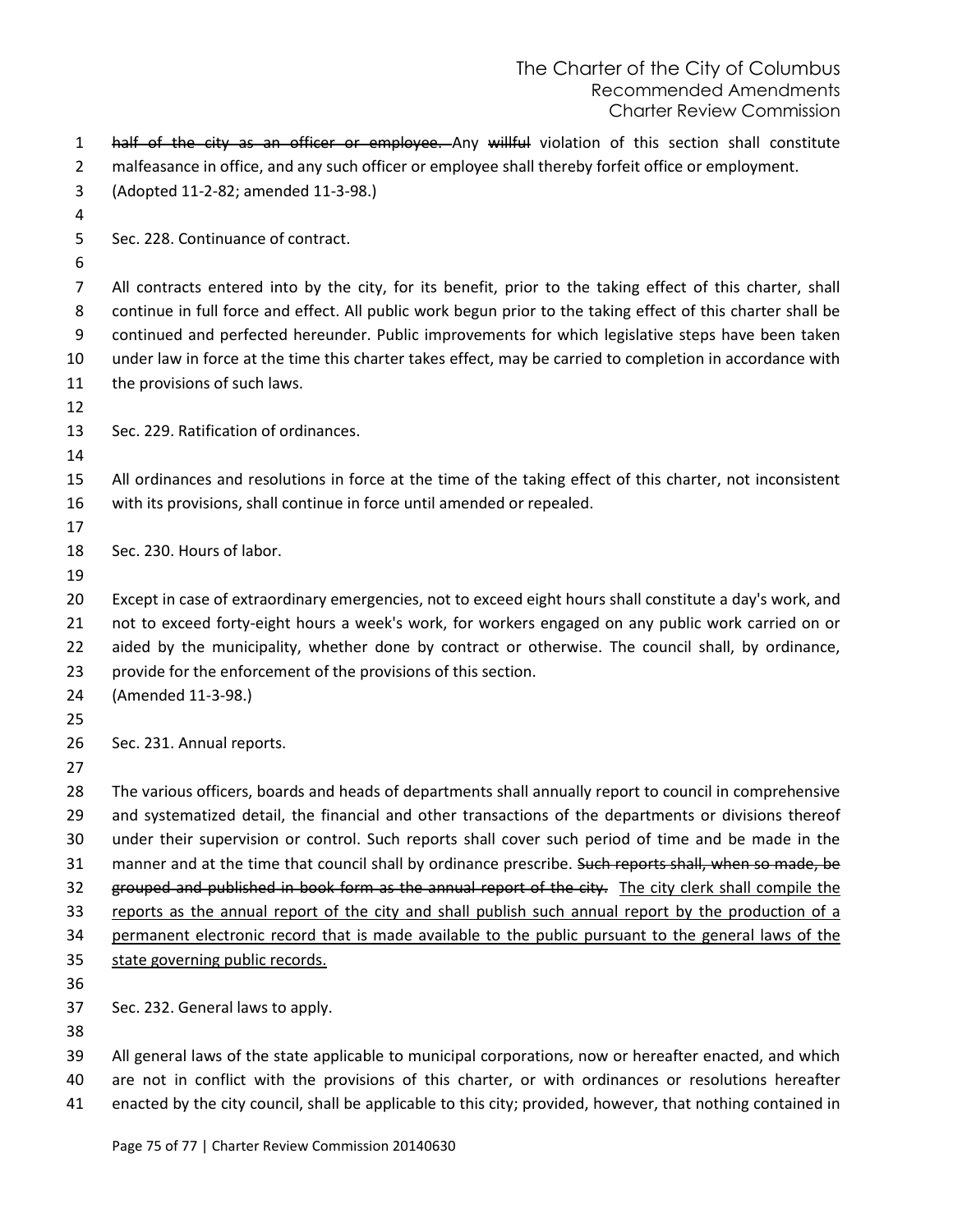~~half of the city as an officer or employee.~~ Any ~~willful~~ violation of this section shall constitute malfeasance in office, and any such officer or employee shall thereby forfeit office or employment.
(Adopted 11-2-82; amended 11-3-98.)

Sec. 228. Continuance of contract.

All contracts entered into by the city, for its benefit, prior to the taking effect of this charter, shall continue in full force and effect. All public work begun prior to the taking effect of this charter shall be continued and perfected hereunder. Public improvements for which legislative steps have been taken under law in force at the time this charter takes effect, may be carried to completion in accordance with the provisions of such laws.

Sec. 229. Ratification of ordinances.

All ordinances and resolutions in force at the time of the taking effect of this charter, not inconsistent with its provisions, shall continue in force until amended or repealed.

Sec. 230. Hours of labor.

Except in case of extraordinary emergencies, not to exceed eight hours shall constitute a day's work, and not to exceed forty-eight hours a week's work, for workers engaged on any public work carried on or aided by the municipality, whether done by contract or otherwise. The council shall, by ordinance, provide for the enforcement of the provisions of this section.
(Amended 11-3-98.)

Sec. 231. Annual reports.

The various officers, boards and heads of departments shall annually report to council in comprehensive and systematized detail, the financial and other transactions of the departments or divisions thereof under their supervision or control. Such reports shall cover such period of time and be made in the manner and at the time that council shall by ordinance prescribe. ~~Such reports shall, when so made, be grouped and published in book form as the annual report of the city.~~ <u>The city clerk shall compile the reports as the annual report of the city and shall publish such annual report by the production of a permanent electronic record that is made available to the public pursuant to the general laws of the state governing public records.</u>

Sec. 232. General laws to apply.

All general laws of the state applicable to municipal corporations, now or hereafter enacted, and which are not in conflict with the provisions of this charter, or with ordinances or resolutions hereafter enacted by the city council, shall be applicable to this city; provided, however, that nothing contained in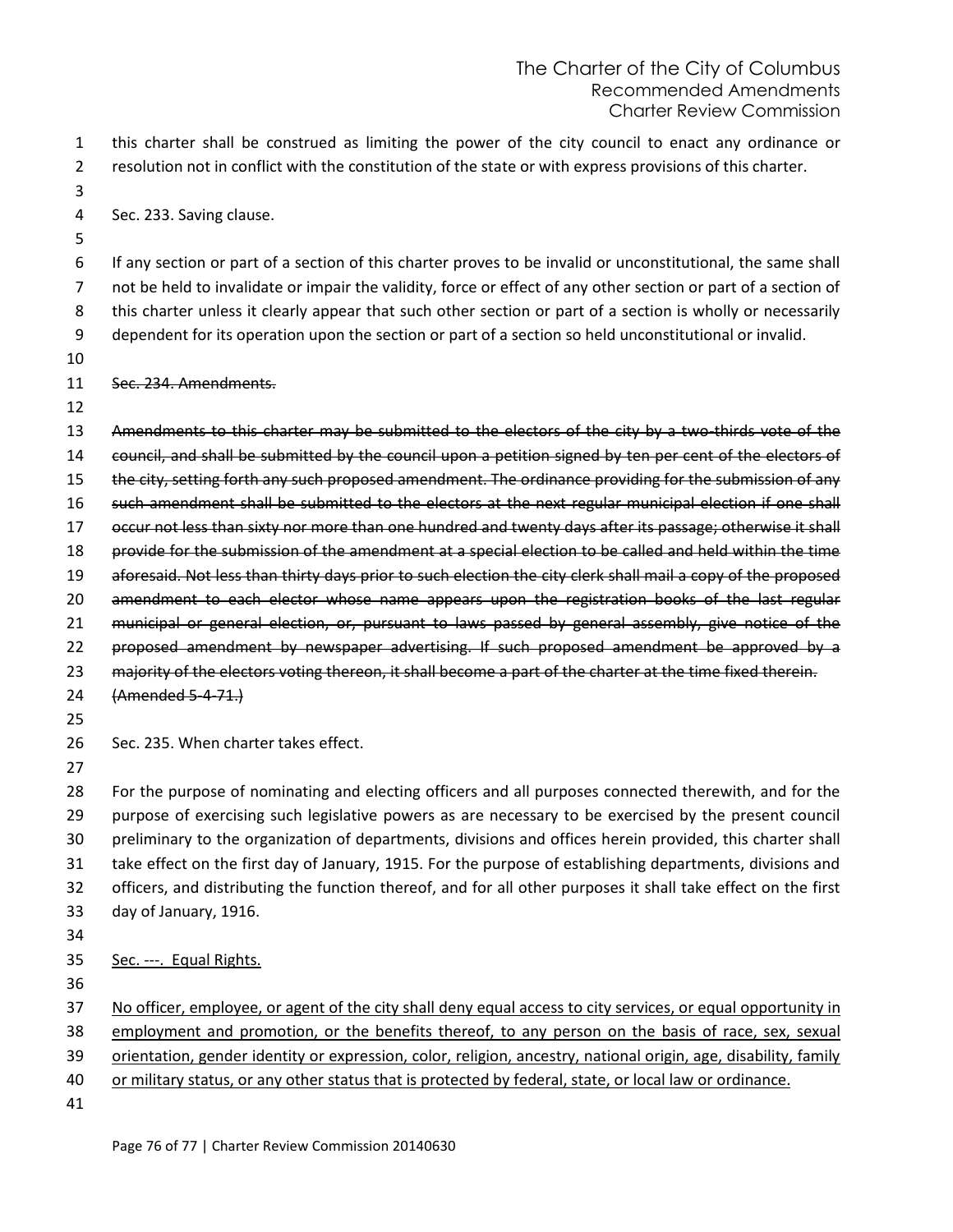this charter shall be construed as limiting the power of the city council to enact any ordinance or resolution not in conflict with the constitution of the state or with express provisions of this charter.

Sec. 233. Saving clause.

If any section or part of a section of this charter proves to be invalid or unconstitutional, the same shall not be held to invalidate or impair the validity, force or effect of any other section or part of a section of this charter unless it clearly appear that such other section or part of a section is wholly or necessarily dependent for its operation upon the section or part of a section so held unconstitutional or invalid.

~~Sec. 234. Amendments.~~

~~Amendments to this charter may be submitted to the electors of the city by a two-thirds vote of the council, and shall be submitted by the council upon a petition signed by ten per cent of the electors of the city, setting forth any such proposed amendment. The ordinance providing for the submission of any such amendment shall be submitted to the electors at the next regular municipal election if one shall occur not less than sixty nor more than one hundred and twenty days after its passage; otherwise it shall provide for the submission of the amendment at a special election to be called and held within the time aforesaid. Not less than thirty days prior to such election the city clerk shall mail a copy of the proposed amendment to each elector whose name appears upon the registration books of the last regular municipal or general election, or, pursuant to laws passed by general assembly, give notice of the proposed amendment by newspaper advertising. If such proposed amendment be approved by a majority of the electors voting thereon, it shall become a part of the charter at the time fixed therein.~~
~~(Amended 5-4-71.)~~

Sec. 235. When charter takes effect.

For the purpose of nominating and electing officers and all purposes connected therewith, and for the purpose of exercising such legislative powers as are necessary to be exercised by the present council preliminary to the organization of departments, divisions and offices herein provided, this charter shall take effect on the first day of January, 1915. For the purpose of establishing departments, divisions and officers, and distributing the function thereof, and for all other purposes it shall take effect on the first day of January, 1916.

<u>Sec. ---. Equal Rights.</u>

<u>No officer, employee, or agent of the city shall deny equal access to city services, or equal opportunity in employment and promotion, or the benefits thereof, to any person on the basis of race, sex, sexual orientation, gender identity or expression, color, religion, ancestry, national origin, age, disability, family or military status, or any other status that is protected by federal, state, or local law or ordinance.</u>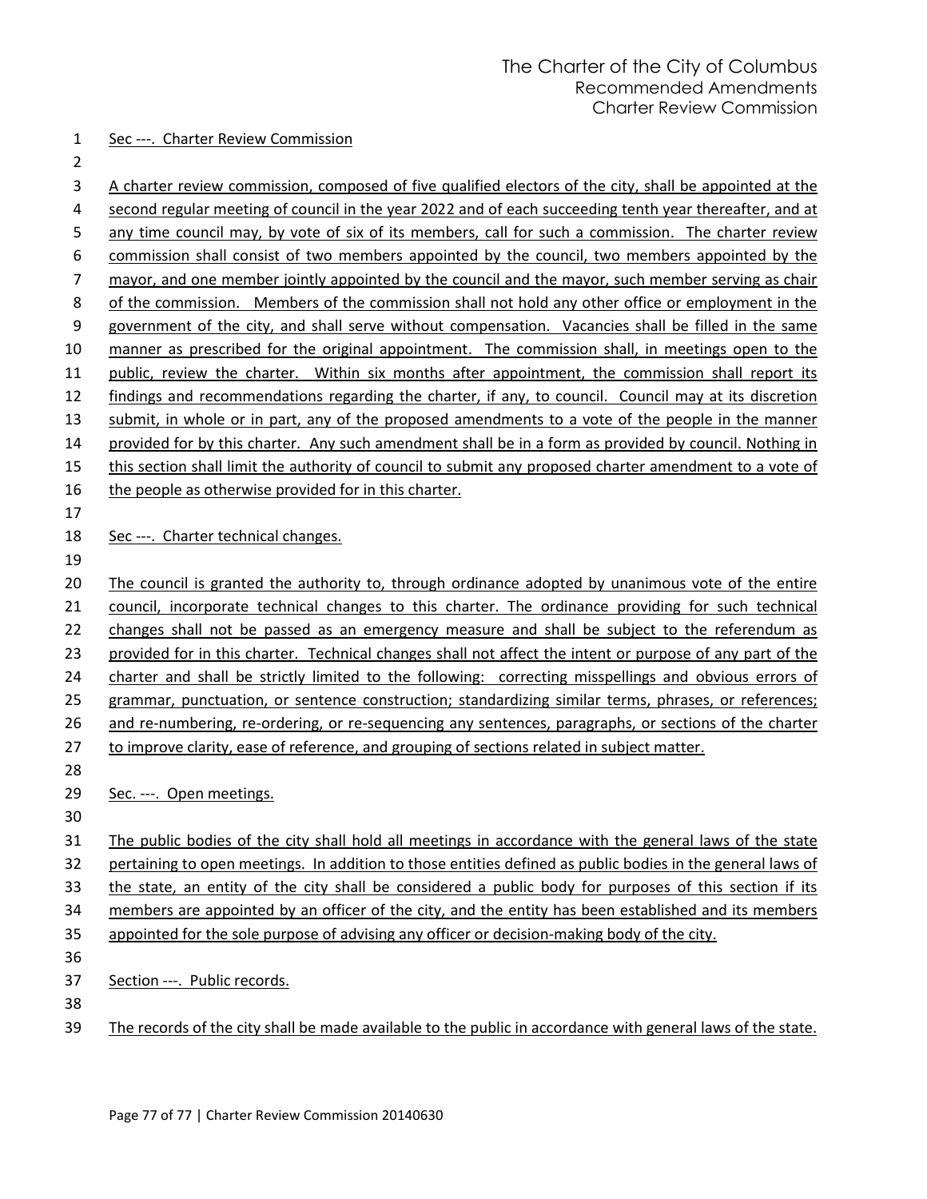Sec ---. Charter Review Commission

A charter review commission, composed of five qualified electors of the city, shall be appointed at the second regular meeting of council in the year 2022 and of each succeeding tenth year thereafter, and at any time council may, by vote of six of its members, call for such a commission. The charter review commission shall consist of two members appointed by the council, two members appointed by the mayor, and one member jointly appointed by the council and the mayor, such member serving as chair of the commission. Members of the commission shall not hold any other office or employment in the government of the city, and shall serve without compensation. Vacancies shall be filled in the same manner as prescribed for the original appointment. The commission shall, in meetings open to the public, review the charter. Within six months after appointment, the commission shall report its findings and recommendations regarding the charter, if any, to council. Council may at its discretion submit, in whole or in part, any of the proposed amendments to a vote of the people in the manner provided for by this charter. Any such amendment shall be in a form as provided by council. Nothing in this section shall limit the authority of council to submit any proposed charter amendment to a vote of the people as otherwise provided for in this charter.

Sec ---. Charter technical changes.

The council is granted the authority to, through ordinance adopted by unanimous vote of the entire council, incorporate technical changes to this charter. The ordinance providing for such technical changes shall not be passed as an emergency measure and shall be subject to the referendum as provided for in this charter. Technical changes shall not affect the intent or purpose of any part of the charter and shall be strictly limited to the following: correcting misspellings and obvious errors of grammar, punctuation, or sentence construction; standardizing similar terms, phrases, or references; and re-numbering, re-ordering, or re-sequencing any sentences, paragraphs, or sections of the charter to improve clarity, ease of reference, and grouping of sections related in subject matter.

Sec. ---. Open meetings.

The public bodies of the city shall hold all meetings in accordance with the general laws of the state pertaining to open meetings. In addition to those entities defined as public bodies in the general laws of the state, an entity of the city shall be considered a public body for purposes of this section if its members are appointed by an officer of the city, and the entity has been established and its members appointed for the sole purpose of advising any officer or decision-making body of the city.

Section ---. Public records.

The records of the city shall be made available to the public in accordance with general laws of the state.